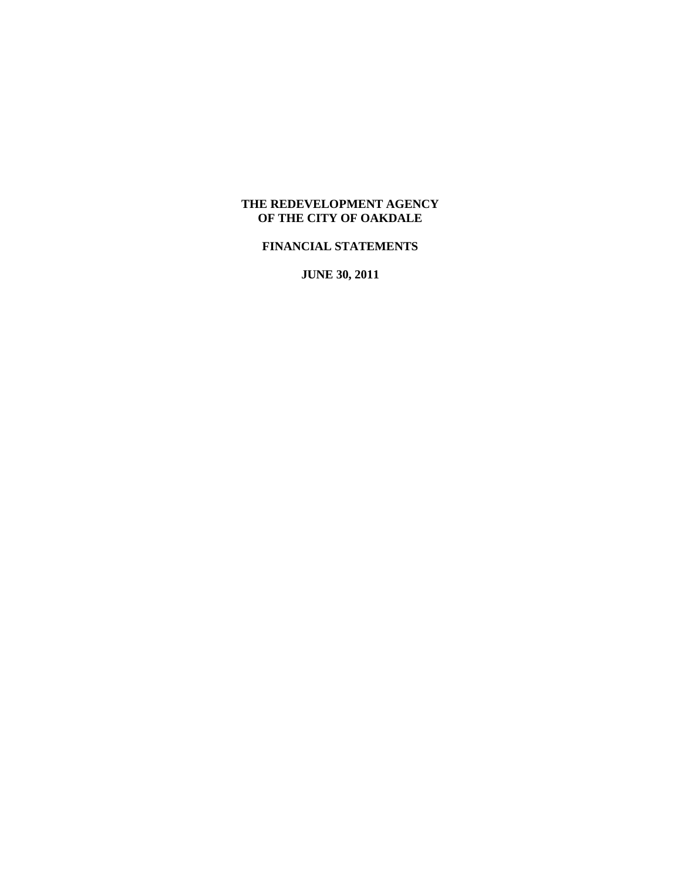# THE REDEVELOPMENT AGENCY OF THE CITY OF OAKDALE

## FINANCIAL STATEMENTS

## JUNE 30, 2011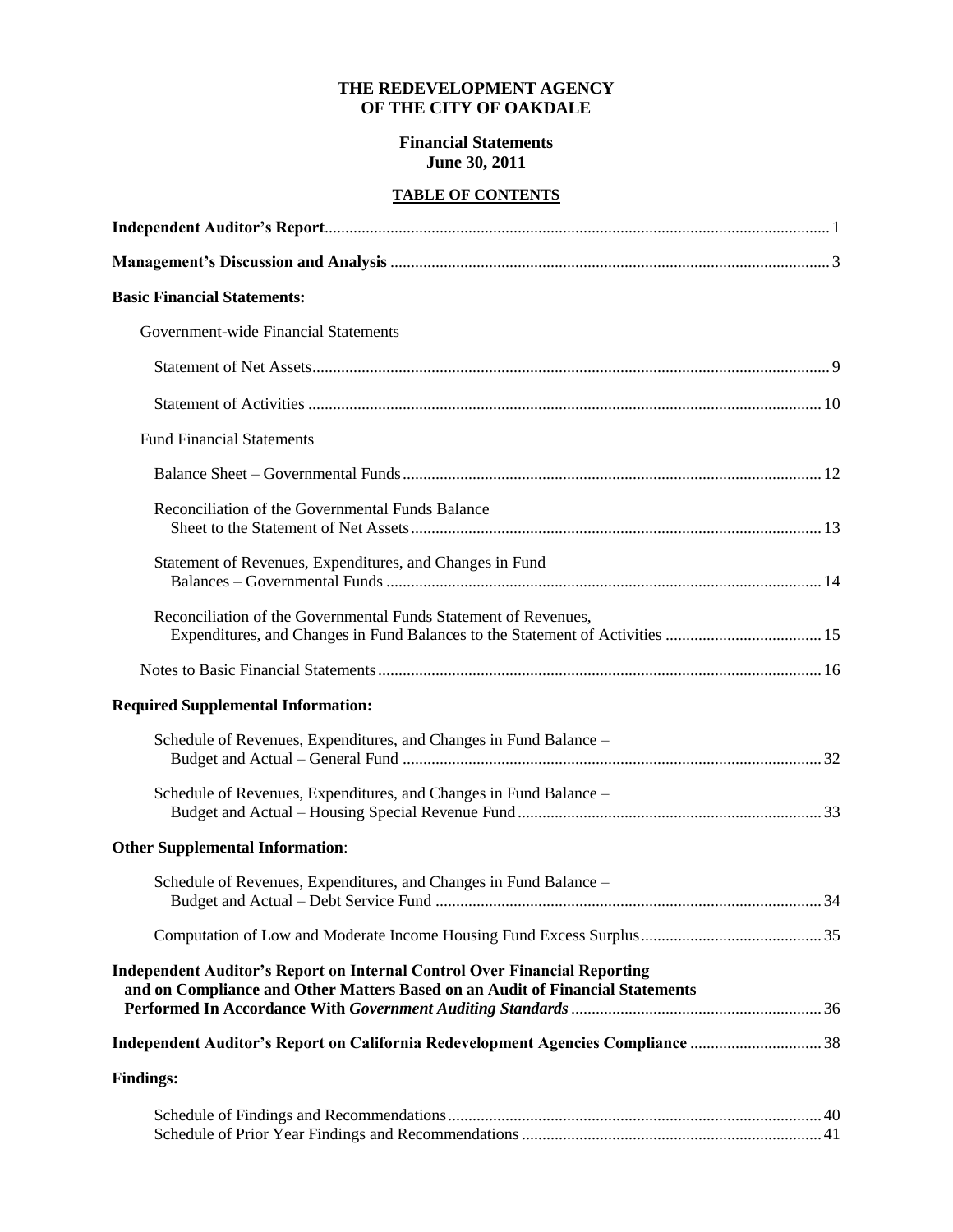# THE REDEVELOPMENT AGENCY OF THE CITY OF OAKDALE

## Financial Statements
## June 30, 2011

### TABLE OF CONTENTS

| | |
|---|---|
| **Independent Auditor's Report** | 1 |
| **Management's Discussion and Analysis** | 3 |
| **Basic Financial Statements:** | |
| Government-wide Financial Statements | |
| Statement of Net Assets | 9 |
| Statement of Activities | 10 |
| Fund Financial Statements | |
| Balance Sheet – Governmental Funds | 12 |
| Reconciliation of the Governmental Funds Balance Sheet to the Statement of Net Assets | 13 |
| Statement of Revenues, Expenditures, and Changes in Fund Balances – Governmental Funds | 14 |
| Reconciliation of the Governmental Funds Statement of Revenues, Expenditures, and Changes in Fund Balances to the Statement of Activities | 15 |
| Notes to Basic Financial Statements | 16 |
| **Required Supplemental Information:** | |
| Schedule of Revenues, Expenditures, and Changes in Fund Balance – Budget and Actual – General Fund | 32 |
| Schedule of Revenues, Expenditures, and Changes in Fund Balance – Budget and Actual – Housing Special Revenue Fund | 33 |
| **Other Supplemental Information**: | |
| Schedule of Revenues, Expenditures, and Changes in Fund Balance – Budget and Actual – Debt Service Fund | 34 |
| Computation of Low and Moderate Income Housing Fund Excess Surplus | 35 |
| **Independent Auditor's Report on Internal Control Over Financial Reporting and on Compliance and Other Matters Based on an Audit of Financial Statements Performed In Accordance With *Government Auditing Standards*** | 36 |
| **Independent Auditor's Report on California Redevelopment Agencies Compliance** | 38 |
| **Findings:** | |
| Schedule of Findings and Recommendations | 40 |
| Schedule of Prior Year Findings and Recommendations | 41 |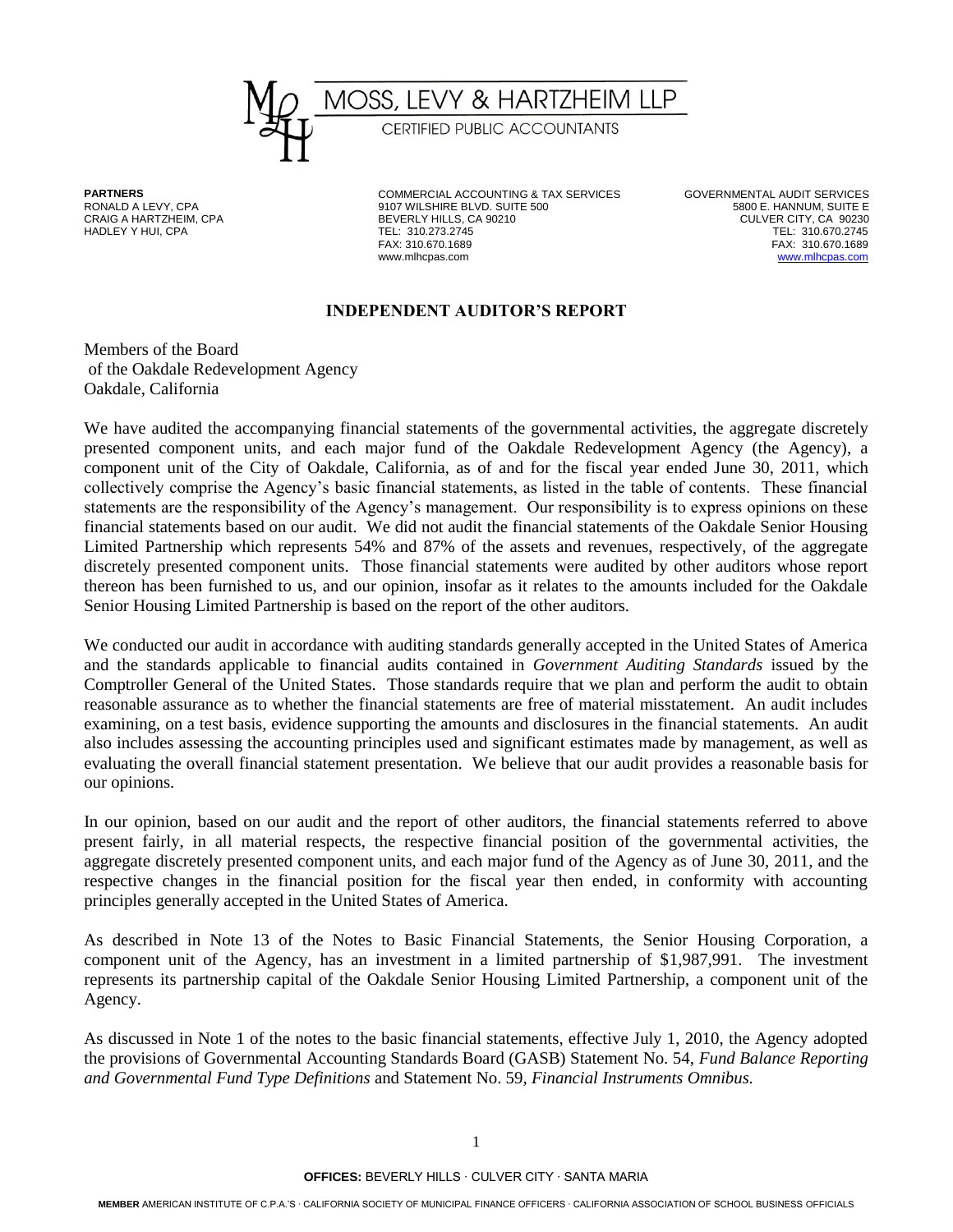# MOSS, LEVY & HARTZHEIM LLP

CERTIFIED PUBLIC ACCOUNTANTS

**PARTNERS**
RONALD A LEVY, CPA
CRAIG A HARTZHEIM, CPA
HADLEY Y HUI, CPA

COMMERCIAL ACCOUNTING & TAX SERVICES
9107 WILSHIRE BLVD. SUITE 500
BEVERLY HILLS, CA 90210
TEL: 310.273.2745
FAX: 310.670.1689
www.mlhcpas.com

GOVERNMENTAL AUDIT SERVICES
5800 E. HANNUM, SUITE E
CULVER CITY, CA 90230
TEL: 310.670.2745
FAX: 310.670.1689
www.mlhcpas.com

## INDEPENDENT AUDITOR'S REPORT

Members of the Board
of the Oakdale Redevelopment Agency
Oakdale, California

We have audited the accompanying financial statements of the governmental activities, the aggregate discretely presented component units, and each major fund of the Oakdale Redevelopment Agency (the Agency), a component unit of the City of Oakdale, California, as of and for the fiscal year ended June 30, 2011, which collectively comprise the Agency's basic financial statements, as listed in the table of contents. These financial statements are the responsibility of the Agency's management. Our responsibility is to express opinions on these financial statements based on our audit. We did not audit the financial statements of the Oakdale Senior Housing Limited Partnership which represents 54% and 87% of the assets and revenues, respectively, of the aggregate discretely presented component units. Those financial statements were audited by other auditors whose report thereon has been furnished to us, and our opinion, insofar as it relates to the amounts included for the Oakdale Senior Housing Limited Partnership is based on the report of the other auditors.

We conducted our audit in accordance with auditing standards generally accepted in the United States of America and the standards applicable to financial audits contained in *Government Auditing Standards* issued by the Comptroller General of the United States. Those standards require that we plan and perform the audit to obtain reasonable assurance as to whether the financial statements are free of material misstatement. An audit includes examining, on a test basis, evidence supporting the amounts and disclosures in the financial statements. An audit also includes assessing the accounting principles used and significant estimates made by management, as well as evaluating the overall financial statement presentation. We believe that our audit provides a reasonable basis for our opinions.

In our opinion, based on our audit and the report of other auditors, the financial statements referred to above present fairly, in all material respects, the respective financial position of the governmental activities, the aggregate discretely presented component units, and each major fund of the Agency as of June 30, 2011, and the respective changes in the financial position for the fiscal year then ended, in conformity with accounting principles generally accepted in the United States of America.

As described in Note 13 of the Notes to Basic Financial Statements, the Senior Housing Corporation, a component unit of the Agency, has an investment in a limited partnership of $1,987,991. The investment represents its partnership capital of the Oakdale Senior Housing Limited Partnership, a component unit of the Agency.

As discussed in Note 1 of the notes to the basic financial statements, effective July 1, 2010, the Agency adopted the provisions of Governmental Accounting Standards Board (GASB) Statement No. 54, *Fund Balance Reporting and Governmental Fund Type Definitions* and Statement No. 59, *Financial Instruments Omnibus.*

**OFFICES:** BEVERLY HILLS · CULVER CITY · SANTA MARIA

**MEMBER** AMERICAN INSTITUTE OF C.P.A.'S · CALIFORNIA SOCIETY OF MUNICIPAL FINANCE OFFICERS · CALIFORNIA ASSOCIATION OF SCHOOL BUSINESS OFFICIALS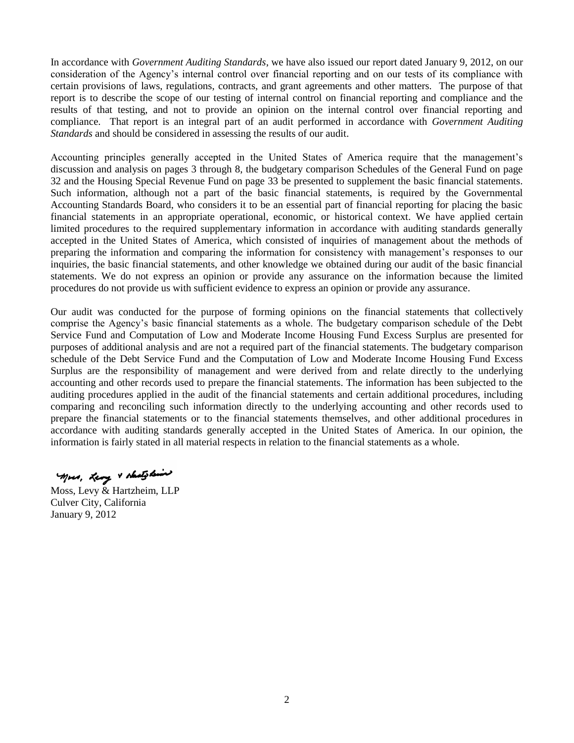In accordance with *Government Auditing Standards*, we have also issued our report dated January 9, 2012, on our consideration of the Agency's internal control over financial reporting and on our tests of its compliance with certain provisions of laws, regulations, contracts, and grant agreements and other matters. The purpose of that report is to describe the scope of our testing of internal control on financial reporting and compliance and the results of that testing, and not to provide an opinion on the internal control over financial reporting and compliance. That report is an integral part of an audit performed in accordance with *Government Auditing Standards* and should be considered in assessing the results of our audit.

Accounting principles generally accepted in the United States of America require that the management's discussion and analysis on pages 3 through 8, the budgetary comparison Schedules of the General Fund on page 32 and the Housing Special Revenue Fund on page 33 be presented to supplement the basic financial statements. Such information, although not a part of the basic financial statements, is required by the Governmental Accounting Standards Board, who considers it to be an essential part of financial reporting for placing the basic financial statements in an appropriate operational, economic, or historical context. We have applied certain limited procedures to the required supplementary information in accordance with auditing standards generally accepted in the United States of America, which consisted of inquiries of management about the methods of preparing the information and comparing the information for consistency with management's responses to our inquiries, the basic financial statements, and other knowledge we obtained during our audit of the basic financial statements. We do not express an opinion or provide any assurance on the information because the limited procedures do not provide us with sufficient evidence to express an opinion or provide any assurance.

Our audit was conducted for the purpose of forming opinions on the financial statements that collectively comprise the Agency's basic financial statements as a whole. The budgetary comparison schedule of the Debt Service Fund and Computation of Low and Moderate Income Housing Fund Excess Surplus are presented for purposes of additional analysis and are not a required part of the financial statements. The budgetary comparison schedule of the Debt Service Fund and the Computation of Low and Moderate Income Housing Fund Excess Surplus are the responsibility of management and were derived from and relate directly to the underlying accounting and other records used to prepare the financial statements. The information has been subjected to the auditing procedures applied in the audit of the financial statements and certain additional procedures, including comparing and reconciling such information directly to the underlying accounting and other records used to prepare the financial statements or to the financial statements themselves, and other additional procedures in accordance with auditing standards generally accepted in the United States of America. In our opinion, the information is fairly stated in all material respects in relation to the financial statements as a whole.

Moss, Levy & Hartzheim

Moss, Levy & Hartzheim, LLP
Culver City, California
January 9, 2012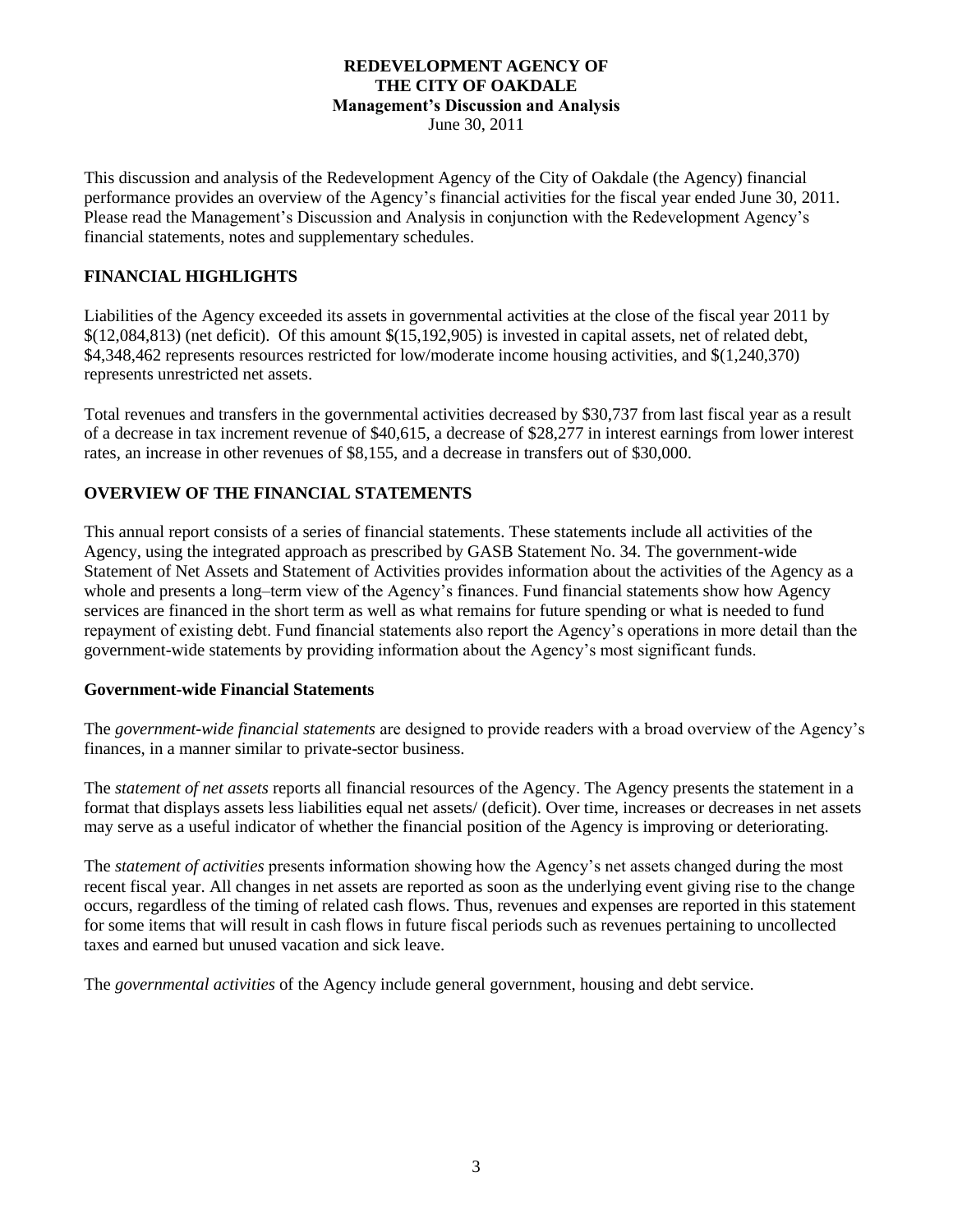# REDEVELOPMENT AGENCY OF THE CITY OF OAKDALE

**Management's Discussion and Analysis**

June 30, 2011

This discussion and analysis of the Redevelopment Agency of the City of Oakdale (the Agency) financial performance provides an overview of the Agency's financial activities for the fiscal year ended June 30, 2011. Please read the Management's Discussion and Analysis in conjunction with the Redevelopment Agency's financial statements, notes and supplementary schedules.

## FINANCIAL HIGHLIGHTS

Liabilities of the Agency exceeded its assets in governmental activities at the close of the fiscal year 2011 by $(12,084,813) (net deficit). Of this amount $(15,192,905) is invested in capital assets, net of related debt, $4,348,462 represents resources restricted for low/moderate income housing activities, and $(1,240,370) represents unrestricted net assets.

Total revenues and transfers in the governmental activities decreased by $30,737 from last fiscal year as a result of a decrease in tax increment revenue of $40,615, a decrease of $28,277 in interest earnings from lower interest rates, an increase in other revenues of $8,155, and a decrease in transfers out of $30,000.

## OVERVIEW OF THE FINANCIAL STATEMENTS

This annual report consists of a series of financial statements. These statements include all activities of the Agency, using the integrated approach as prescribed by GASB Statement No. 34. The government-wide Statement of Net Assets and Statement of Activities provides information about the activities of the Agency as a whole and presents a long–term view of the Agency's finances. Fund financial statements show how Agency services are financed in the short term as well as what remains for future spending or what is needed to fund repayment of existing debt. Fund financial statements also report the Agency's operations in more detail than the government-wide statements by providing information about the Agency's most significant funds.

### Government-wide Financial Statements

The *government-wide financial statements* are designed to provide readers with a broad overview of the Agency's finances, in a manner similar to private-sector business.

The *statement of net assets* reports all financial resources of the Agency. The Agency presents the statement in a format that displays assets less liabilities equal net assets/ (deficit). Over time, increases or decreases in net assets may serve as a useful indicator of whether the financial position of the Agency is improving or deteriorating.

The *statement of activities* presents information showing how the Agency's net assets changed during the most recent fiscal year. All changes in net assets are reported as soon as the underlying event giving rise to the change occurs, regardless of the timing of related cash flows. Thus, revenues and expenses are reported in this statement for some items that will result in cash flows in future fiscal periods such as revenues pertaining to uncollected taxes and earned but unused vacation and sick leave.

The *governmental activities* of the Agency include general government, housing and debt service.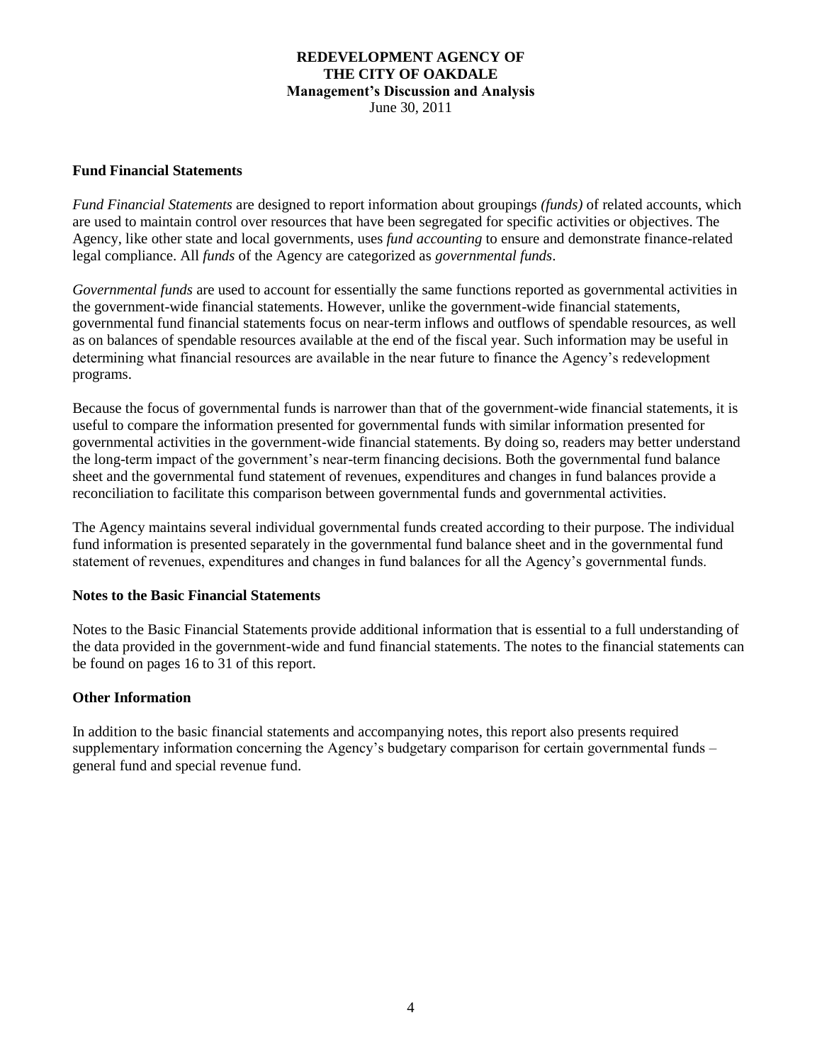## Fund Financial Statements

*Fund Financial Statements* are designed to report information about groupings *(funds)* of related accounts, which are used to maintain control over resources that have been segregated for specific activities or objectives. The Agency, like other state and local governments, uses *fund accounting* to ensure and demonstrate finance-related legal compliance. All *funds* of the Agency are categorized as *governmental funds*.

*Governmental funds* are used to account for essentially the same functions reported as governmental activities in the government-wide financial statements. However, unlike the government-wide financial statements, governmental fund financial statements focus on near-term inflows and outflows of spendable resources, as well as on balances of spendable resources available at the end of the fiscal year. Such information may be useful in determining what financial resources are available in the near future to finance the Agency's redevelopment programs.

Because the focus of governmental funds is narrower than that of the government-wide financial statements, it is useful to compare the information presented for governmental funds with similar information presented for governmental activities in the government-wide financial statements. By doing so, readers may better understand the long-term impact of the government's near-term financing decisions. Both the governmental fund balance sheet and the governmental fund statement of revenues, expenditures and changes in fund balances provide a reconciliation to facilitate this comparison between governmental funds and governmental activities.

The Agency maintains several individual governmental funds created according to their purpose. The individual fund information is presented separately in the governmental fund balance sheet and in the governmental fund statement of revenues, expenditures and changes in fund balances for all the Agency's governmental funds.

## Notes to the Basic Financial Statements

Notes to the Basic Financial Statements provide additional information that is essential to a full understanding of the data provided in the government-wide and fund financial statements. The notes to the financial statements can be found on pages 16 to 31 of this report.

## Other Information

In addition to the basic financial statements and accompanying notes, this report also presents required supplementary information concerning the Agency's budgetary comparison for certain governmental funds – general fund and special revenue fund.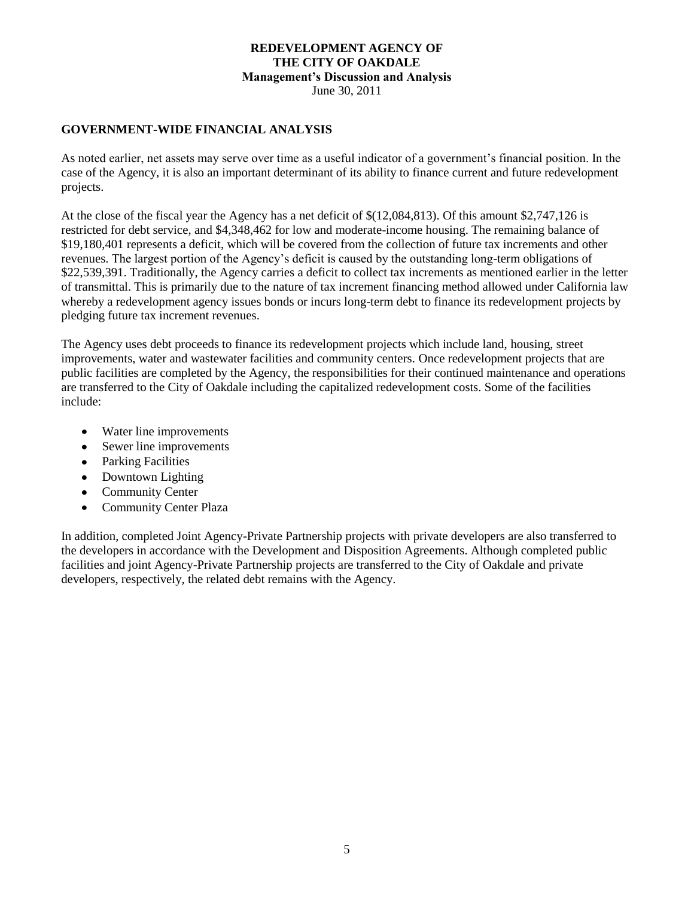## GOVERNMENT-WIDE FINANCIAL ANALYSIS

As noted earlier, net assets may serve over time as a useful indicator of a government's financial position. In the case of the Agency, it is also an important determinant of its ability to finance current and future redevelopment projects.

At the close of the fiscal year the Agency has a net deficit of $(12,084,813). Of this amount $2,747,126 is restricted for debt service, and $4,348,462 for low and moderate-income housing. The remaining balance of $19,180,401 represents a deficit, which will be covered from the collection of future tax increments and other revenues. The largest portion of the Agency's deficit is caused by the outstanding long-term obligations of $22,539,391. Traditionally, the Agency carries a deficit to collect tax increments as mentioned earlier in the letter of transmittal. This is primarily due to the nature of tax increment financing method allowed under California law whereby a redevelopment agency issues bonds or incurs long-term debt to finance its redevelopment projects by pledging future tax increment revenues.

The Agency uses debt proceeds to finance its redevelopment projects which include land, housing, street improvements, water and wastewater facilities and community centers. Once redevelopment projects that are public facilities are completed by the Agency, the responsibilities for their continued maintenance and operations are transferred to the City of Oakdale including the capitalized redevelopment costs. Some of the facilities include:

- Water line improvements
- Sewer line improvements
- Parking Facilities
- Downtown Lighting
- Community Center
- Community Center Plaza

In addition, completed Joint Agency-Private Partnership projects with private developers are also transferred to the developers in accordance with the Development and Disposition Agreements. Although completed public facilities and joint Agency-Private Partnership projects are transferred to the City of Oakdale and private developers, respectively, the related debt remains with the Agency.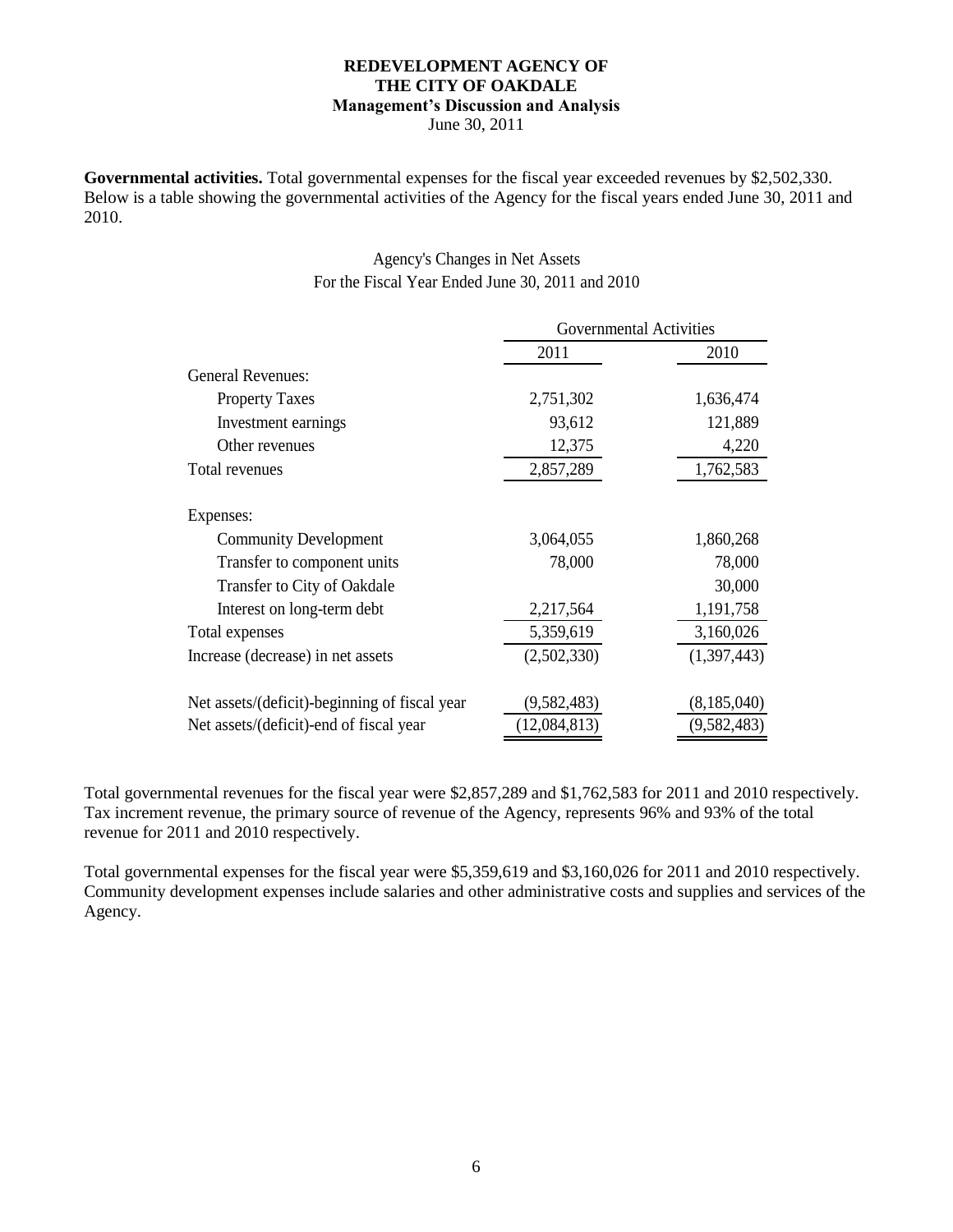**REDEVELOPMENT AGENCY OF THE CITY OF OAKDALE**
**Management's Discussion and Analysis**
June 30, 2011

**Governmental activities.** Total governmental expenses for the fiscal year exceeded revenues by $2,502,330. Below is a table showing the governmental activities of the Agency for the fiscal years ended June 30, 2011 and 2010.

Agency's Changes in Net Assets
For the Fiscal Year Ended June 30, 2011 and 2010

| | Governmental Activities | |
|---|---|---|
| | 2011 | 2010 |
| General Revenues: | | |
| Property Taxes | 2,751,302 | 1,636,474 |
| Investment earnings | 93,612 | 121,889 |
| Other revenues | 12,375 | 4,220 |
| Total revenues | 2,857,289 | 1,762,583 |
| Expenses: | | |
| Community Development | 3,064,055 | 1,860,268 |
| Transfer to component units | 78,000 | 78,000 |
| Transfer to City of Oakdale | | 30,000 |
| Interest on long-term debt | 2,217,564 | 1,191,758 |
| Total expenses | 5,359,619 | 3,160,026 |
| Increase (decrease) in net assets | (2,502,330) | (1,397,443) |
| Net assets/(deficit)-beginning of fiscal year | (9,582,483) | (8,185,040) |
| Net assets/(deficit)-end of fiscal year | (12,084,813) | (9,582,483) |

Total governmental revenues for the fiscal year were $2,857,289 and $1,762,583 for 2011 and 2010 respectively. Tax increment revenue, the primary source of revenue of the Agency, represents 96% and 93% of the total revenue for 2011 and 2010 respectively.

Total governmental expenses for the fiscal year were $5,359,619 and $3,160,026 for 2011 and 2010 respectively. Community development expenses include salaries and other administrative costs and supplies and services of the Agency.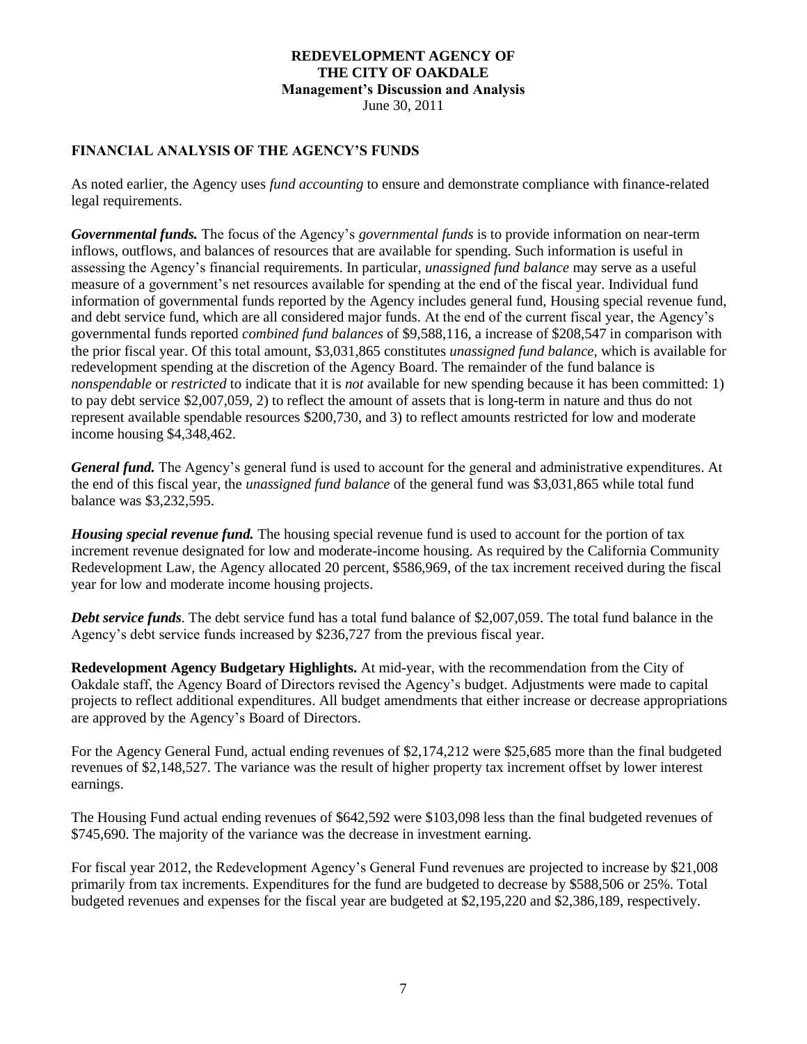## FINANCIAL ANALYSIS OF THE AGENCY'S FUNDS

As noted earlier, the Agency uses *fund accounting* to ensure and demonstrate compliance with finance-related legal requirements.

***Governmental funds.*** The focus of the Agency's *governmental funds* is to provide information on near-term inflows, outflows, and balances of resources that are available for spending. Such information is useful in assessing the Agency's financial requirements. In particular, *unassigned fund balance* may serve as a useful measure of a government's net resources available for spending at the end of the fiscal year. Individual fund information of governmental funds reported by the Agency includes general fund, Housing special revenue fund, and debt service fund, which are all considered major funds. At the end of the current fiscal year, the Agency's governmental funds reported *combined fund balances* of $9,588,116, a increase of $208,547 in comparison with the prior fiscal year. Of this total amount, $3,031,865 constitutes *unassigned fund balance*, which is available for redevelopment spending at the discretion of the Agency Board. The remainder of the fund balance is *nonspendable* or *restricted* to indicate that it is *not* available for new spending because it has been committed: 1) to pay debt service $2,007,059, 2) to reflect the amount of assets that is long-term in nature and thus do not represent available spendable resources $200,730, and 3) to reflect amounts restricted for low and moderate income housing $4,348,462.

***General fund.*** The Agency's general fund is used to account for the general and administrative expenditures. At the end of this fiscal year, the *unassigned fund balance* of the general fund was $3,031,865 while total fund balance was $3,232,595.

***Housing special revenue fund.*** The housing special revenue fund is used to account for the portion of tax increment revenue designated for low and moderate-income housing. As required by the California Community Redevelopment Law, the Agency allocated 20 percent, $586,969, of the tax increment received during the fiscal year for low and moderate income housing projects.

***Debt service funds*.** The debt service fund has a total fund balance of $2,007,059. The total fund balance in the Agency's debt service funds increased by $236,727 from the previous fiscal year.

**Redevelopment Agency Budgetary Highlights.** At mid-year, with the recommendation from the City of Oakdale staff, the Agency Board of Directors revised the Agency's budget. Adjustments were made to capital projects to reflect additional expenditures. All budget amendments that either increase or decrease appropriations are approved by the Agency's Board of Directors.

For the Agency General Fund, actual ending revenues of $2,174,212 were $25,685 more than the final budgeted revenues of $2,148,527. The variance was the result of higher property tax increment offset by lower interest earnings.

The Housing Fund actual ending revenues of $642,592 were $103,098 less than the final budgeted revenues of $745,690. The majority of the variance was the decrease in investment earning.

For fiscal year 2012, the Redevelopment Agency's General Fund revenues are projected to increase by $21,008 primarily from tax increments. Expenditures for the fund are budgeted to decrease by $588,506 or 25%. Total budgeted revenues and expenses for the fiscal year are budgeted at $2,195,220 and $2,386,189, respectively.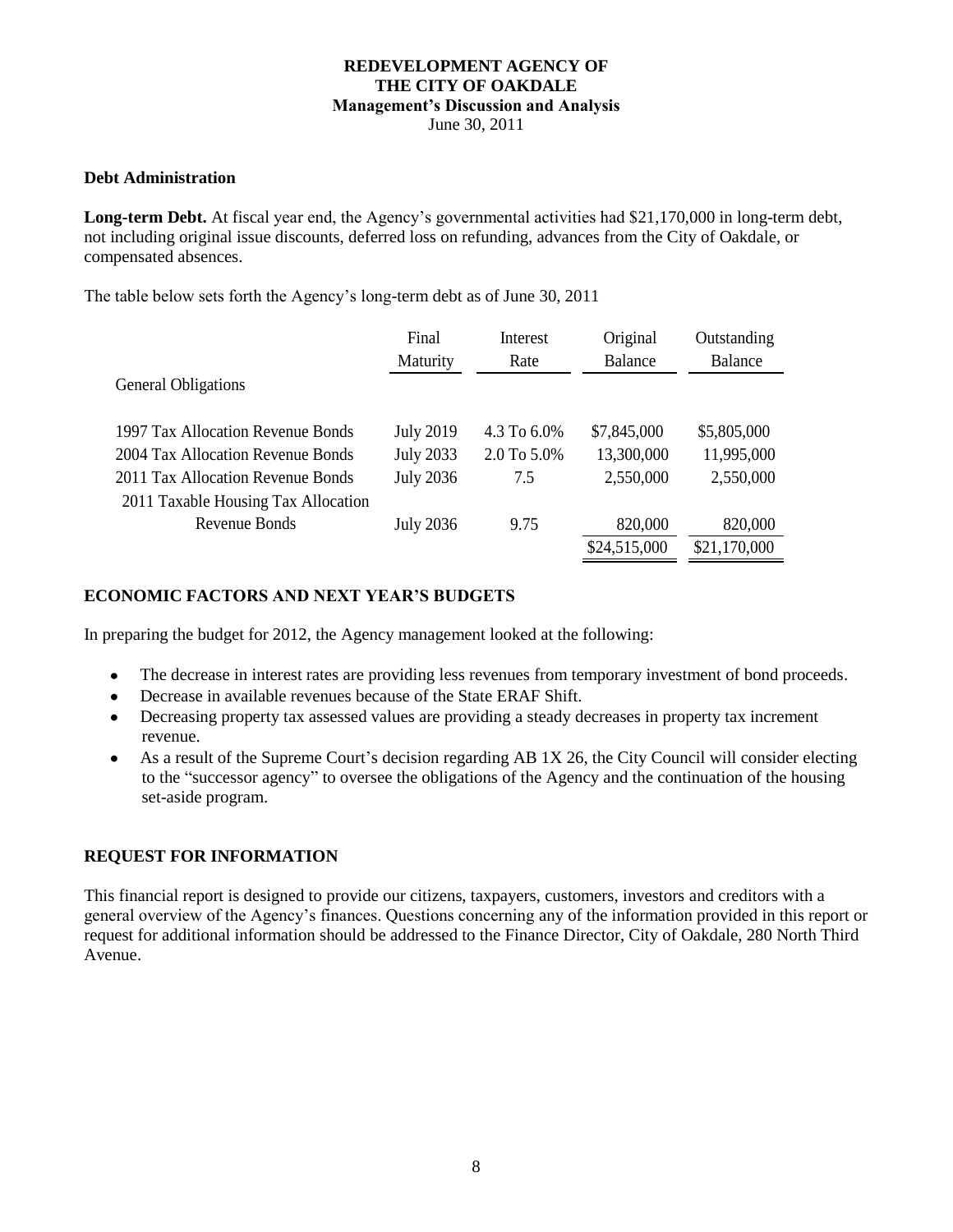**REDEVELOPMENT AGENCY OF THE CITY OF OAKDALE**
**Management's Discussion and Analysis**
June 30, 2011

### Debt Administration

**Long-term Debt.** At fiscal year end, the Agency's governmental activities had $21,170,000 in long-term debt, not including original issue discounts, deferred loss on refunding, advances from the City of Oakdale, or compensated absences.

The table below sets forth the Agency's long-term debt as of June 30, 2011

| | Final Maturity | Interest Rate | Original Balance | Outstanding Balance |
|---|---|---|---|---|
| General Obligations | | | | |
| 1997 Tax Allocation Revenue Bonds | July 2019 | 4.3 To 6.0% | $7,845,000 | $5,805,000 |
| 2004 Tax Allocation Revenue Bonds | July 2033 | 2.0 To 5.0% | 13,300,000 | 11,995,000 |
| 2011 Tax Allocation Revenue Bonds | July 2036 | 7.5 | 2,550,000 | 2,550,000 |
| 2011 Taxable Housing Tax Allocation Revenue Bonds | July 2036 | 9.75 | 820,000 | 820,000 |
| | | | $24,515,000 | $21,170,000 |

## ECONOMIC FACTORS AND NEXT YEAR'S BUDGETS

In preparing the budget for 2012, the Agency management looked at the following:

- The decrease in interest rates are providing less revenues from temporary investment of bond proceeds.
- Decrease in available revenues because of the State ERAF Shift.
- Decreasing property tax assessed values are providing a steady decreases in property tax increment revenue.
- As a result of the Supreme Court's decision regarding AB 1X 26, the City Council will consider electing to the "successor agency" to oversee the obligations of the Agency and the continuation of the housing set-aside program.

## REQUEST FOR INFORMATION

This financial report is designed to provide our citizens, taxpayers, customers, investors and creditors with a general overview of the Agency's finances. Questions concerning any of the information provided in this report or request for additional information should be addressed to the Finance Director, City of Oakdale, 280 North Third Avenue.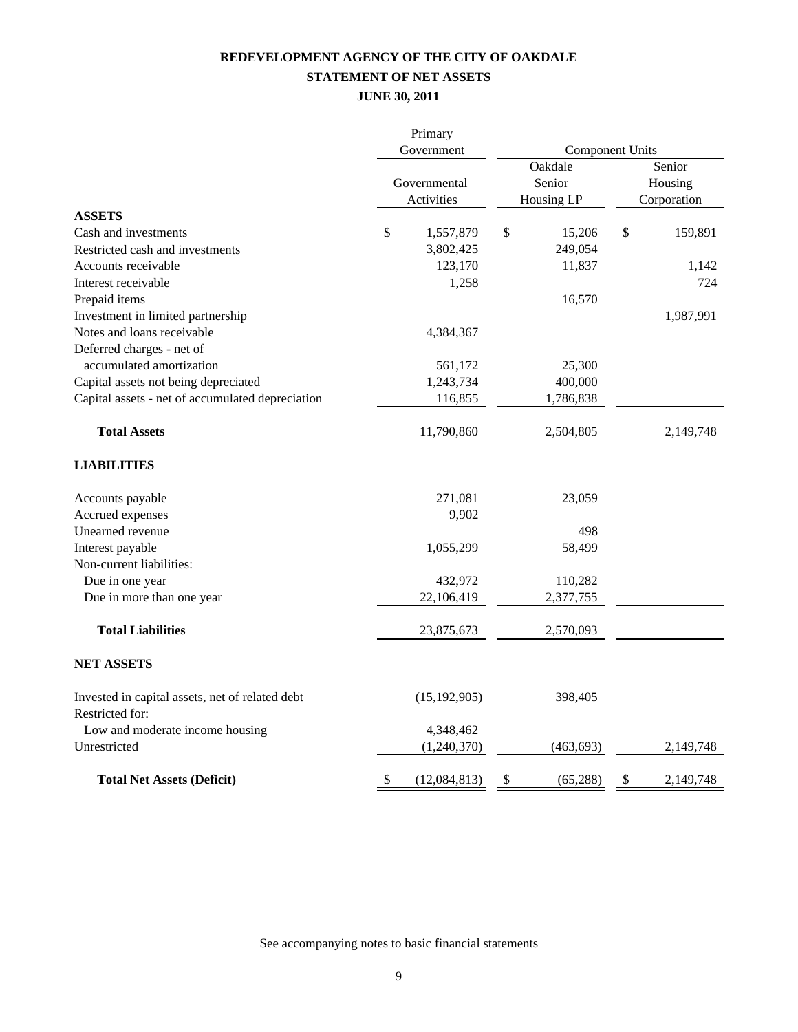# REDEVELOPMENT AGENCY OF THE CITY OF OAKDALE

## STATEMENT OF NET ASSETS

### JUNE 30, 2011

| | Primary Government | Component Units | |
|---|---|---|---|
| | Governmental Activities | Oakdale Senior Housing LP | Senior Housing Corporation |
| **ASSETS** | | | |
| Cash and investments | $ 1,557,879 | $ 15,206 | $ 159,891 |
| Restricted cash and investments | 3,802,425 | 249,054 | |
| Accounts receivable | 123,170 | 11,837 | 1,142 |
| Interest receivable | 1,258 | | 724 |
| Prepaid items | | 16,570 | |
| Investment in limited partnership | | | 1,987,991 |
| Notes and loans receivable | 4,384,367 | | |
| Deferred charges - net of accumulated amortization | 561,172 | 25,300 | |
| Capital assets not being depreciated | 1,243,734 | 400,000 | |
| Capital assets - net of accumulated depreciation | 116,855 | 1,786,838 | |
| **Total Assets** | 11,790,860 | 2,504,805 | 2,149,748 |
| **LIABILITIES** | | | |
| Accounts payable | 271,081 | 23,059 | |
| Accrued expenses | 9,902 | | |
| Unearned revenue | | 498 | |
| Interest payable | 1,055,299 | 58,499 | |
| Non-current liabilities: | | | |
| Due in one year | 432,972 | 110,282 | |
| Due in more than one year | 22,106,419 | 2,377,755 | |
| **Total Liabilities** | 23,875,673 | 2,570,093 | |
| **NET ASSETS** | | | |
| Invested in capital assets, net of related debt | (15,192,905) | 398,405 | |
| Restricted for: | | | |
| Low and moderate income housing | 4,348,462 | | |
| Unrestricted | (1,240,370) | (463,693) | 2,149,748 |
| **Total Net Assets (Deficit)** | $ (12,084,813) | $ (65,288) | $ 2,149,748 |

See accompanying notes to basic financial statements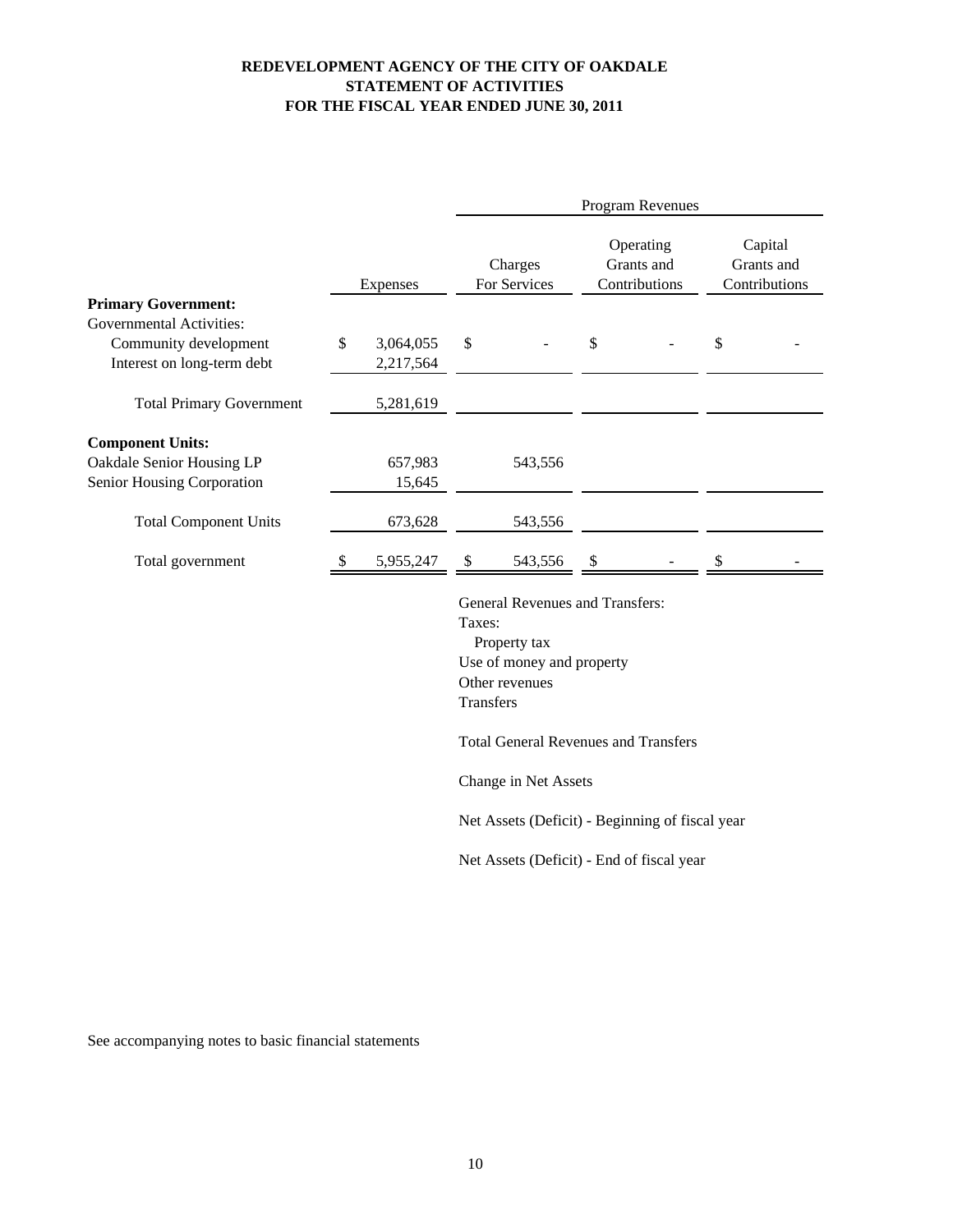**REDEVELOPMENT AGENCY OF THE CITY OF OAKDALE**
**STATEMENT OF ACTIVITIES**
**FOR THE FISCAL YEAR ENDED JUNE 30, 2011**

| | | Program Revenues | | |
|---|---|---|---|---|
| | Expenses | Charges For Services | Operating Grants and Contributions | Capital Grants and Contributions |
| **Primary Government:** | | | | |
| Governmental Activities: | | | | |
| Community development | $ 3,064,055 | $ - | $ - | $ - |
| Interest on long-term debt | 2,217,564 | | | |
| Total Primary Government | 5,281,619 | | | |
| **Component Units:** | | | | |
| Oakdale Senior Housing LP | 657,983 | 543,556 | | |
| Senior Housing Corporation | 15,645 | | | |
| Total Component Units | 673,628 | 543,556 | | |
| Total government | $ 5,955,247 | $ 543,556 | $ - | $ - |

General Revenues and Transfers:

Taxes:

- Property tax

Use of money and property

Other revenues

Transfers

Total General Revenues and Transfers

Change in Net Assets

Net Assets (Deficit) - Beginning of fiscal year

Net Assets (Deficit) - End of fiscal year

See accompanying notes to basic financial statements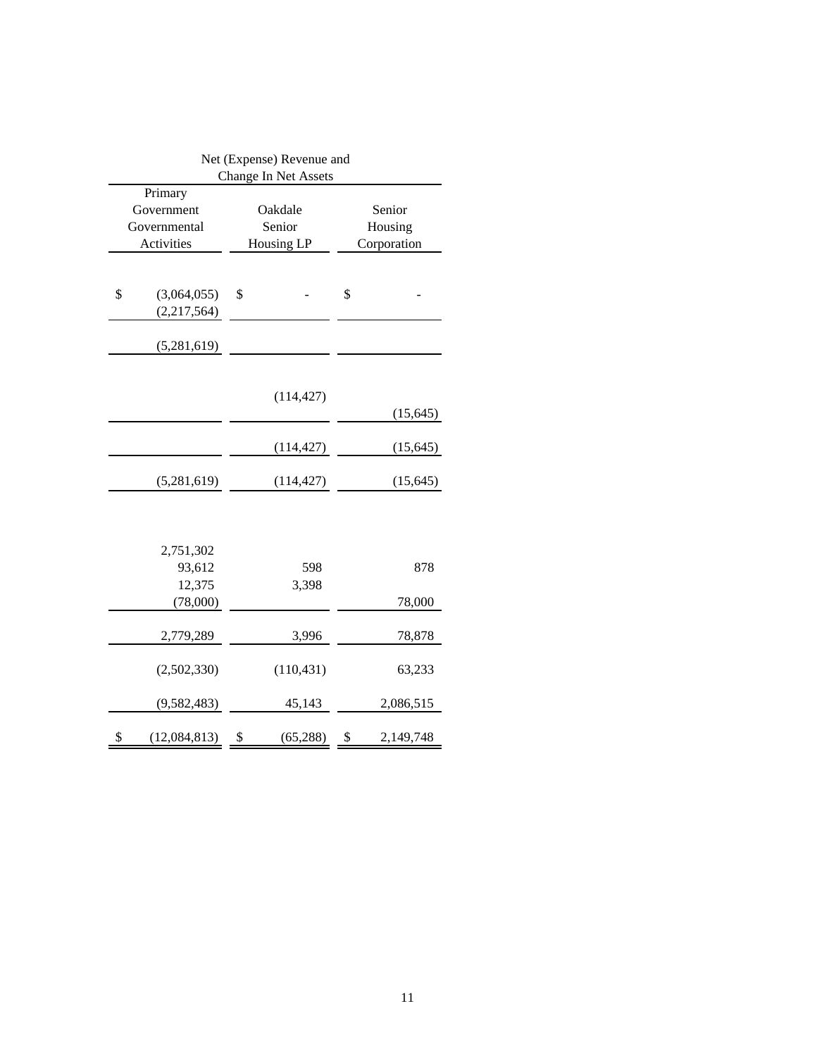| Net (Expense) Revenue and Change In Net Assets | | |
|---|---|---|
| Primary Government Governmental Activities | Oakdale Senior Housing LP | Senior Housing Corporation |
| $ (3,064,055) | $ - | $ - |
| (2,217,564) | | |
| (5,281,619) | | |
| | (114,427) | |
| | | (15,645) |
| | (114,427) | (15,645) |
| (5,281,619) | (114,427) | (15,645) |
| 2,751,302 | | |
| 93,612 | 598 | 878 |
| 12,375 | 3,398 | |
| (78,000) | | 78,000 |
| 2,779,289 | 3,996 | 78,878 |
| (2,502,330) | (110,431) | 63,233 |
| (9,582,483) | 45,143 | 2,086,515 |
| $ (12,084,813) | $ (65,288) | $ 2,149,748 |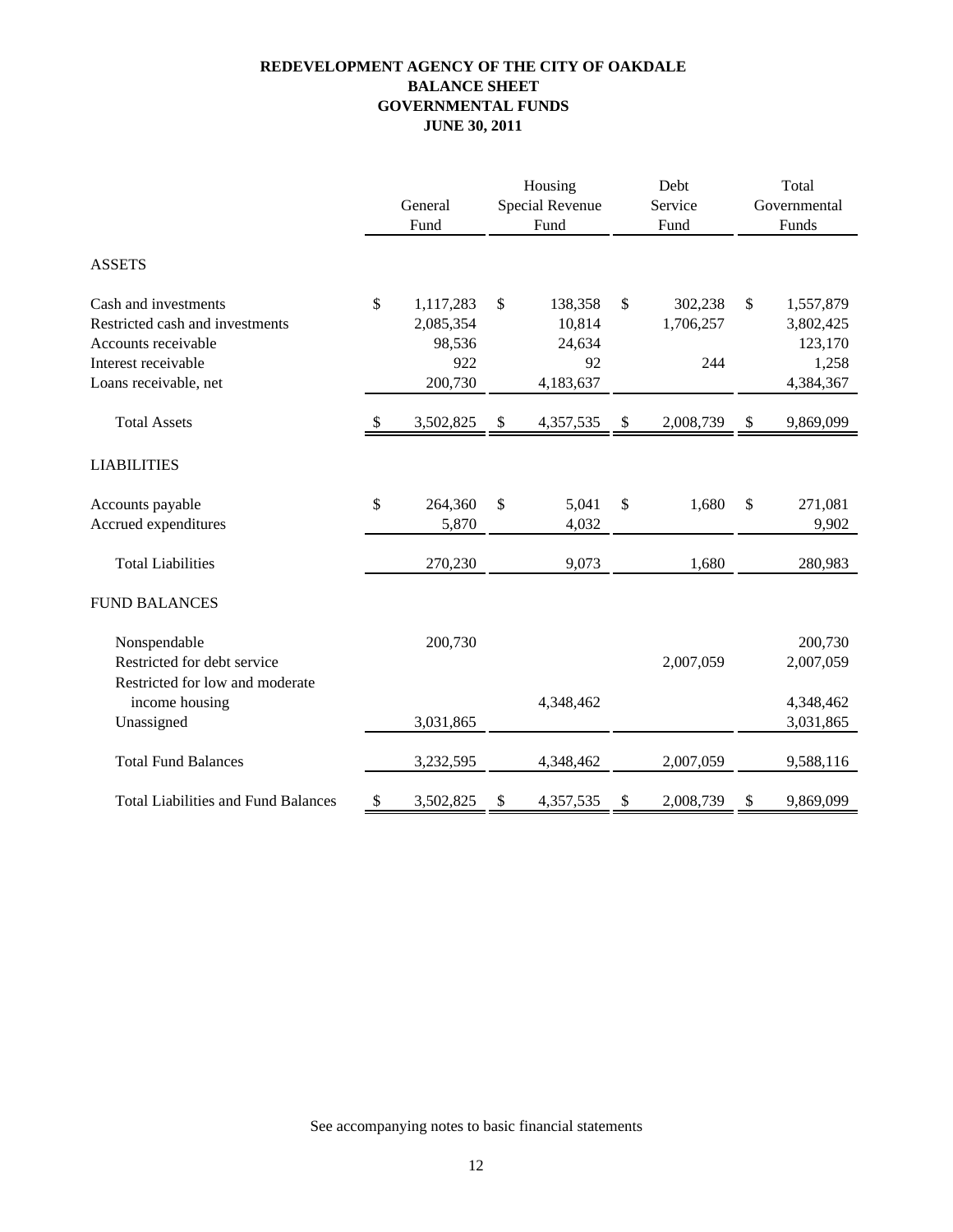# REDEVELOPMENT AGENCY OF THE CITY OF OAKDALE
## BALANCE SHEET
## GOVERNMENTAL FUNDS
## JUNE 30, 2011

| | General Fund | Housing Special Revenue Fund | Debt Service Fund | Total Governmental Funds |
|---|---|---|---|---|
| **ASSETS** | | | | |
| Cash and investments | $ 1,117,283 | $ 138,358 | $ 302,238 | $ 1,557,879 |
| Restricted cash and investments | 2,085,354 | 10,814 | 1,706,257 | 3,802,425 |
| Accounts receivable | 98,536 | 24,634 | | 123,170 |
| Interest receivable | 922 | 92 | 244 | 1,258 |
| Loans receivable, net | 200,730 | 4,183,637 | | 4,384,367 |
| Total Assets | $ 3,502,825 | $ 4,357,535 | $ 2,008,739 | $ 9,869,099 |
| **LIABILITIES** | | | | |
| Accounts payable | $ 264,360 | $ 5,041 | $ 1,680 | $ 271,081 |
| Accrued expenditures | 5,870 | 4,032 | | 9,902 |
| Total Liabilities | 270,230 | 9,073 | 1,680 | 280,983 |
| **FUND BALANCES** | | | | |
| Nonspendable | 200,730 | | | 200,730 |
| Restricted for debt service | | | 2,007,059 | 2,007,059 |
| Restricted for low and moderate income housing | | 4,348,462 | | 4,348,462 |
| Unassigned | 3,031,865 | | | 3,031,865 |
| Total Fund Balances | 3,232,595 | 4,348,462 | 2,007,059 | 9,588,116 |
| Total Liabilities and Fund Balances | $ 3,502,825 | $ 4,357,535 | $ 2,008,739 | $ 9,869,099 |

See accompanying notes to basic financial statements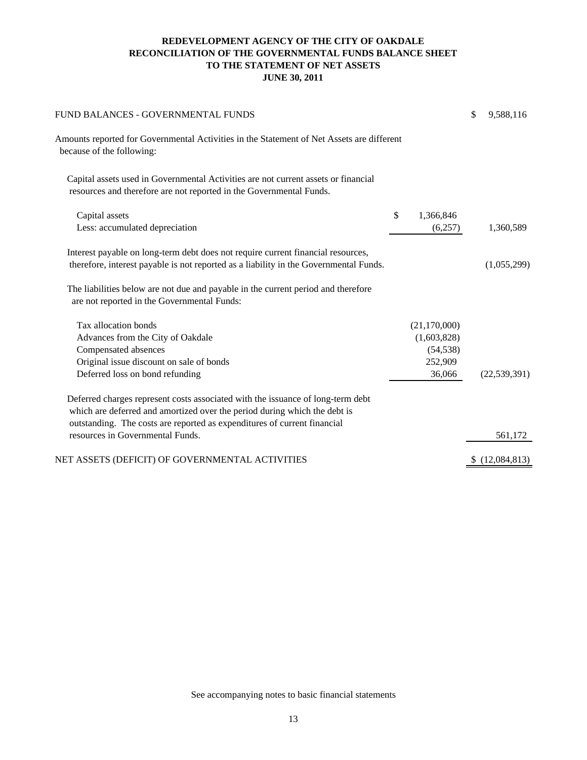# REDEVELOPMENT AGENCY OF THE CITY OF OAKDALE
## RECONCILIATION OF THE GOVERNMENTAL FUNDS BALANCE SHEET TO THE STATEMENT OF NET ASSETS
### JUNE 30, 2011

| | | |
|---|---|---|
| FUND BALANCES - GOVERNMENTAL FUNDS | | $ 9,588,116 |
| Amounts reported for Governmental Activities in the Statement of Net Assets are different because of the following: | | |
| Capital assets used in Governmental Activities are not current assets or financial resources and therefore are not reported in the Governmental Funds. | | |
| Capital assets | $ 1,366,846 | |
| Less: accumulated depreciation | (6,257) | 1,360,589 |
| Interest payable on long-term debt does not require current financial resources, therefore, interest payable is not reported as a liability in the Governmental Funds. | | (1,055,299) |
| The liabilities below are not due and payable in the current period and therefore are not reported in the Governmental Funds: | | |
| Tax allocation bonds | (21,170,000) | |
| Advances from the City of Oakdale | (1,603,828) | |
| Compensated absences | (54,538) | |
| Original issue discount on sale of bonds | 252,909 | |
| Deferred loss on bond refunding | 36,066 | (22,539,391) |
| Deferred charges represent costs associated with the issuance of long-term debt which are deferred and amortized over the period during which the debt is outstanding. The costs are reported as expenditures of current financial resources in Governmental Funds. | | 561,172 |
| NET ASSETS (DEFICIT) OF GOVERNMENTAL ACTIVITIES | | $ (12,084,813) |

See accompanying notes to basic financial statements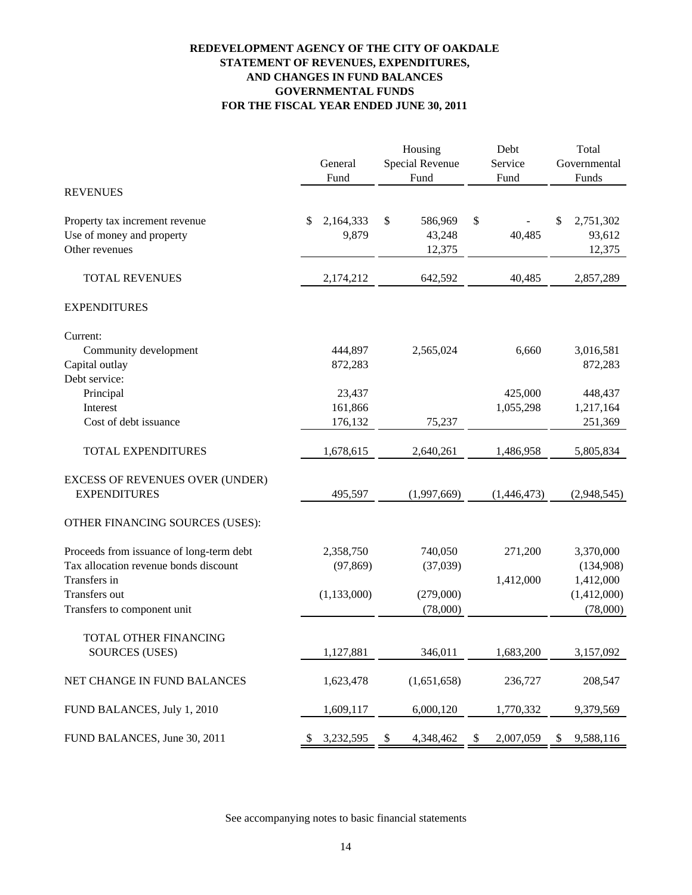**REDEVELOPMENT AGENCY OF THE CITY OF OAKDALE**
**STATEMENT OF REVENUES, EXPENDITURES, AND CHANGES IN FUND BALANCES**
**GOVERNMENTAL FUNDS**
**FOR THE FISCAL YEAR ENDED JUNE 30, 2011**

| | General Fund | Housing Special Revenue Fund | Debt Service Fund | Total Governmental Funds |
|---|---|---|---|---|
| REVENUES | | | | |
| Property tax increment revenue | $ 2,164,333 | $ 586,969 | $ - | $ 2,751,302 |
| Use of money and property | 9,879 | 43,248 | 40,485 | 93,612 |
| Other revenues | | 12,375 | | 12,375 |
| TOTAL REVENUES | 2,174,212 | 642,592 | 40,485 | 2,857,289 |
| EXPENDITURES | | | | |
| Current: | | | | |
| Community development | 444,897 | 2,565,024 | 6,660 | 3,016,581 |
| Capital outlay | 872,283 | | | 872,283 |
| Debt service: | | | | |
| Principal | 23,437 | | 425,000 | 448,437 |
| Interest | 161,866 | | 1,055,298 | 1,217,164 |
| Cost of debt issuance | 176,132 | 75,237 | | 251,369 |
| TOTAL EXPENDITURES | 1,678,615 | 2,640,261 | 1,486,958 | 5,805,834 |
| EXCESS OF REVENUES OVER (UNDER) EXPENDITURES | 495,597 | (1,997,669) | (1,446,473) | (2,948,545) |
| OTHER FINANCING SOURCES (USES): | | | | |
| Proceeds from issuance of long-term debt | 2,358,750 | 740,050 | 271,200 | 3,370,000 |
| Tax allocation revenue bonds discount | (97,869) | (37,039) | | (134,908) |
| Transfers in | | | 1,412,000 | 1,412,000 |
| Transfers out | (1,133,000) | (279,000) | | (1,412,000) |
| Transfers to component unit | | (78,000) | | (78,000) |
| TOTAL OTHER FINANCING SOURCES (USES) | 1,127,881 | 346,011 | 1,683,200 | 3,157,092 |
| NET CHANGE IN FUND BALANCES | 1,623,478 | (1,651,658) | 236,727 | 208,547 |
| FUND BALANCES, July 1, 2010 | 1,609,117 | 6,000,120 | 1,770,332 | 9,379,569 |
| FUND BALANCES, June 30, 2011 | $ 3,232,595 | $ 4,348,462 | $ 2,007,059 | $ 9,588,116 |

See accompanying notes to basic financial statements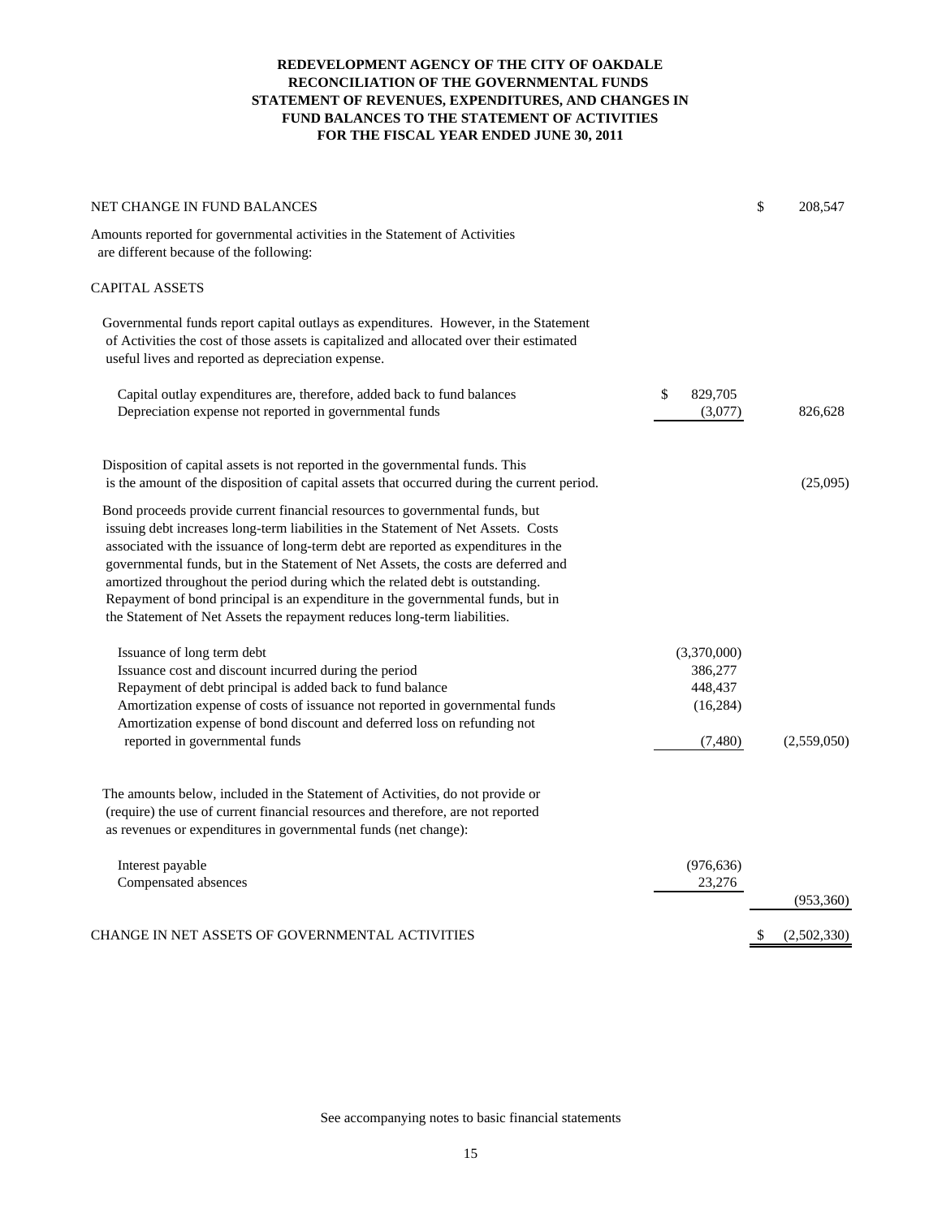# REDEVELOPMENT AGENCY OF THE CITY OF OAKDALE
## RECONCILIATION OF THE GOVERNMENTAL FUNDS STATEMENT OF REVENUES, EXPENDITURES, AND CHANGES IN FUND BALANCES TO THE STATEMENT OF ACTIVITIES
### FOR THE FISCAL YEAR ENDED JUNE 30, 2011

| | | |
|---|---|---|
| NET CHANGE IN FUND BALANCES | | $ 208,547 |
| Amounts reported for governmental activities in the Statement of Activities are different because of the following: | | |
| CAPITAL ASSETS | | |
| Governmental funds report capital outlays as expenditures. However, in the Statement of Activities the cost of those assets is capitalized and allocated over their estimated useful lives and reported as depreciation expense. | | |
| Capital outlay expenditures are, therefore, added back to fund balances | $ 829,705 | |
| Depreciation expense not reported in governmental funds | (3,077) | 826,628 |
| Disposition of capital assets is not reported in the governmental funds. This is the amount of the disposition of capital assets that occurred during the current period. | | (25,095) |
| Bond proceeds provide current financial resources to governmental funds, but issuing debt increases long-term liabilities in the Statement of Net Assets. Costs associated with the issuance of long-term debt are reported as expenditures in the governmental funds, but in the Statement of Net Assets, the costs are deferred and amortized throughout the period during which the related debt is outstanding. Repayment of bond principal is an expenditure in the governmental funds, but in the Statement of Net Assets the repayment reduces long-term liabilities. | | |
| Issuance of long term debt | (3,370,000) | |
| Issuance cost and discount incurred during the period | 386,277 | |
| Repayment of debt principal is added back to fund balance | 448,437 | |
| Amortization expense of costs of issuance not reported in governmental funds | (16,284) | |
| Amortization expense of bond discount and deferred loss on refunding not reported in governmental funds | (7,480) | (2,559,050) |
| The amounts below, included in the Statement of Activities, do not provide or (require) the use of current financial resources and therefore, are not reported as revenues or expenditures in governmental funds (net change): | | |
| Interest payable | (976,636) | |
| Compensated absences | 23,276 | |
| | | (953,360) |
| CHANGE IN NET ASSETS OF GOVERNMENTAL ACTIVITIES | | $ (2,502,330) |

See accompanying notes to basic financial statements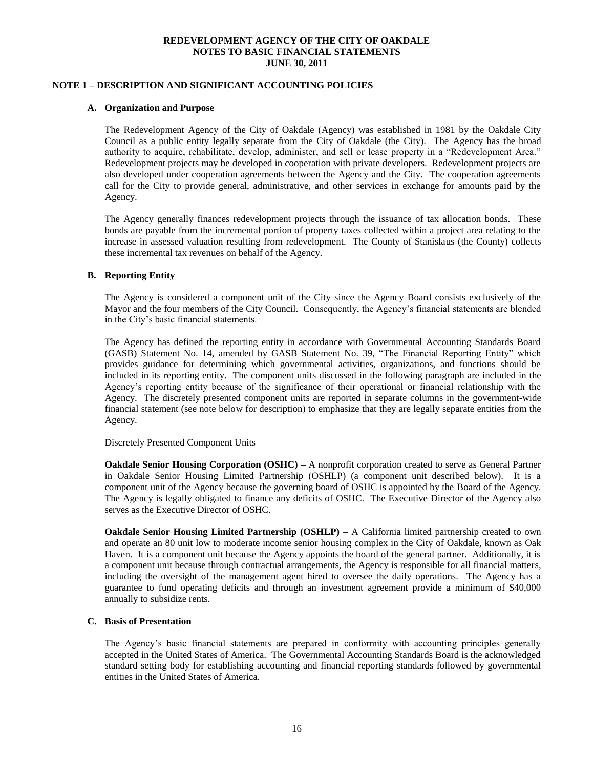**REDEVELOPMENT AGENCY OF THE CITY OF OAKDALE**
**NOTES TO BASIC FINANCIAL STATEMENTS**
**JUNE 30, 2011**

## NOTE 1 – DESCRIPTION AND SIGNIFICANT ACCOUNTING POLICIES

### A. Organization and Purpose

The Redevelopment Agency of the City of Oakdale (Agency) was established in 1981 by the Oakdale City Council as a public entity legally separate from the City of Oakdale (the City). The Agency has the broad authority to acquire, rehabilitate, develop, administer, and sell or lease property in a "Redevelopment Area." Redevelopment projects may be developed in cooperation with private developers. Redevelopment projects are also developed under cooperation agreements between the Agency and the City. The cooperation agreements call for the City to provide general, administrative, and other services in exchange for amounts paid by the Agency.

The Agency generally finances redevelopment projects through the issuance of tax allocation bonds. These bonds are payable from the incremental portion of property taxes collected within a project area relating to the increase in assessed valuation resulting from redevelopment. The County of Stanislaus (the County) collects these incremental tax revenues on behalf of the Agency.

### B. Reporting Entity

The Agency is considered a component unit of the City since the Agency Board consists exclusively of the Mayor and the four members of the City Council. Consequently, the Agency's financial statements are blended in the City's basic financial statements.

The Agency has defined the reporting entity in accordance with Governmental Accounting Standards Board (GASB) Statement No. 14, amended by GASB Statement No. 39, "The Financial Reporting Entity" which provides guidance for determining which governmental activities, organizations, and functions should be included in its reporting entity. The component units discussed in the following paragraph are included in the Agency's reporting entity because of the significance of their operational or financial relationship with the Agency. The discretely presented component units are reported in separate columns in the government-wide financial statement (see note below for description) to emphasize that they are legally separate entities from the Agency.

Discretely Presented Component Units

**Oakdale Senior Housing Corporation (OSHC) –** A nonprofit corporation created to serve as General Partner in Oakdale Senior Housing Limited Partnership (OSHLP) (a component unit described below). It is a component unit of the Agency because the governing board of OSHC is appointed by the Board of the Agency. The Agency is legally obligated to finance any deficits of OSHC. The Executive Director of the Agency also serves as the Executive Director of OSHC.

**Oakdale Senior Housing Limited Partnership (OSHLP) –** A California limited partnership created to own and operate an 80 unit low to moderate income senior housing complex in the City of Oakdale, known as Oak Haven. It is a component unit because the Agency appoints the board of the general partner. Additionally, it is a component unit because through contractual arrangements, the Agency is responsible for all financial matters, including the oversight of the management agent hired to oversee the daily operations. The Agency has a guarantee to fund operating deficits and through an investment agreement provide a minimum of $40,000 annually to subsidize rents.

### C. Basis of Presentation

The Agency's basic financial statements are prepared in conformity with accounting principles generally accepted in the United States of America. The Governmental Accounting Standards Board is the acknowledged standard setting body for establishing accounting and financial reporting standards followed by governmental entities in the United States of America.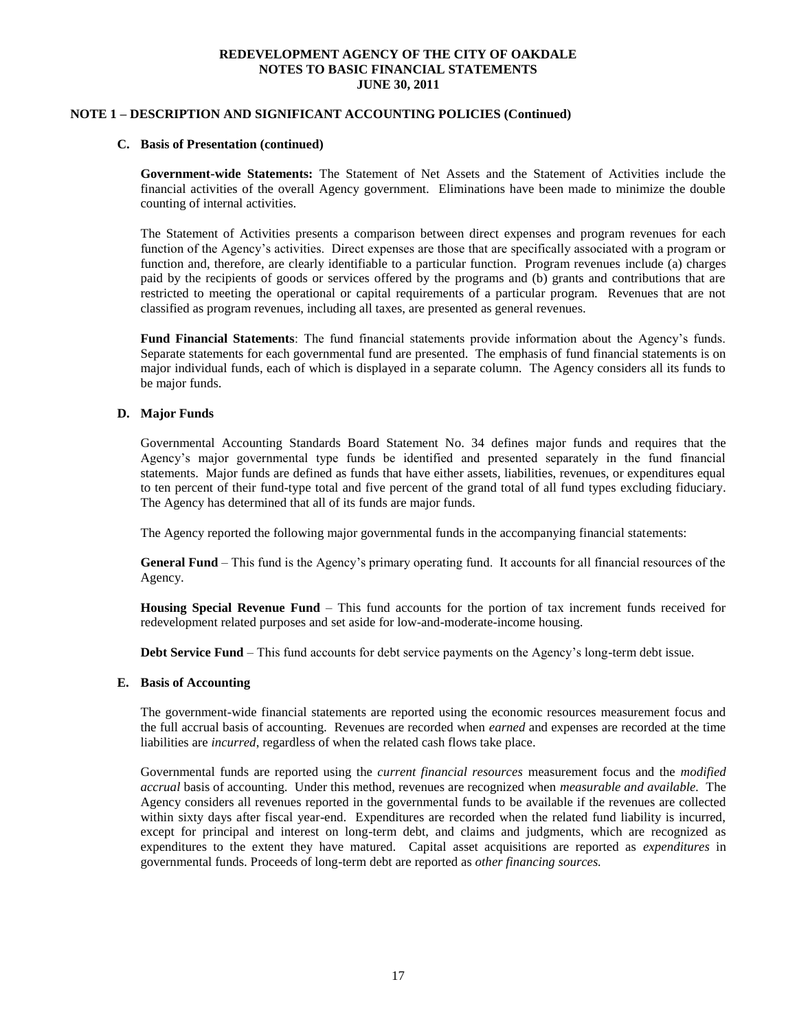## NOTE 1 – DESCRIPTION AND SIGNIFICANT ACCOUNTING POLICIES (Continued)

### C. Basis of Presentation (continued)

**Government-wide Statements:** The Statement of Net Assets and the Statement of Activities include the financial activities of the overall Agency government. Eliminations have been made to minimize the double counting of internal activities.

The Statement of Activities presents a comparison between direct expenses and program revenues for each function of the Agency's activities. Direct expenses are those that are specifically associated with a program or function and, therefore, are clearly identifiable to a particular function. Program revenues include (a) charges paid by the recipients of goods or services offered by the programs and (b) grants and contributions that are restricted to meeting the operational or capital requirements of a particular program. Revenues that are not classified as program revenues, including all taxes, are presented as general revenues.

**Fund Financial Statements**: The fund financial statements provide information about the Agency's funds. Separate statements for each governmental fund are presented. The emphasis of fund financial statements is on major individual funds, each of which is displayed in a separate column. The Agency considers all its funds to be major funds.

### D. Major Funds

Governmental Accounting Standards Board Statement No. 34 defines major funds and requires that the Agency's major governmental type funds be identified and presented separately in the fund financial statements. Major funds are defined as funds that have either assets, liabilities, revenues, or expenditures equal to ten percent of their fund-type total and five percent of the grand total of all fund types excluding fiduciary. The Agency has determined that all of its funds are major funds.

The Agency reported the following major governmental funds in the accompanying financial statements:

**General Fund** – This fund is the Agency's primary operating fund. It accounts for all financial resources of the Agency.

**Housing Special Revenue Fund** – This fund accounts for the portion of tax increment funds received for redevelopment related purposes and set aside for low-and-moderate-income housing.

**Debt Service Fund** – This fund accounts for debt service payments on the Agency's long-term debt issue.

### E. Basis of Accounting

The government-wide financial statements are reported using the economic resources measurement focus and the full accrual basis of accounting. Revenues are recorded when *earned* and expenses are recorded at the time liabilities are *incurred*, regardless of when the related cash flows take place.

Governmental funds are reported using the *current financial resources* measurement focus and the *modified accrual* basis of accounting. Under this method, revenues are recognized when *measurable and available*. The Agency considers all revenues reported in the governmental funds to be available if the revenues are collected within sixty days after fiscal year-end. Expenditures are recorded when the related fund liability is incurred, except for principal and interest on long-term debt, and claims and judgments, which are recognized as expenditures to the extent they have matured. Capital asset acquisitions are reported as *expenditures* in governmental funds. Proceeds of long-term debt are reported as *other financing sources.*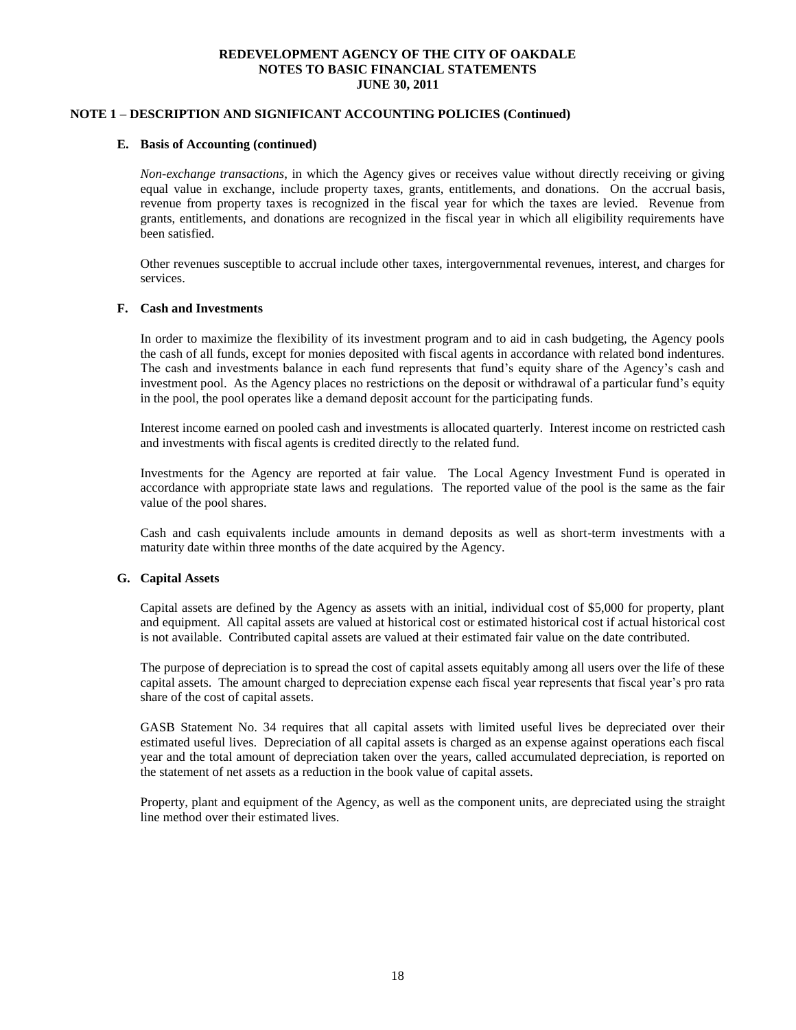**REDEVELOPMENT AGENCY OF THE CITY OF OAKDALE**
**NOTES TO BASIC FINANCIAL STATEMENTS**
**JUNE 30, 2011**

## NOTE 1 – DESCRIPTION AND SIGNIFICANT ACCOUNTING POLICIES (Continued)

### E. Basis of Accounting (continued)

*Non-exchange transactions*, in which the Agency gives or receives value without directly receiving or giving equal value in exchange, include property taxes, grants, entitlements, and donations. On the accrual basis, revenue from property taxes is recognized in the fiscal year for which the taxes are levied. Revenue from grants, entitlements, and donations are recognized in the fiscal year in which all eligibility requirements have been satisfied.

Other revenues susceptible to accrual include other taxes, intergovernmental revenues, interest, and charges for services.

### F. Cash and Investments

In order to maximize the flexibility of its investment program and to aid in cash budgeting, the Agency pools the cash of all funds, except for monies deposited with fiscal agents in accordance with related bond indentures. The cash and investments balance in each fund represents that fund's equity share of the Agency's cash and investment pool. As the Agency places no restrictions on the deposit or withdrawal of a particular fund's equity in the pool, the pool operates like a demand deposit account for the participating funds.

Interest income earned on pooled cash and investments is allocated quarterly. Interest income on restricted cash and investments with fiscal agents is credited directly to the related fund.

Investments for the Agency are reported at fair value. The Local Agency Investment Fund is operated in accordance with appropriate state laws and regulations. The reported value of the pool is the same as the fair value of the pool shares.

Cash and cash equivalents include amounts in demand deposits as well as short-term investments with a maturity date within three months of the date acquired by the Agency.

### G. Capital Assets

Capital assets are defined by the Agency as assets with an initial, individual cost of $5,000 for property, plant and equipment. All capital assets are valued at historical cost or estimated historical cost if actual historical cost is not available. Contributed capital assets are valued at their estimated fair value on the date contributed.

The purpose of depreciation is to spread the cost of capital assets equitably among all users over the life of these capital assets. The amount charged to depreciation expense each fiscal year represents that fiscal year's pro rata share of the cost of capital assets.

GASB Statement No. 34 requires that all capital assets with limited useful lives be depreciated over their estimated useful lives. Depreciation of all capital assets is charged as an expense against operations each fiscal year and the total amount of depreciation taken over the years, called accumulated depreciation, is reported on the statement of net assets as a reduction in the book value of capital assets.

Property, plant and equipment of the Agency, as well as the component units, are depreciated using the straight line method over their estimated lives.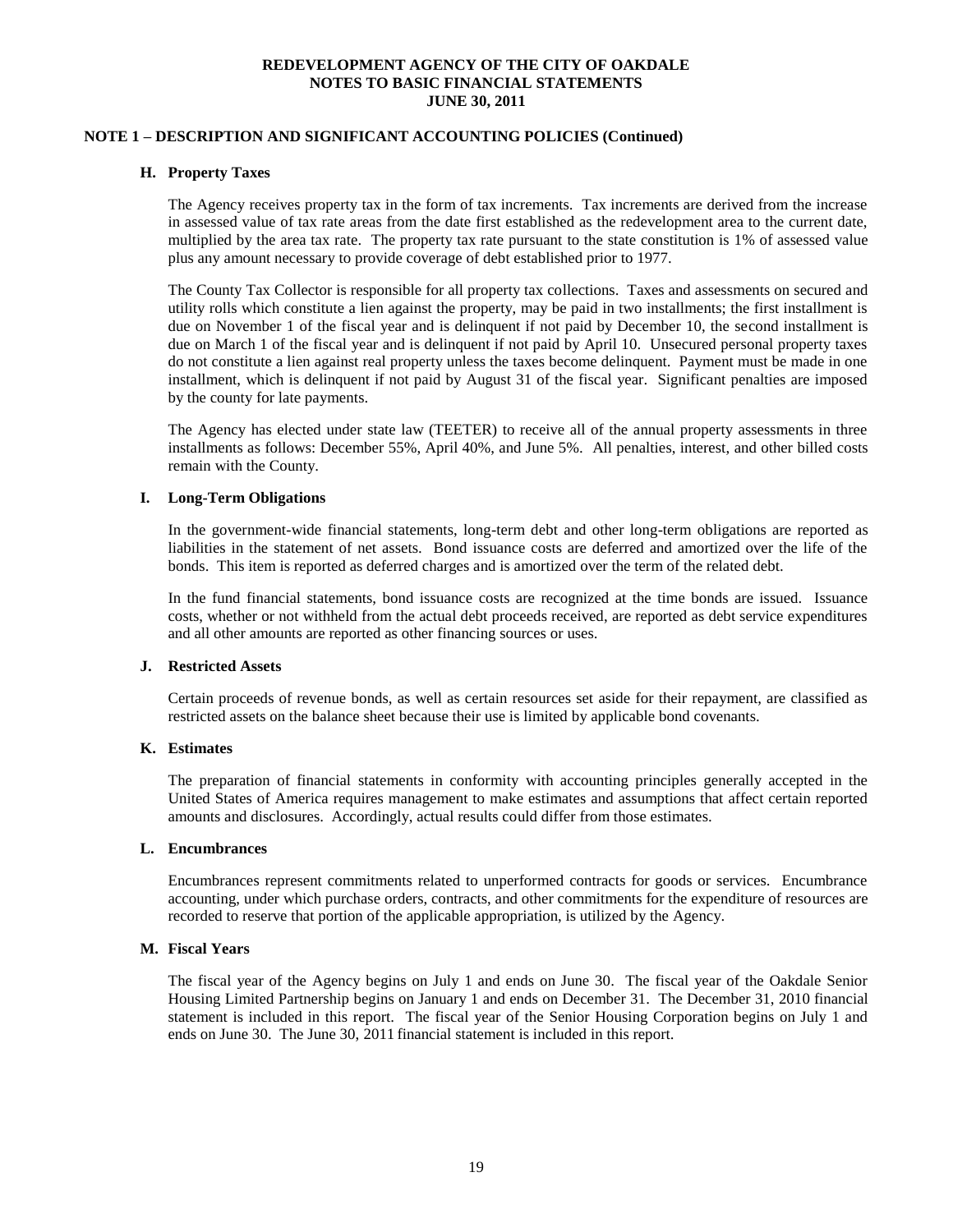**REDEVELOPMENT AGENCY OF THE CITY OF OAKDALE**
**NOTES TO BASIC FINANCIAL STATEMENTS**
**JUNE 30, 2011**

## NOTE 1 – DESCRIPTION AND SIGNIFICANT ACCOUNTING POLICIES (Continued)

### H. Property Taxes

The Agency receives property tax in the form of tax increments. Tax increments are derived from the increase in assessed value of tax rate areas from the date first established as the redevelopment area to the current date, multiplied by the area tax rate. The property tax rate pursuant to the state constitution is 1% of assessed value plus any amount necessary to provide coverage of debt established prior to 1977.

The County Tax Collector is responsible for all property tax collections. Taxes and assessments on secured and utility rolls which constitute a lien against the property, may be paid in two installments; the first installment is due on November 1 of the fiscal year and is delinquent if not paid by December 10, the second installment is due on March 1 of the fiscal year and is delinquent if not paid by April 10. Unsecured personal property taxes do not constitute a lien against real property unless the taxes become delinquent. Payment must be made in one installment, which is delinquent if not paid by August 31 of the fiscal year. Significant penalties are imposed by the county for late payments.

The Agency has elected under state law (TEETER) to receive all of the annual property assessments in three installments as follows: December 55%, April 40%, and June 5%. All penalties, interest, and other billed costs remain with the County.

### I. Long-Term Obligations

In the government-wide financial statements, long-term debt and other long-term obligations are reported as liabilities in the statement of net assets. Bond issuance costs are deferred and amortized over the life of the bonds. This item is reported as deferred charges and is amortized over the term of the related debt.

In the fund financial statements, bond issuance costs are recognized at the time bonds are issued. Issuance costs, whether or not withheld from the actual debt proceeds received, are reported as debt service expenditures and all other amounts are reported as other financing sources or uses.

### J. Restricted Assets

Certain proceeds of revenue bonds, as well as certain resources set aside for their repayment, are classified as restricted assets on the balance sheet because their use is limited by applicable bond covenants.

### K. Estimates

The preparation of financial statements in conformity with accounting principles generally accepted in the United States of America requires management to make estimates and assumptions that affect certain reported amounts and disclosures. Accordingly, actual results could differ from those estimates.

### L. Encumbrances

Encumbrances represent commitments related to unperformed contracts for goods or services. Encumbrance accounting, under which purchase orders, contracts, and other commitments for the expenditure of resources are recorded to reserve that portion of the applicable appropriation, is utilized by the Agency.

### M. Fiscal Years

The fiscal year of the Agency begins on July 1 and ends on June 30. The fiscal year of the Oakdale Senior Housing Limited Partnership begins on January 1 and ends on December 31. The December 31, 2010 financial statement is included in this report. The fiscal year of the Senior Housing Corporation begins on July 1 and ends on June 30. The June 30, 2011 financial statement is included in this report.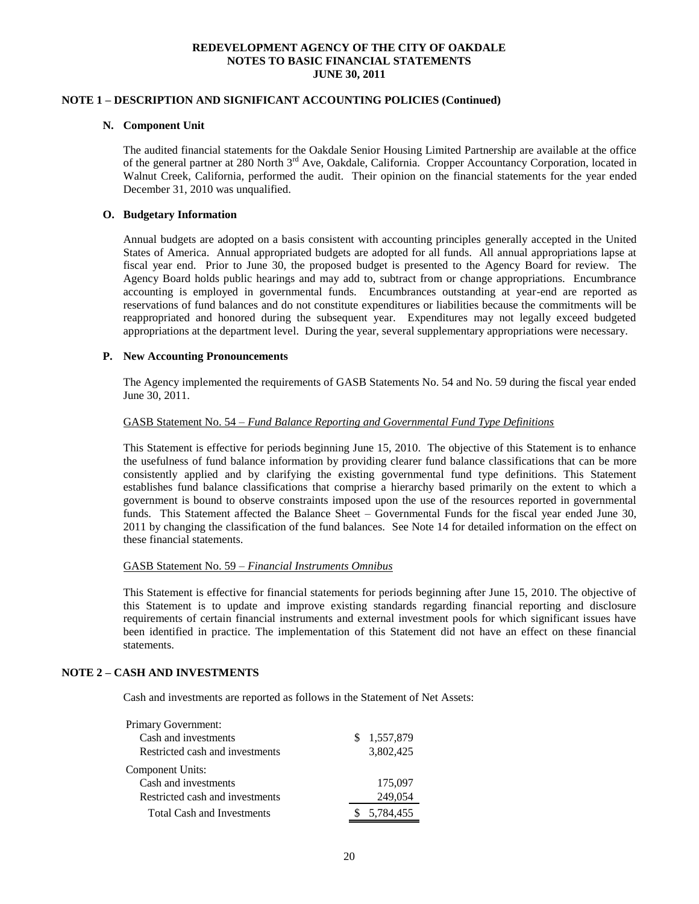**REDEVELOPMENT AGENCY OF THE CITY OF OAKDALE**
**NOTES TO BASIC FINANCIAL STATEMENTS**
**JUNE 30, 2011**

## NOTE 1 – DESCRIPTION AND SIGNIFICANT ACCOUNTING POLICIES (Continued)

### N. Component Unit

The audited financial statements for the Oakdale Senior Housing Limited Partnership are available at the office of the general partner at 280 North 3rd Ave, Oakdale, California. Cropper Accountancy Corporation, located in Walnut Creek, California, performed the audit. Their opinion on the financial statements for the year ended December 31, 2010 was unqualified.

### O. Budgetary Information

Annual budgets are adopted on a basis consistent with accounting principles generally accepted in the United States of America. Annual appropriated budgets are adopted for all funds. All annual appropriations lapse at fiscal year end. Prior to June 30, the proposed budget is presented to the Agency Board for review. The Agency Board holds public hearings and may add to, subtract from or change appropriations. Encumbrance accounting is employed in governmental funds. Encumbrances outstanding at year-end are reported as reservations of fund balances and do not constitute expenditures or liabilities because the commitments will be reappropriated and honored during the subsequent year. Expenditures may not legally exceed budgeted appropriations at the department level. During the year, several supplementary appropriations were necessary.

### P. New Accounting Pronouncements

The Agency implemented the requirements of GASB Statements No. 54 and No. 59 during the fiscal year ended June 30, 2011.

GASB Statement No. 54 – *Fund Balance Reporting and Governmental Fund Type Definitions*

This Statement is effective for periods beginning June 15, 2010. The objective of this Statement is to enhance the usefulness of fund balance information by providing clearer fund balance classifications that can be more consistently applied and by clarifying the existing governmental fund type definitions. This Statement establishes fund balance classifications that comprise a hierarchy based primarily on the extent to which a government is bound to observe constraints imposed upon the use of the resources reported in governmental funds. This Statement affected the Balance Sheet – Governmental Funds for the fiscal year ended June 30, 2011 by changing the classification of the fund balances. See Note 14 for detailed information on the effect on these financial statements.

GASB Statement No. 59 – *Financial Instruments Omnibus*

This Statement is effective for financial statements for periods beginning after June 15, 2010. The objective of this Statement is to update and improve existing standards regarding financial reporting and disclosure requirements of certain financial instruments and external investment pools for which significant issues have been identified in practice. The implementation of this Statement did not have an effect on these financial statements.

## NOTE 2 – CASH AND INVESTMENTS

Cash and investments are reported as follows in the Statement of Net Assets:

| | |
|---|---|
| Primary Government: | |
| Cash and investments | $ 1,557,879 |
| Restricted cash and investments | 3,802,425 |
| Component Units: | |
| Cash and investments | 175,097 |
| Restricted cash and investments | 249,054 |
| Total Cash and Investments | $ 5,784,455 |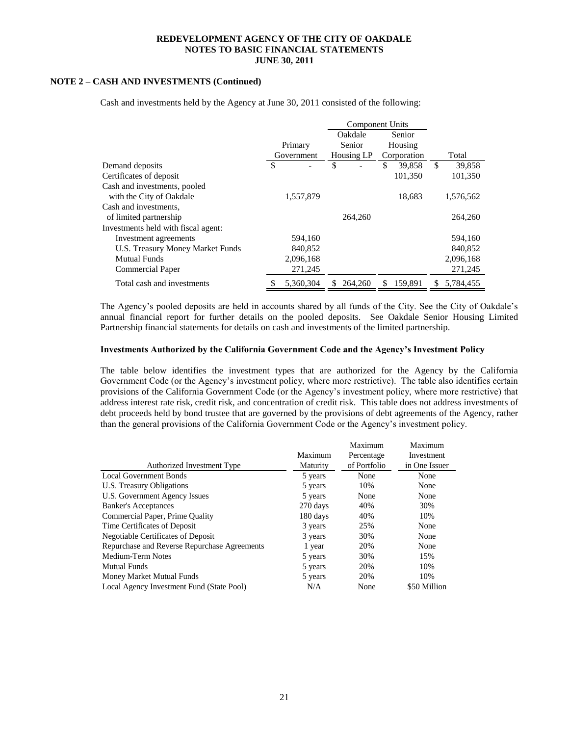**REDEVELOPMENT AGENCY OF THE CITY OF OAKDALE**
**NOTES TO BASIC FINANCIAL STATEMENTS**
**JUNE 30, 2011**

## NOTE 2 – CASH AND INVESTMENTS (Continued)

Cash and investments held by the Agency at June 30, 2011 consisted of the following:

| | | Component Units | | |
|---|---|---|---|---|
| | Primary Government | Oakdale Senior Housing LP | Senior Housing Corporation | Total |
| Demand deposits | $ - | $ - | $ 39,858 | $ 39,858 |
| Certificates of deposit | | | 101,350 | 101,350 |
| Cash and investments, pooled with the City of Oakdale | 1,557,879 | | 18,683 | 1,576,562 |
| Cash and investments, of limited partnership | | 264,260 | | 264,260 |
| Investments held with fiscal agent: | | | | |
| Investment agreements | 594,160 | | | 594,160 |
| U.S. Treasury Money Market Funds | 840,852 | | | 840,852 |
| Mutual Funds | 2,096,168 | | | 2,096,168 |
| Commercial Paper | 271,245 | | | 271,245 |
| Total cash and investments | $ 5,360,304 | $ 264,260 | $ 159,891 | $ 5,784,455 |

The Agency's pooled deposits are held in accounts shared by all funds of the City. See the City of Oakdale's annual financial report for further details on the pooled deposits. See Oakdale Senior Housing Limited Partnership financial statements for details on cash and investments of the limited partnership.

### Investments Authorized by the California Government Code and the Agency's Investment Policy

The table below identifies the investment types that are authorized for the Agency by the California Government Code (or the Agency's investment policy, where more restrictive). The table also identifies certain provisions of the California Government Code (or the Agency's investment policy, where more restrictive) that address interest rate risk, credit risk, and concentration of credit risk. This table does not address investments of debt proceeds held by bond trustee that are governed by the provisions of debt agreements of the Agency, rather than the general provisions of the California Government Code or the Agency's investment policy.

| Authorized Investment Type | Maximum Maturity | Maximum Percentage of Portfolio | Maximum Investment in One Issuer |
|---|---|---|---|
| Local Government Bonds | 5 years | None | None |
| U.S. Treasury Obligations | 5 years | 10% | None |
| U.S. Government Agency Issues | 5 years | None | None |
| Banker's Acceptances | 270 days | 40% | 30% |
| Commercial Paper, Prime Quality | 180 days | 40% | 10% |
| Time Certificates of Deposit | 3 years | 25% | None |
| Negotiable Certificates of Deposit | 3 years | 30% | None |
| Repurchase and Reverse Repurchase Agreements | 1 year | 20% | None |
| Medium-Term Notes | 5 years | 30% | 15% |
| Mutual Funds | 5 years | 20% | 10% |
| Money Market Mutual Funds | 5 years | 20% | 10% |
| Local Agency Investment Fund (State Pool) | N/A | None | $50 Million |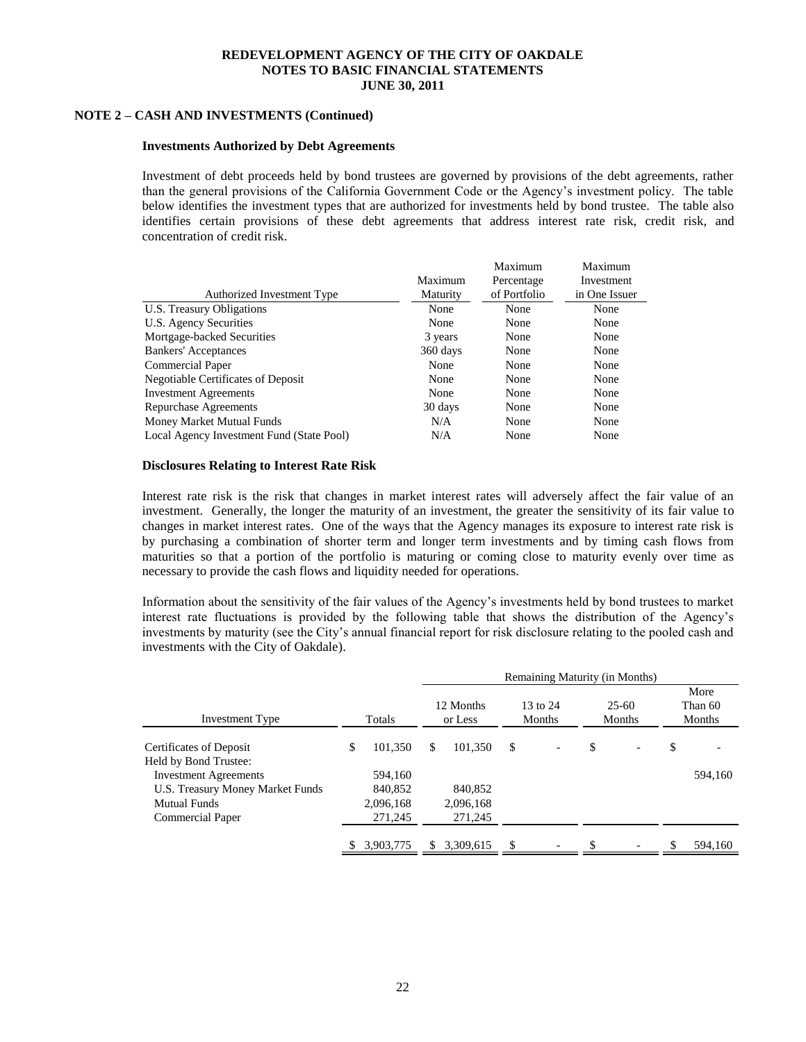## NOTE 2 – CASH AND INVESTMENTS (Continued)

### Investments Authorized by Debt Agreements

Investment of debt proceeds held by bond trustees are governed by provisions of the debt agreements, rather than the general provisions of the California Government Code or the Agency's investment policy. The table below identifies the investment types that are authorized for investments held by bond trustee. The table also identifies certain provisions of these debt agreements that address interest rate risk, credit risk, and concentration of credit risk.

| Authorized Investment Type | Maximum Maturity | Maximum Percentage of Portfolio | Maximum Investment in One Issuer |
|---|---|---|---|
| U.S. Treasury Obligations | None | None | None |
| U.S. Agency Securities | None | None | None |
| Mortgage-backed Securities | 3 years | None | None |
| Bankers' Acceptances | 360 days | None | None |
| Commercial Paper | None | None | None |
| Negotiable Certificates of Deposit | None | None | None |
| Investment Agreements | None | None | None |
| Repurchase Agreements | 30 days | None | None |
| Money Market Mutual Funds | N/A | None | None |
| Local Agency Investment Fund (State Pool) | N/A | None | None |

### Disclosures Relating to Interest Rate Risk

Interest rate risk is the risk that changes in market interest rates will adversely affect the fair value of an investment. Generally, the longer the maturity of an investment, the greater the sensitivity of its fair value to changes in market interest rates. One of the ways that the Agency manages its exposure to interest rate risk is by purchasing a combination of shorter term and longer term investments and by timing cash flows from maturities so that a portion of the portfolio is maturing or coming close to maturity evenly over time as necessary to provide the cash flows and liquidity needed for operations.

Information about the sensitivity of the fair values of the Agency's investments held by bond trustees to market interest rate fluctuations is provided by the following table that shows the distribution of the Agency's investments by maturity (see the City's annual financial report for risk disclosure relating to the pooled cash and investments with the City of Oakdale).

| | | Remaining Maturity (in Months) | | | |
|---|---|---|---|---|---|
| Investment Type | Totals | 12 Months or Less | 13 to 24 Months | 25-60 Months | More Than 60 Months |
| Certificates of Deposit | $ 101,350 | $ 101,350 | $ - | $ - | $ - |
| Held by Bond Trustee: | | | | | |
| Investment Agreements | 594,160 | | | | 594,160 |
| U.S. Treasury Money Market Funds | 840,852 | 840,852 | | | |
| Mutual Funds | 2,096,168 | 2,096,168 | | | |
| Commercial Paper | 271,245 | 271,245 | | | |
| | $ 3,903,775 | $ 3,309,615 | $ - | $ - | $ 594,160 |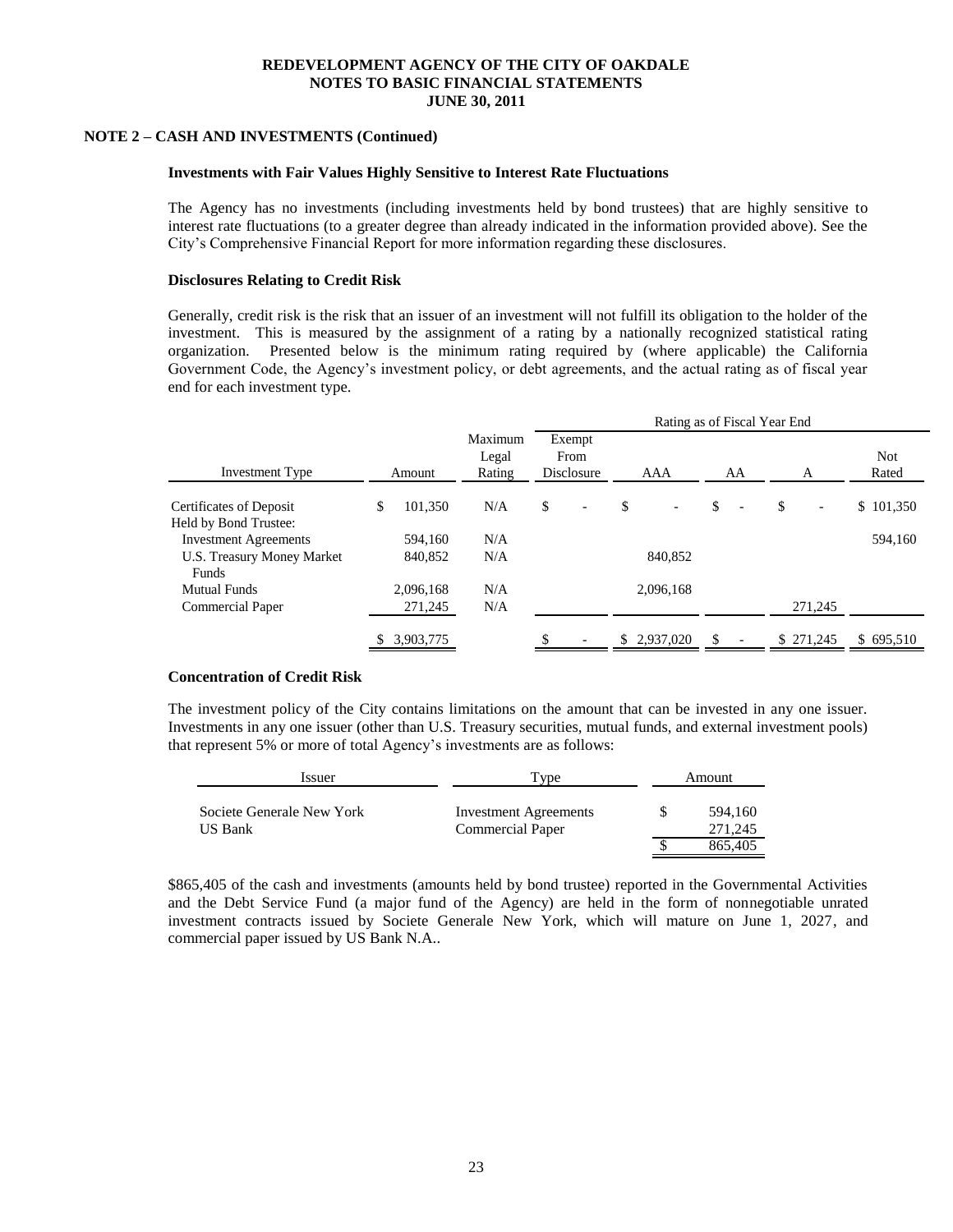**REDEVELOPMENT AGENCY OF THE CITY OF OAKDALE**
**NOTES TO BASIC FINANCIAL STATEMENTS**
**JUNE 30, 2011**

**NOTE 2 – CASH AND INVESTMENTS (Continued)**

**Investments with Fair Values Highly Sensitive to Interest Rate Fluctuations**

The Agency has no investments (including investments held by bond trustees) that are highly sensitive to interest rate fluctuations (to a greater degree than already indicated in the information provided above). See the City's Comprehensive Financial Report for more information regarding these disclosures.

**Disclosures Relating to Credit Risk**

Generally, credit risk is the risk that an issuer of an investment will not fulfill its obligation to the holder of the investment. This is measured by the assignment of a rating by a nationally recognized statistical rating organization. Presented below is the minimum rating required by (where applicable) the California Government Code, the Agency's investment policy, or debt agreements, and the actual rating as of fiscal year end for each investment type.

| | | | Rating as of Fiscal Year End | | | | |
|---|---|---|---|---|---|---|---|
| Investment Type | Amount | Maximum Legal Rating | Exempt From Disclosure | AAA | AA | A | Not Rated |
| Certificates of Deposit | $ 101,350 | N/A | $ - | $ - | $ - | $ - | $ 101,350 |
| Held by Bond Trustee: | | | | | | | |
| Investment Agreements | 594,160 | N/A | | | | | 594,160 |
| U.S. Treasury Money Market Funds | 840,852 | N/A | | 840,852 | | | |
| Mutual Funds | 2,096,168 | N/A | | 2,096,168 | | | |
| Commercial Paper | 271,245 | N/A | | | | 271,245 | |
| | $ 3,903,775 | | $ - | $ 2,937,020 | $ - | $ 271,245 | $ 695,510 |

**Concentration of Credit Risk**

The investment policy of the City contains limitations on the amount that can be invested in any one issuer. Investments in any one issuer (other than U.S. Treasury securities, mutual funds, and external investment pools) that represent 5% or more of total Agency's investments are as follows:

| Issuer | Type | Amount |
|---|---|---|
| Societe Generale New York | Investment Agreements | $ 594,160 |
| US Bank | Commercial Paper | 271,245 |
| | | $ 865,405 |

$865,405 of the cash and investments (amounts held by bond trustee) reported in the Governmental Activities and the Debt Service Fund (a major fund of the Agency) are held in the form of nonnegotiable unrated investment contracts issued by Societe Generale New York, which will mature on June 1, 2027, and commercial paper issued by US Bank N.A..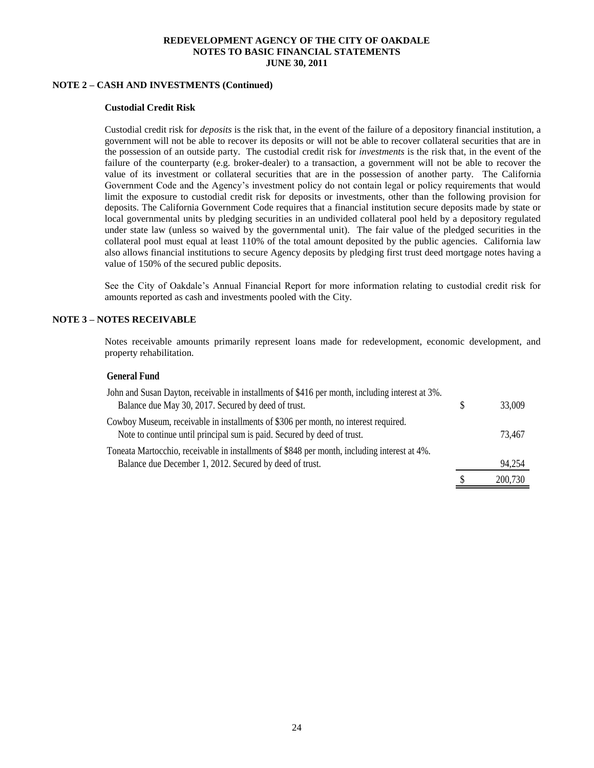## NOTE 2 – CASH AND INVESTMENTS (Continued)

### Custodial Credit Risk

Custodial credit risk for *deposits* is the risk that, in the event of the failure of a depository financial institution, a government will not be able to recover its deposits or will not be able to recover collateral securities that are in the possession of an outside party. The custodial credit risk for *investments* is the risk that, in the event of the failure of the counterparty (e.g. broker-dealer) to a transaction, a government will not be able to recover the value of its investment or collateral securities that are in the possession of another party. The California Government Code and the Agency's investment policy do not contain legal or policy requirements that would limit the exposure to custodial credit risk for deposits or investments, other than the following provision for deposits. The California Government Code requires that a financial institution secure deposits made by state or local governmental units by pledging securities in an undivided collateral pool held by a depository regulated under state law (unless so waived by the governmental unit). The fair value of the pledged securities in the collateral pool must equal at least 110% of the total amount deposited by the public agencies. California law also allows financial institutions to secure Agency deposits by pledging first trust deed mortgage notes having a value of 150% of the secured public deposits.

See the City of Oakdale's Annual Financial Report for more information relating to custodial credit risk for amounts reported as cash and investments pooled with the City.

## NOTE 3 – NOTES RECEIVABLE

Notes receivable amounts primarily represent loans made for redevelopment, economic development, and property rehabilitation.

### General Fund

| | | |
|---|---|---|
| John and Susan Dayton, receivable in installments of $416 per month, including interest at 3%. Balance due May 30, 2017. Secured by deed of trust. | $ | 33,009 |
| Cowboy Museum, receivable in installments of $306 per month, no interest required. Note to continue until principal sum is paid. Secured by deed of trust. | | 73,467 |
| Toneata Martocchio, receivable in installments of $848 per month, including interest at 4%. Balance due December 1, 2012. Secured by deed of trust. | | 94,254 |
| | $ | 200,730 |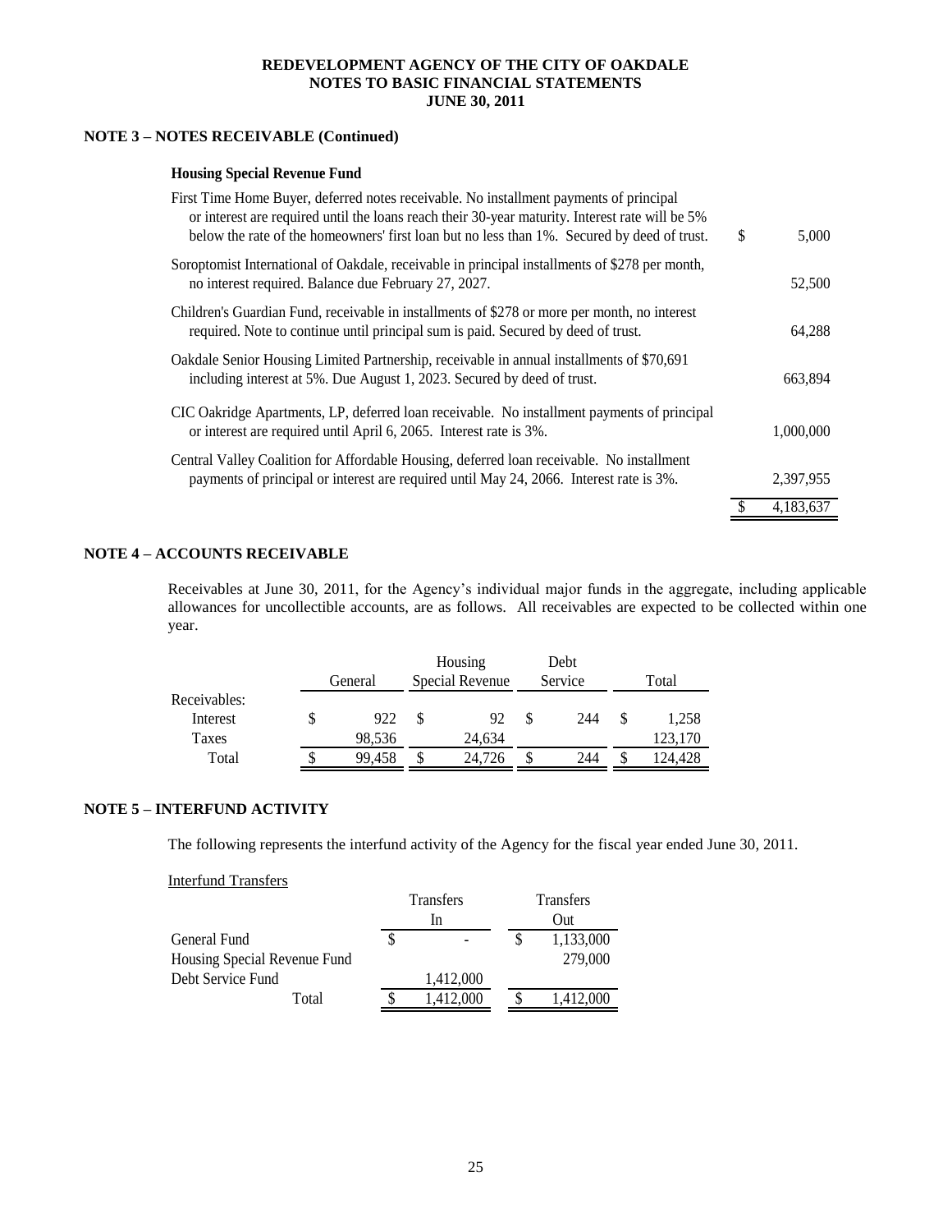## NOTE 3 – NOTES RECEIVABLE (Continued)

### Housing Special Revenue Fund

| Description | Amount |
|---|---|
| First Time Home Buyer, deferred notes receivable. No installment payments of principal or interest are required until the loans reach their 30-year maturity. Interest rate will be 5% below the rate of the homeowners' first loan but no less than 1%. Secured by deed of trust. | $ 5,000 |
| Soroptomist International of Oakdale, receivable in principal installments of $278 per month, no interest required. Balance due February 27, 2027. | 52,500 |
| Children's Guardian Fund, receivable in installments of $278 or more per month, no interest required. Note to continue until principal sum is paid. Secured by deed of trust. | 64,288 |
| Oakdale Senior Housing Limited Partnership, receivable in annual installments of $70,691 including interest at 5%. Due August 1, 2023. Secured by deed of trust. | 663,894 |
| CIC Oakridge Apartments, LP, deferred loan receivable. No installment payments of principal or interest are required until April 6, 2065. Interest rate is 3%. | 1,000,000 |
| Central Valley Coalition for Affordable Housing, deferred loan receivable. No installment payments of principal or interest are required until May 24, 2066. Interest rate is 3%. | 2,397,955 |
| | $ 4,183,637 |

## NOTE 4 – ACCOUNTS RECEIVABLE

Receivables at June 30, 2011, for the Agency's individual major funds in the aggregate, including applicable allowances for uncollectible accounts, are as follows. All receivables are expected to be collected within one year.

| | General | Housing Special Revenue | Debt Service | Total |
|---|---|---|---|---|
| Receivables: | | | | |
| Interest | $ 922 | $ 92 | $ 244 | $ 1,258 |
| Taxes | 98,536 | 24,634 | | 123,170 |
| Total | $ 99,458 | $ 24,726 | $ 244 | $ 124,428 |

## NOTE 5 – INTERFUND ACTIVITY

The following represents the interfund activity of the Agency for the fiscal year ended June 30, 2011.

Interfund Transfers

| | Transfers In | Transfers Out |
|---|---|---|
| General Fund | $ - | $ 1,133,000 |
| Housing Special Revenue Fund | | 279,000 |
| Debt Service Fund | 1,412,000 | |
| Total | $ 1,412,000 | $ 1,412,000 |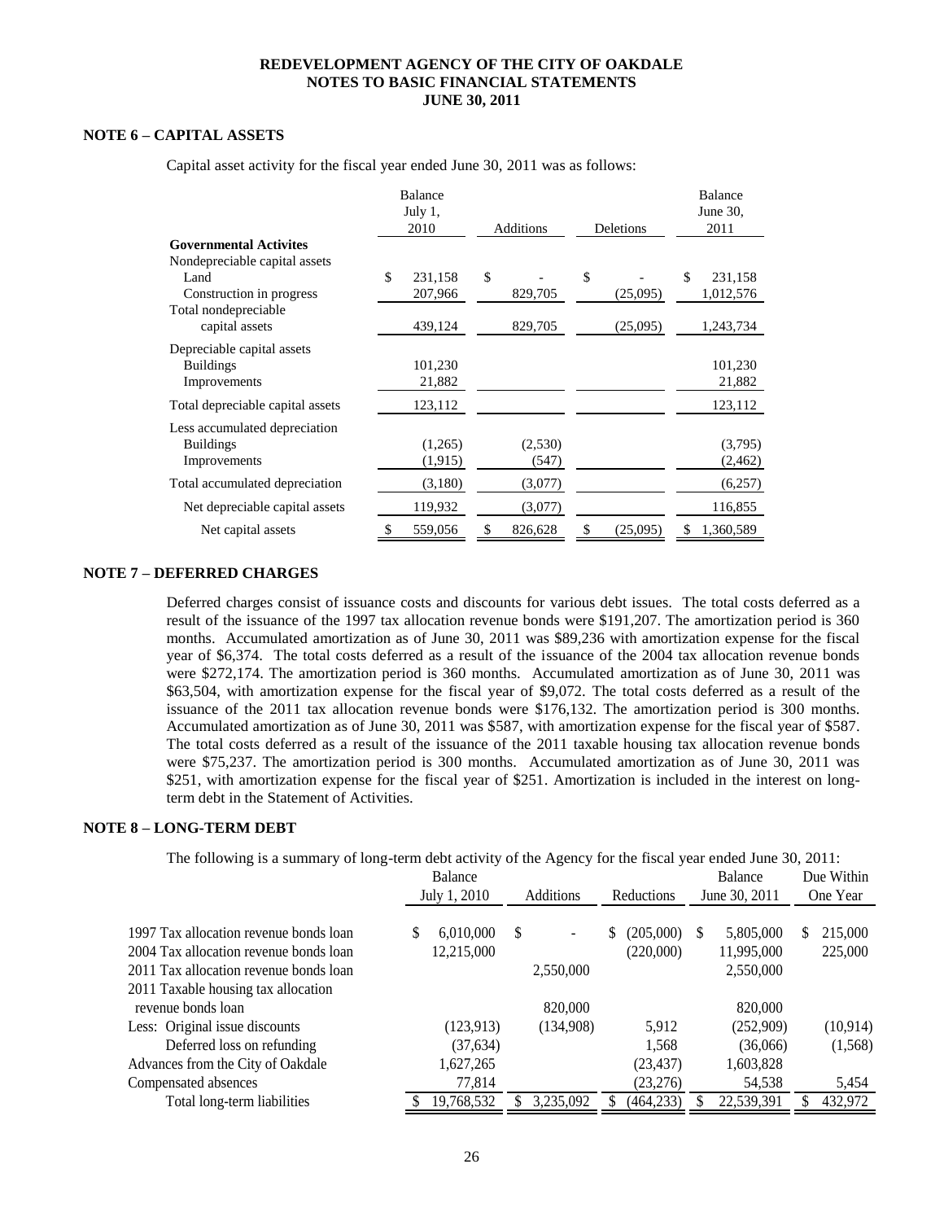**REDEVELOPMENT AGENCY OF THE CITY OF OAKDALE**
**NOTES TO BASIC FINANCIAL STATEMENTS**
**JUNE 30, 2011**

## NOTE 6 – CAPITAL ASSETS

Capital asset activity for the fiscal year ended June 30, 2011 was as follows:

| | Balance July 1, 2010 | Additions | Deletions | Balance June 30, 2011 |
|---|---|---|---|---|
| **Governmental Activites** | | | | |
| Nondepreciable capital assets | | | | |
| Land | $ 231,158 | $ - | $ - | $ 231,158 |
| Construction in progress | 207,966 | 829,705 | (25,095) | 1,012,576 |
| Total nondepreciable capital assets | 439,124 | 829,705 | (25,095) | 1,243,734 |
| Depreciable capital assets | | | | |
| Buildings | 101,230 | | | 101,230 |
| Improvements | 21,882 | | | 21,882 |
| Total depreciable capital assets | 123,112 | | | 123,112 |
| Less accumulated depreciation | | | | |
| Buildings | (1,265) | (2,530) | | (3,795) |
| Improvements | (1,915) | (547) | | (2,462) |
| Total accumulated depreciation | (3,180) | (3,077) | | (6,257) |
| Net depreciable capital assets | 119,932 | (3,077) | | 116,855 |
| Net capital assets | $ 559,056 | $ 826,628 | $ (25,095) | $ 1,360,589 |

## NOTE 7 – DEFERRED CHARGES

Deferred charges consist of issuance costs and discounts for various debt issues. The total costs deferred as a result of the issuance of the 1997 tax allocation revenue bonds were $191,207. The amortization period is 360 months. Accumulated amortization as of June 30, 2011 was $89,236 with amortization expense for the fiscal year of $6,374. The total costs deferred as a result of the issuance of the 2004 tax allocation revenue bonds were $272,174. The amortization period is 360 months. Accumulated amortization as of June 30, 2011 was $63,504, with amortization expense for the fiscal year of $9,072. The total costs deferred as a result of the issuance of the 2011 tax allocation revenue bonds were $176,132. The amortization period is 300 months. Accumulated amortization as of June 30, 2011 was $587, with amortization expense for the fiscal year of $587. The total costs deferred as a result of the issuance of the 2011 taxable housing tax allocation revenue bonds were $75,237. The amortization period is 300 months. Accumulated amortization as of June 30, 2011 was $251, with amortization expense for the fiscal year of $251. Amortization is included in the interest on long-term debt in the Statement of Activities.

## NOTE 8 – LONG-TERM DEBT

The following is a summary of long-term debt activity of the Agency for the fiscal year ended June 30, 2011:

| | Balance July 1, 2010 | Additions | Reductions | Balance June 30, 2011 | Due Within One Year |
|---|---|---|---|---|---|
| 1997 Tax allocation revenue bonds loan | $ 6,010,000 | $ - | $ (205,000) | $ 5,805,000 | $ 215,000 |
| 2004 Tax allocation revenue bonds loan | 12,215,000 | | (220,000) | 11,995,000 | 225,000 |
| 2011 Tax allocation revenue bonds loan | | 2,550,000 | | 2,550,000 | |
| 2011 Taxable housing tax allocation revenue bonds loan | | 820,000 | | 820,000 | |
| Less: Original issue discounts | (123,913) | (134,908) | 5,912 | (252,909) | (10,914) |
| Deferred loss on refunding | (37,634) | | 1,568 | (36,066) | (1,568) |
| Advances from the City of Oakdale | 1,627,265 | | (23,437) | 1,603,828 | |
| Compensated absences | 77,814 | | (23,276) | 54,538 | 5,454 |
| Total long-term liabilities | $ 19,768,532 | $ 3,235,092 | $ (464,233) | $ 22,539,391 | $ 432,972 |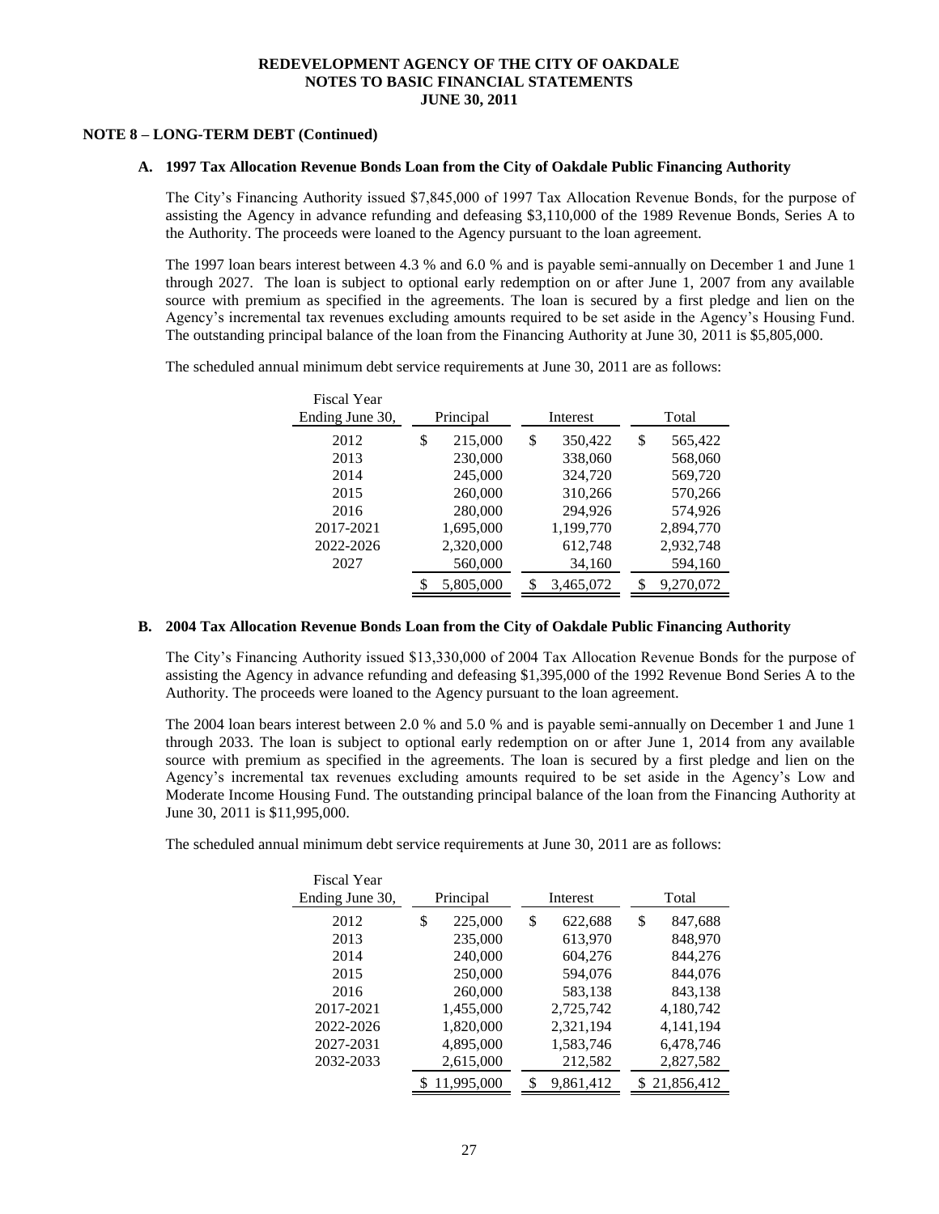**REDEVELOPMENT AGENCY OF THE CITY OF OAKDALE**
**NOTES TO BASIC FINANCIAL STATEMENTS**
**JUNE 30, 2011**

## NOTE 8 – LONG-TERM DEBT (Continued)

### A. 1997 Tax Allocation Revenue Bonds Loan from the City of Oakdale Public Financing Authority

The City's Financing Authority issued $7,845,000 of 1997 Tax Allocation Revenue Bonds, for the purpose of assisting the Agency in advance refunding and defeasing $3,110,000 of the 1989 Revenue Bonds, Series A to the Authority. The proceeds were loaned to the Agency pursuant to the loan agreement.

The 1997 loan bears interest between 4.3 % and 6.0 % and is payable semi-annually on December 1 and June 1 through 2027. The loan is subject to optional early redemption on or after June 1, 2007 from any available source with premium as specified in the agreements. The loan is secured by a first pledge and lien on the Agency's incremental tax revenues excluding amounts required to be set aside in the Agency's Housing Fund. The outstanding principal balance of the loan from the Financing Authority at June 30, 2011 is $5,805,000.

The scheduled annual minimum debt service requirements at June 30, 2011 are as follows:

| Fiscal Year Ending June 30, | Principal | Interest | Total |
|---|---|---|---|
| 2012 | $ 215,000 | $ 350,422 | $ 565,422 |
| 2013 | 230,000 | 338,060 | 568,060 |
| 2014 | 245,000 | 324,720 | 569,720 |
| 2015 | 260,000 | 310,266 | 570,266 |
| 2016 | 280,000 | 294,926 | 574,926 |
| 2017-2021 | 1,695,000 | 1,199,770 | 2,894,770 |
| 2022-2026 | 2,320,000 | 612,748 | 2,932,748 |
| 2027 | 560,000 | 34,160 | 594,160 |
| | $ 5,805,000 | $ 3,465,072 | $ 9,270,072 |

### B. 2004 Tax Allocation Revenue Bonds Loan from the City of Oakdale Public Financing Authority

The City's Financing Authority issued $13,330,000 of 2004 Tax Allocation Revenue Bonds for the purpose of assisting the Agency in advance refunding and defeasing $1,395,000 of the 1992 Revenue Bond Series A to the Authority. The proceeds were loaned to the Agency pursuant to the loan agreement.

The 2004 loan bears interest between 2.0 % and 5.0 % and is payable semi-annually on December 1 and June 1 through 2033. The loan is subject to optional early redemption on or after June 1, 2014 from any available source with premium as specified in the agreements. The loan is secured by a first pledge and lien on the Agency's incremental tax revenues excluding amounts required to be set aside in the Agency's Low and Moderate Income Housing Fund. The outstanding principal balance of the loan from the Financing Authority at June 30, 2011 is $11,995,000.

The scheduled annual minimum debt service requirements at June 30, 2011 are as follows:

| Fiscal Year Ending June 30, | Principal | Interest | Total |
|---|---|---|---|
| 2012 | $ 225,000 | $ 622,688 | $ 847,688 |
| 2013 | 235,000 | 613,970 | 848,970 |
| 2014 | 240,000 | 604,276 | 844,276 |
| 2015 | 250,000 | 594,076 | 844,076 |
| 2016 | 260,000 | 583,138 | 843,138 |
| 2017-2021 | 1,455,000 | 2,725,742 | 4,180,742 |
| 2022-2026 | 1,820,000 | 2,321,194 | 4,141,194 |
| 2027-2031 | 4,895,000 | 1,583,746 | 6,478,746 |
| 2032-2033 | 2,615,000 | 212,582 | 2,827,582 |
| | $ 11,995,000 | $ 9,861,412 | $ 21,856,412 |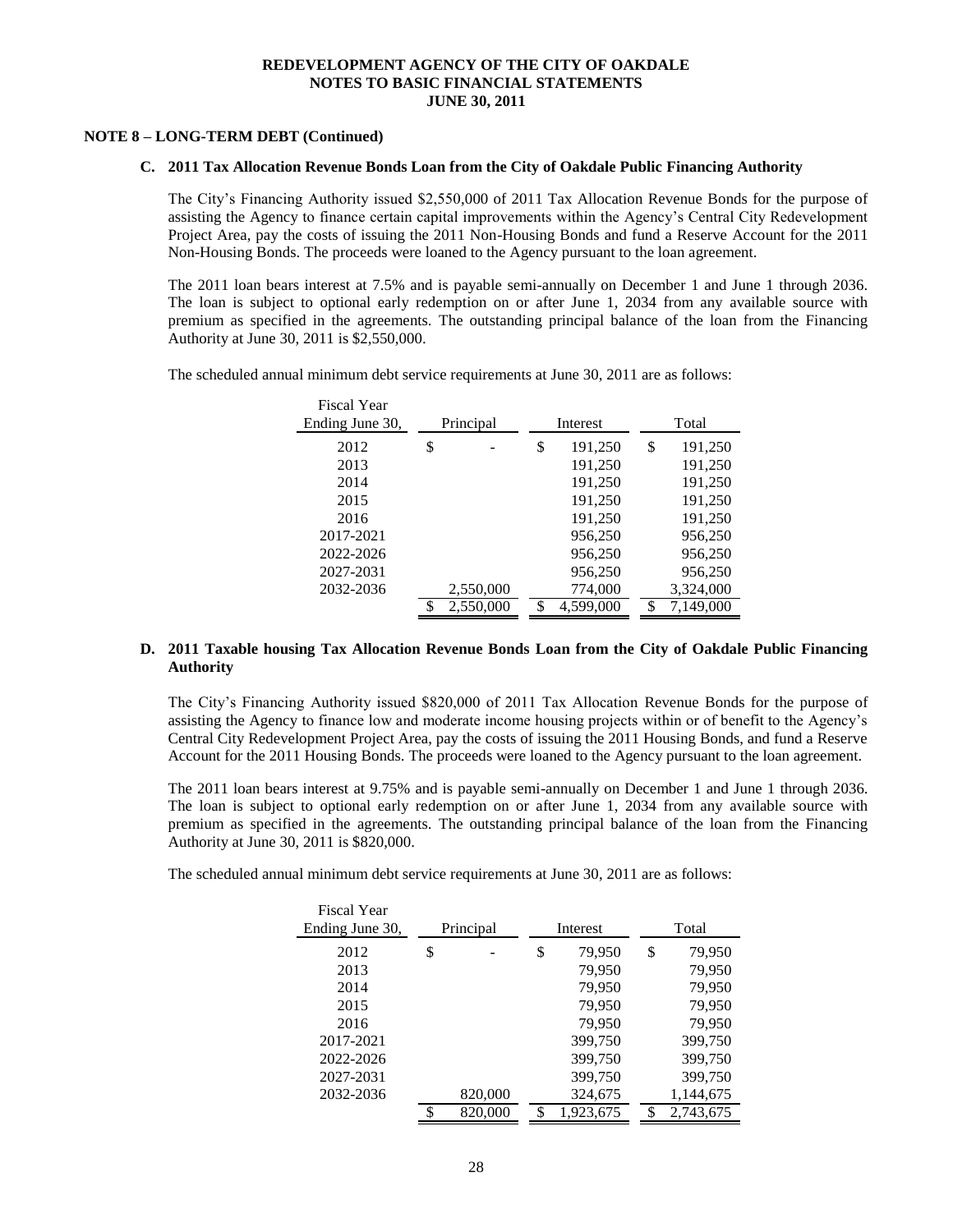**REDEVELOPMENT AGENCY OF THE CITY OF OAKDALE**
**NOTES TO BASIC FINANCIAL STATEMENTS**
**JUNE 30, 2011**

**NOTE 8 – LONG-TERM DEBT (Continued)**

**C. 2011 Tax Allocation Revenue Bonds Loan from the City of Oakdale Public Financing Authority**

The City's Financing Authority issued $2,550,000 of 2011 Tax Allocation Revenue Bonds for the purpose of assisting the Agency to finance certain capital improvements within the Agency's Central City Redevelopment Project Area, pay the costs of issuing the 2011 Non-Housing Bonds and fund a Reserve Account for the 2011 Non-Housing Bonds. The proceeds were loaned to the Agency pursuant to the loan agreement.

The 2011 loan bears interest at 7.5% and is payable semi-annually on December 1 and June 1 through 2036. The loan is subject to optional early redemption on or after June 1, 2034 from any available source with premium as specified in the agreements. The outstanding principal balance of the loan from the Financing Authority at June 30, 2011 is $2,550,000.

The scheduled annual minimum debt service requirements at June 30, 2011 are as follows:

| Fiscal Year Ending June 30, | Principal | Interest | Total |
|---|---|---|---|
| 2012 | $ - | $ 191,250 | $ 191,250 |
| 2013 | | 191,250 | 191,250 |
| 2014 | | 191,250 | 191,250 |
| 2015 | | 191,250 | 191,250 |
| 2016 | | 191,250 | 191,250 |
| 2017-2021 | | 956,250 | 956,250 |
| 2022-2026 | | 956,250 | 956,250 |
| 2027-2031 | | 956,250 | 956,250 |
| 2032-2036 | 2,550,000 | 774,000 | 3,324,000 |
| | $ 2,550,000 | $ 4,599,000 | $ 7,149,000 |

**D. 2011 Taxable housing Tax Allocation Revenue Bonds Loan from the City of Oakdale Public Financing Authority**

The City's Financing Authority issued $820,000 of 2011 Tax Allocation Revenue Bonds for the purpose of assisting the Agency to finance low and moderate income housing projects within or of benefit to the Agency's Central City Redevelopment Project Area, pay the costs of issuing the 2011 Housing Bonds, and fund a Reserve Account for the 2011 Housing Bonds. The proceeds were loaned to the Agency pursuant to the loan agreement.

The 2011 loan bears interest at 9.75% and is payable semi-annually on December 1 and June 1 through 2036. The loan is subject to optional early redemption on or after June 1, 2034 from any available source with premium as specified in the agreements. The outstanding principal balance of the loan from the Financing Authority at June 30, 2011 is $820,000.

The scheduled annual minimum debt service requirements at June 30, 2011 are as follows:

| Fiscal Year Ending June 30, | Principal | Interest | Total |
|---|---|---|---|
| 2012 | $ - | $ 79,950 | $ 79,950 |
| 2013 | | 79,950 | 79,950 |
| 2014 | | 79,950 | 79,950 |
| 2015 | | 79,950 | 79,950 |
| 2016 | | 79,950 | 79,950 |
| 2017-2021 | | 399,750 | 399,750 |
| 2022-2026 | | 399,750 | 399,750 |
| 2027-2031 | | 399,750 | 399,750 |
| 2032-2036 | 820,000 | 324,675 | 1,144,675 |
| | $ 820,000 | $ 1,923,675 | $ 2,743,675 |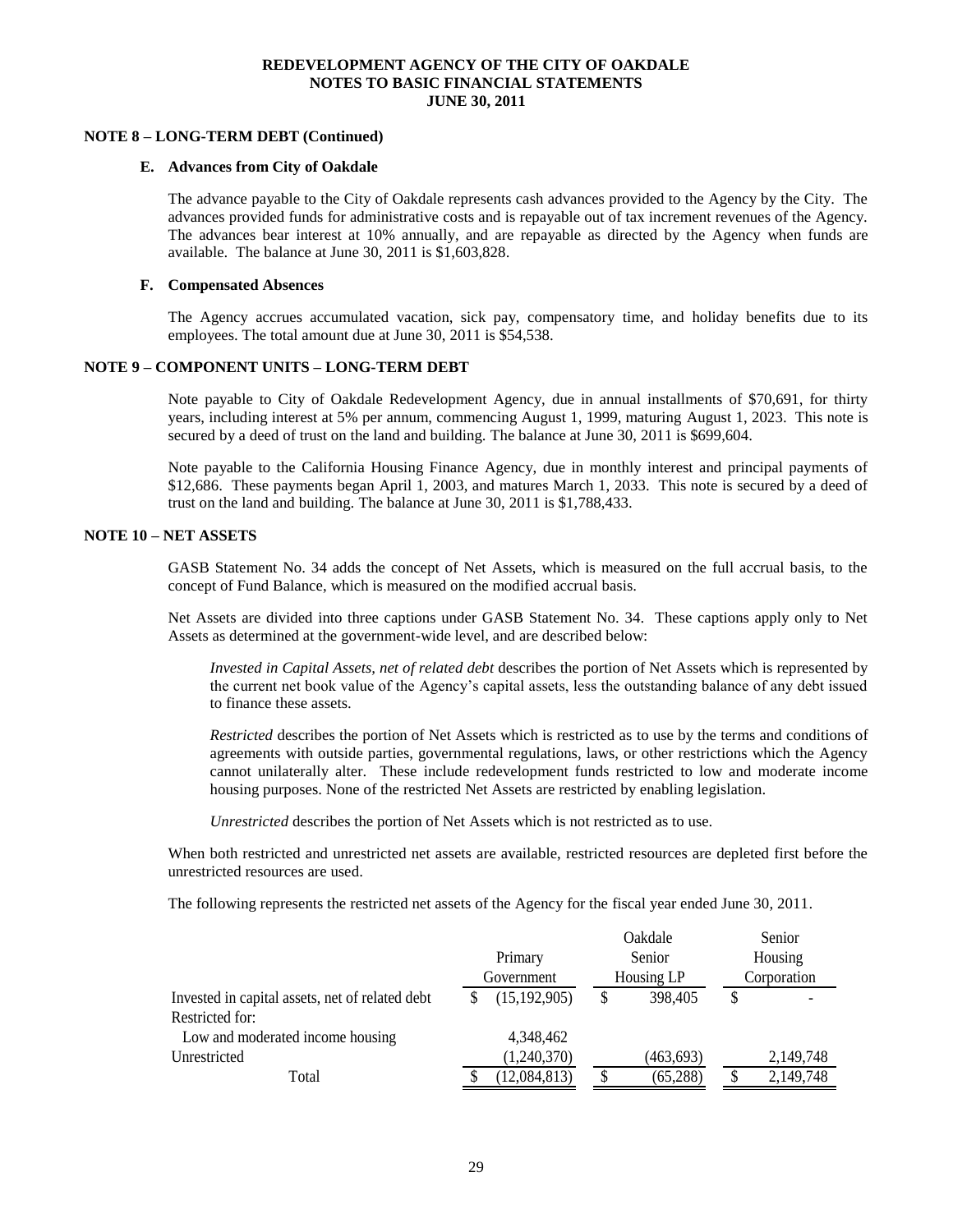**REDEVELOPMENT AGENCY OF THE CITY OF OAKDALE**
**NOTES TO BASIC FINANCIAL STATEMENTS**
**JUNE 30, 2011**

## NOTE 8 – LONG-TERM DEBT (Continued)

### E. Advances from City of Oakdale

The advance payable to the City of Oakdale represents cash advances provided to the Agency by the City. The advances provided funds for administrative costs and is repayable out of tax increment revenues of the Agency. The advances bear interest at 10% annually, and are repayable as directed by the Agency when funds are available. The balance at June 30, 2011 is $1,603,828.

### F. Compensated Absences

The Agency accrues accumulated vacation, sick pay, compensatory time, and holiday benefits due to its employees. The total amount due at June 30, 2011 is $54,538.

## NOTE 9 – COMPONENT UNITS – LONG-TERM DEBT

Note payable to City of Oakdale Redevelopment Agency, due in annual installments of $70,691, for thirty years, including interest at 5% per annum, commencing August 1, 1999, maturing August 1, 2023. This note is secured by a deed of trust on the land and building. The balance at June 30, 2011 is $699,604.

Note payable to the California Housing Finance Agency, due in monthly interest and principal payments of $12,686. These payments began April 1, 2003, and matures March 1, 2033. This note is secured by a deed of trust on the land and building. The balance at June 30, 2011 is $1,788,433.

## NOTE 10 – NET ASSETS

GASB Statement No. 34 adds the concept of Net Assets, which is measured on the full accrual basis, to the concept of Fund Balance, which is measured on the modified accrual basis.

Net Assets are divided into three captions under GASB Statement No. 34. These captions apply only to Net Assets as determined at the government-wide level, and are described below:

*Invested in Capital Assets, net of related debt* describes the portion of Net Assets which is represented by the current net book value of the Agency's capital assets, less the outstanding balance of any debt issued to finance these assets.

*Restricted* describes the portion of Net Assets which is restricted as to use by the terms and conditions of agreements with outside parties, governmental regulations, laws, or other restrictions which the Agency cannot unilaterally alter. These include redevelopment funds restricted to low and moderate income housing purposes. None of the restricted Net Assets are restricted by enabling legislation.

*Unrestricted* describes the portion of Net Assets which is not restricted as to use.

When both restricted and unrestricted net assets are available, restricted resources are depleted first before the unrestricted resources are used.

The following represents the restricted net assets of the Agency for the fiscal year ended June 30, 2011.

| | Primary Government | Oakdale Senior Housing LP | Senior Housing Corporation |
|---|---|---|---|
| Invested in capital assets, net of related debt | $ (15,192,905) | $ 398,405 | $ - |
| Restricted for: | | | |
| Low and moderated income housing | 4,348,462 | | |
| Unrestricted | (1,240,370) | (463,693) | 2,149,748 |
| Total | $ (12,084,813) | $ (65,288) | $ 2,149,748 |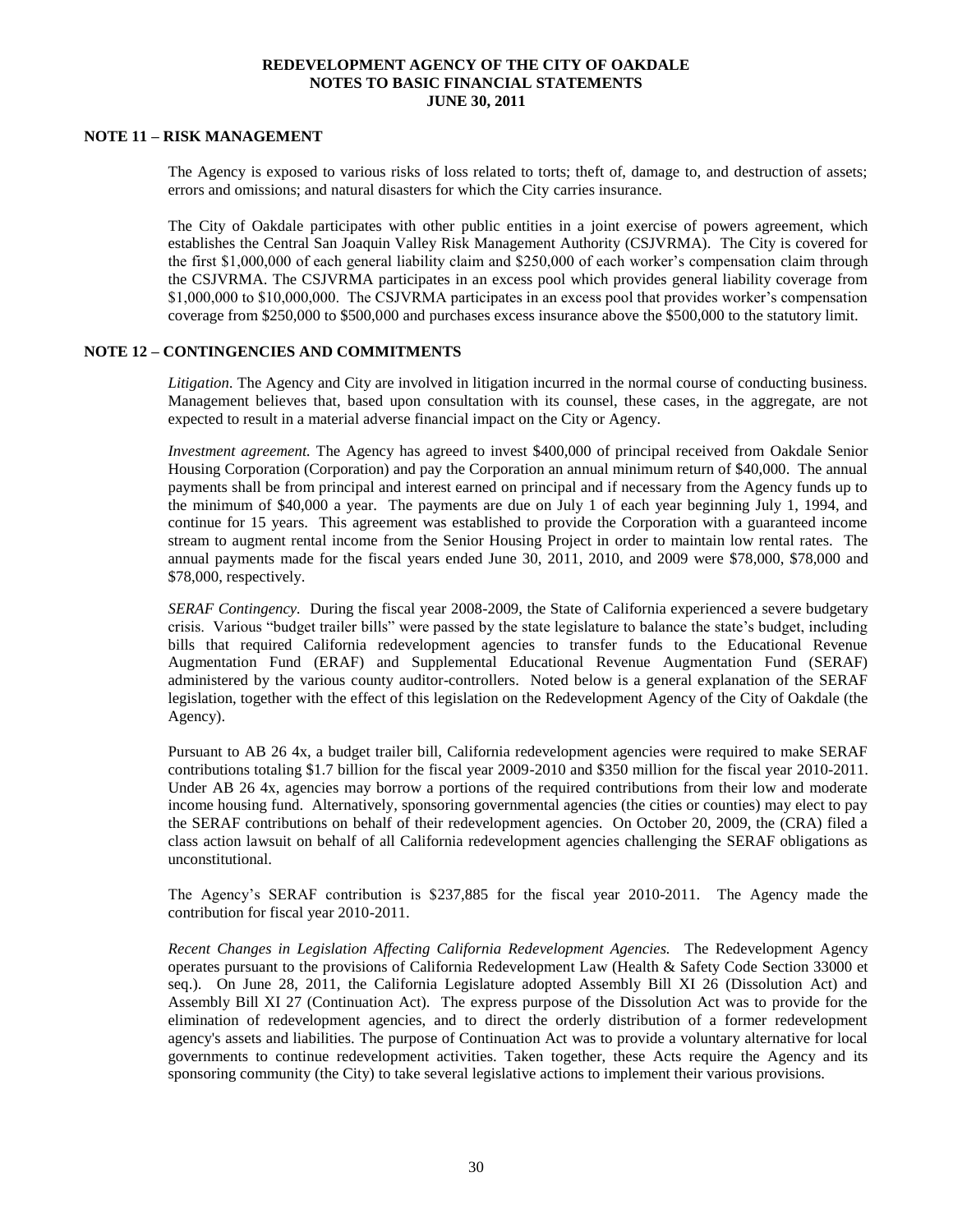## NOTE 11 – RISK MANAGEMENT

The Agency is exposed to various risks of loss related to torts; theft of, damage to, and destruction of assets; errors and omissions; and natural disasters for which the City carries insurance.

The City of Oakdale participates with other public entities in a joint exercise of powers agreement, which establishes the Central San Joaquin Valley Risk Management Authority (CSJVRMA). The City is covered for the first $1,000,000 of each general liability claim and $250,000 of each worker's compensation claim through the CSJVRMA. The CSJVRMA participates in an excess pool which provides general liability coverage from $1,000,000 to $10,000,000. The CSJVRMA participates in an excess pool that provides worker's compensation coverage from $250,000 to $500,000 and purchases excess insurance above the $500,000 to the statutory limit.

## NOTE 12 – CONTINGENCIES AND COMMITMENTS

*Litigation.* The Agency and City are involved in litigation incurred in the normal course of conducting business. Management believes that, based upon consultation with its counsel, these cases, in the aggregate, are not expected to result in a material adverse financial impact on the City or Agency.

*Investment agreement.* The Agency has agreed to invest $400,000 of principal received from Oakdale Senior Housing Corporation (Corporation) and pay the Corporation an annual minimum return of $40,000. The annual payments shall be from principal and interest earned on principal and if necessary from the Agency funds up to the minimum of $40,000 a year. The payments are due on July 1 of each year beginning July 1, 1994, and continue for 15 years. This agreement was established to provide the Corporation with a guaranteed income stream to augment rental income from the Senior Housing Project in order to maintain low rental rates. The annual payments made for the fiscal years ended June 30, 2011, 2010, and 2009 were $78,000, $78,000 and $78,000, respectively.

*SERAF Contingency.* During the fiscal year 2008-2009, the State of California experienced a severe budgetary crisis. Various "budget trailer bills" were passed by the state legislature to balance the state's budget, including bills that required California redevelopment agencies to transfer funds to the Educational Revenue Augmentation Fund (ERAF) and Supplemental Educational Revenue Augmentation Fund (SERAF) administered by the various county auditor-controllers. Noted below is a general explanation of the SERAF legislation, together with the effect of this legislation on the Redevelopment Agency of the City of Oakdale (the Agency).

Pursuant to AB 26 4x, a budget trailer bill, California redevelopment agencies were required to make SERAF contributions totaling $1.7 billion for the fiscal year 2009-2010 and $350 million for the fiscal year 2010-2011. Under AB 26 4x, agencies may borrow a portions of the required contributions from their low and moderate income housing fund. Alternatively, sponsoring governmental agencies (the cities or counties) may elect to pay the SERAF contributions on behalf of their redevelopment agencies. On October 20, 2009, the (CRA) filed a class action lawsuit on behalf of all California redevelopment agencies challenging the SERAF obligations as unconstitutional.

The Agency's SERAF contribution is $237,885 for the fiscal year 2010-2011. The Agency made the contribution for fiscal year 2010-2011.

*Recent Changes in Legislation Affecting California Redevelopment Agencies.* The Redevelopment Agency operates pursuant to the provisions of California Redevelopment Law (Health & Safety Code Section 33000 et seq.). On June 28, 2011, the California Legislature adopted Assembly Bill XI 26 (Dissolution Act) and Assembly Bill XI 27 (Continuation Act). The express purpose of the Dissolution Act was to provide for the elimination of redevelopment agencies, and to direct the orderly distribution of a former redevelopment agency's assets and liabilities. The purpose of Continuation Act was to provide a voluntary alternative for local governments to continue redevelopment activities. Taken together, these Acts require the Agency and its sponsoring community (the City) to take several legislative actions to implement their various provisions.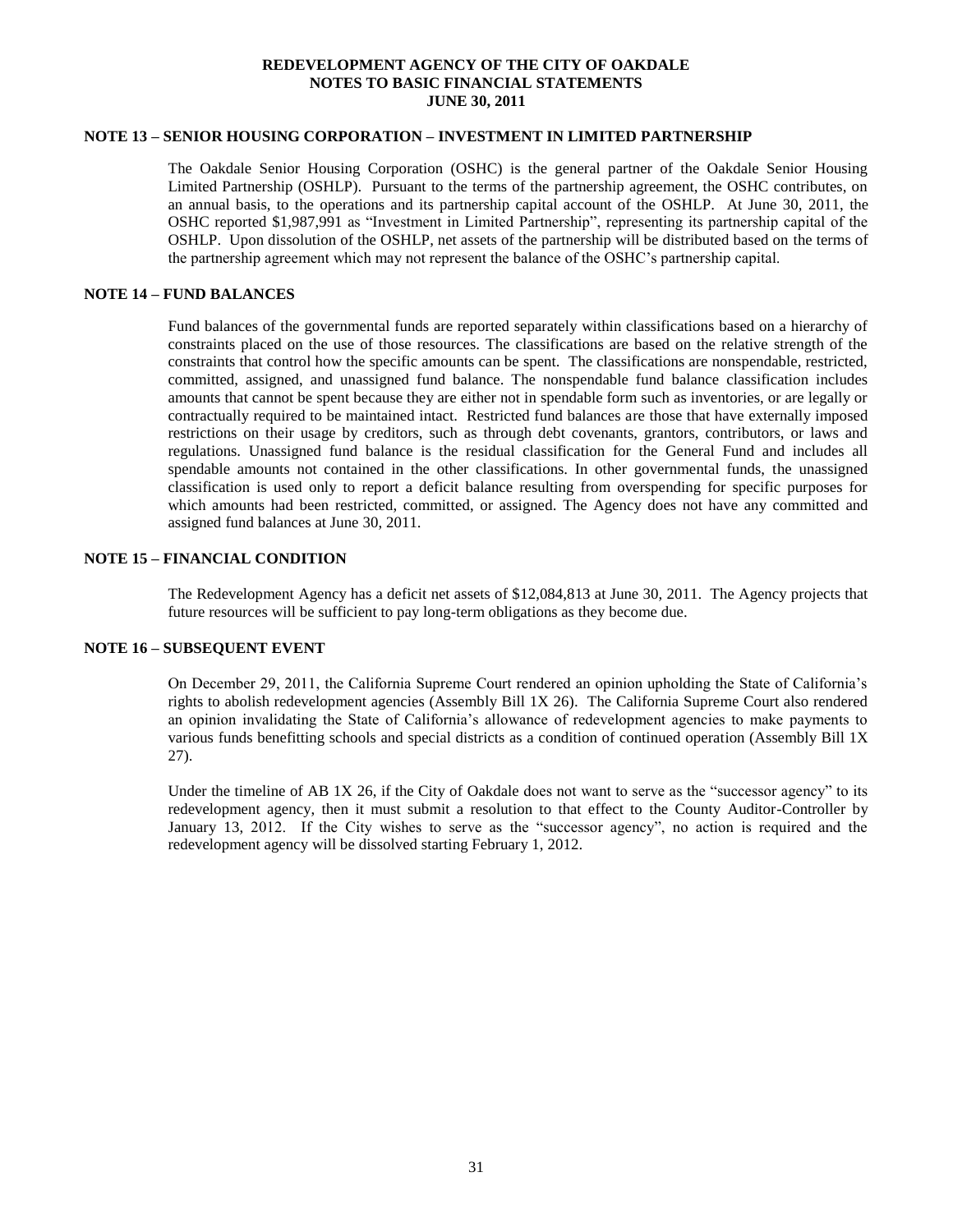**REDEVELOPMENT AGENCY OF THE CITY OF OAKDALE**
**NOTES TO BASIC FINANCIAL STATEMENTS**
**JUNE 30, 2011**

## NOTE 13 – SENIOR HOUSING CORPORATION – INVESTMENT IN LIMITED PARTNERSHIP

The Oakdale Senior Housing Corporation (OSHC) is the general partner of the Oakdale Senior Housing Limited Partnership (OSHLP). Pursuant to the terms of the partnership agreement, the OSHC contributes, on an annual basis, to the operations and its partnership capital account of the OSHLP. At June 30, 2011, the OSHC reported $1,987,991 as "Investment in Limited Partnership", representing its partnership capital of the OSHLP. Upon dissolution of the OSHLP, net assets of the partnership will be distributed based on the terms of the partnership agreement which may not represent the balance of the OSHC's partnership capital.

## NOTE 14 – FUND BALANCES

Fund balances of the governmental funds are reported separately within classifications based on a hierarchy of constraints placed on the use of those resources. The classifications are based on the relative strength of the constraints that control how the specific amounts can be spent. The classifications are nonspendable, restricted, committed, assigned, and unassigned fund balance. The nonspendable fund balance classification includes amounts that cannot be spent because they are either not in spendable form such as inventories, or are legally or contractually required to be maintained intact. Restricted fund balances are those that have externally imposed restrictions on their usage by creditors, such as through debt covenants, grantors, contributors, or laws and regulations. Unassigned fund balance is the residual classification for the General Fund and includes all spendable amounts not contained in the other classifications. In other governmental funds, the unassigned classification is used only to report a deficit balance resulting from overspending for specific purposes for which amounts had been restricted, committed, or assigned. The Agency does not have any committed and assigned fund balances at June 30, 2011.

## NOTE 15 – FINANCIAL CONDITION

The Redevelopment Agency has a deficit net assets of $12,084,813 at June 30, 2011. The Agency projects that future resources will be sufficient to pay long-term obligations as they become due.

## NOTE 16 – SUBSEQUENT EVENT

On December 29, 2011, the California Supreme Court rendered an opinion upholding the State of California's rights to abolish redevelopment agencies (Assembly Bill 1X 26). The California Supreme Court also rendered an opinion invalidating the State of California's allowance of redevelopment agencies to make payments to various funds benefitting schools and special districts as a condition of continued operation (Assembly Bill 1X 27).

Under the timeline of AB 1X 26, if the City of Oakdale does not want to serve as the "successor agency" to its redevelopment agency, then it must submit a resolution to that effect to the County Auditor-Controller by January 13, 2012. If the City wishes to serve as the "successor agency", no action is required and the redevelopment agency will be dissolved starting February 1, 2012.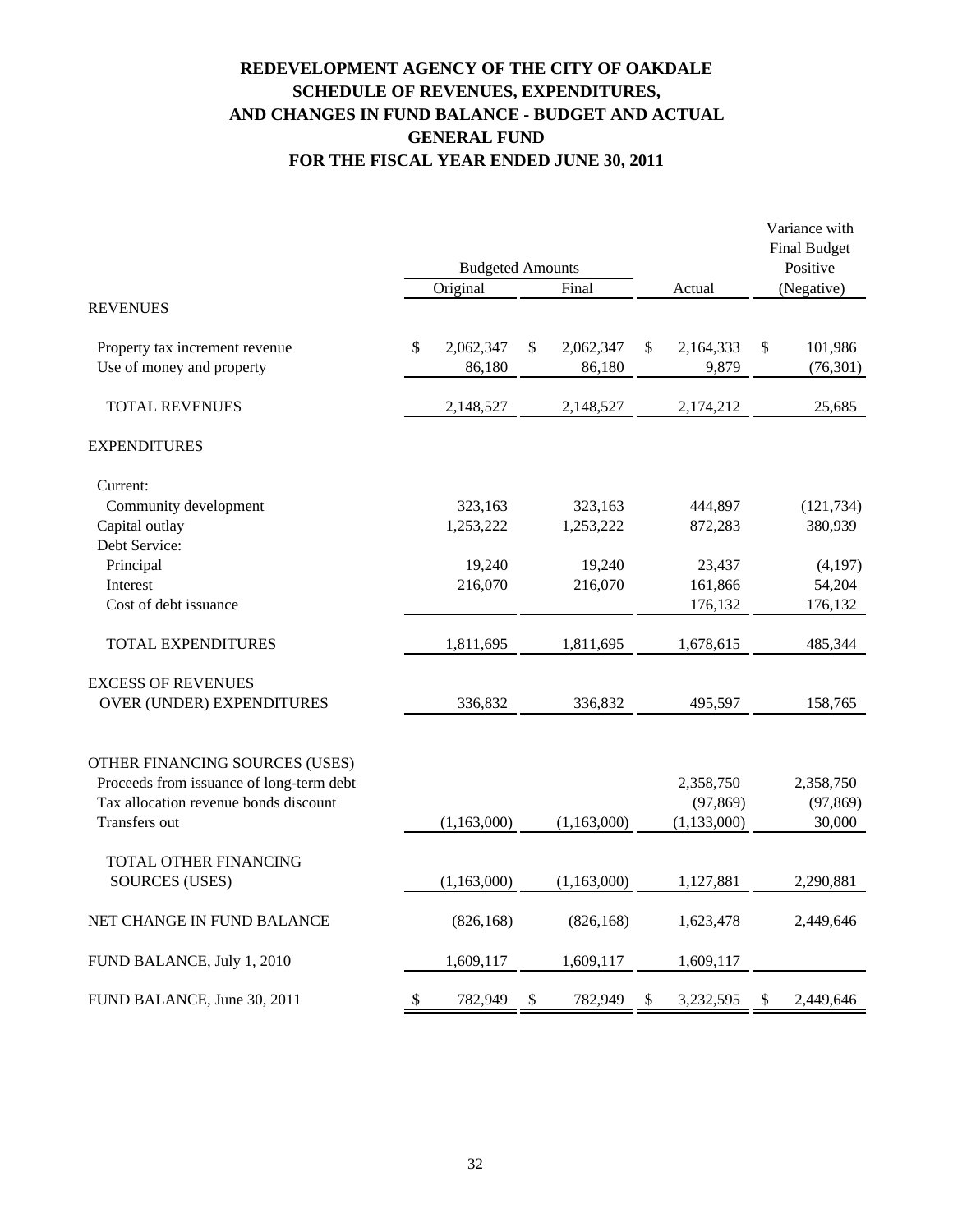# REDEVELOPMENT AGENCY OF THE CITY OF OAKDALE
## SCHEDULE OF REVENUES, EXPENDITURES, AND CHANGES IN FUND BALANCE - BUDGET AND ACTUAL
## GENERAL FUND
## FOR THE FISCAL YEAR ENDED JUNE 30, 2011

| | Budgeted Amounts | | | Variance with Final Budget Positive |
|---|---|---|---|---|
| | Original | Final | Actual | (Negative) |
| **REVENUES** | | | | |
| Property tax increment revenue | $ 2,062,347 | $ 2,062,347 | $ 2,164,333 | $ 101,986 |
| Use of money and property | 86,180 | 86,180 | 9,879 | (76,301) |
| TOTAL REVENUES | 2,148,527 | 2,148,527 | 2,174,212 | 25,685 |
| **EXPENDITURES** | | | | |
| Current: | | | | |
| Community development | 323,163 | 323,163 | 444,897 | (121,734) |
| Capital outlay | 1,253,222 | 1,253,222 | 872,283 | 380,939 |
| Debt Service: | | | | |
| Principal | 19,240 | 19,240 | 23,437 | (4,197) |
| Interest | 216,070 | 216,070 | 161,866 | 54,204 |
| Cost of debt issuance | | | 176,132 | 176,132 |
| TOTAL EXPENDITURES | 1,811,695 | 1,811,695 | 1,678,615 | 485,344 |
| EXCESS OF REVENUES OVER (UNDER) EXPENDITURES | 336,832 | 336,832 | 495,597 | 158,765 |
| **OTHER FINANCING SOURCES (USES)** | | | | |
| Proceeds from issuance of long-term debt | | | 2,358,750 | 2,358,750 |
| Tax allocation revenue bonds discount | | | (97,869) | (97,869) |
| Transfers out | (1,163,000) | (1,163,000) | (1,133,000) | 30,000 |
| TOTAL OTHER FINANCING SOURCES (USES) | (1,163,000) | (1,163,000) | 1,127,881 | 2,290,881 |
| NET CHANGE IN FUND BALANCE | (826,168) | (826,168) | 1,623,478 | 2,449,646 |
| FUND BALANCE, July 1, 2010 | 1,609,117 | 1,609,117 | 1,609,117 | |
| FUND BALANCE, June 30, 2011 | $ 782,949 | $ 782,949 | $ 3,232,595 | $ 2,449,646 |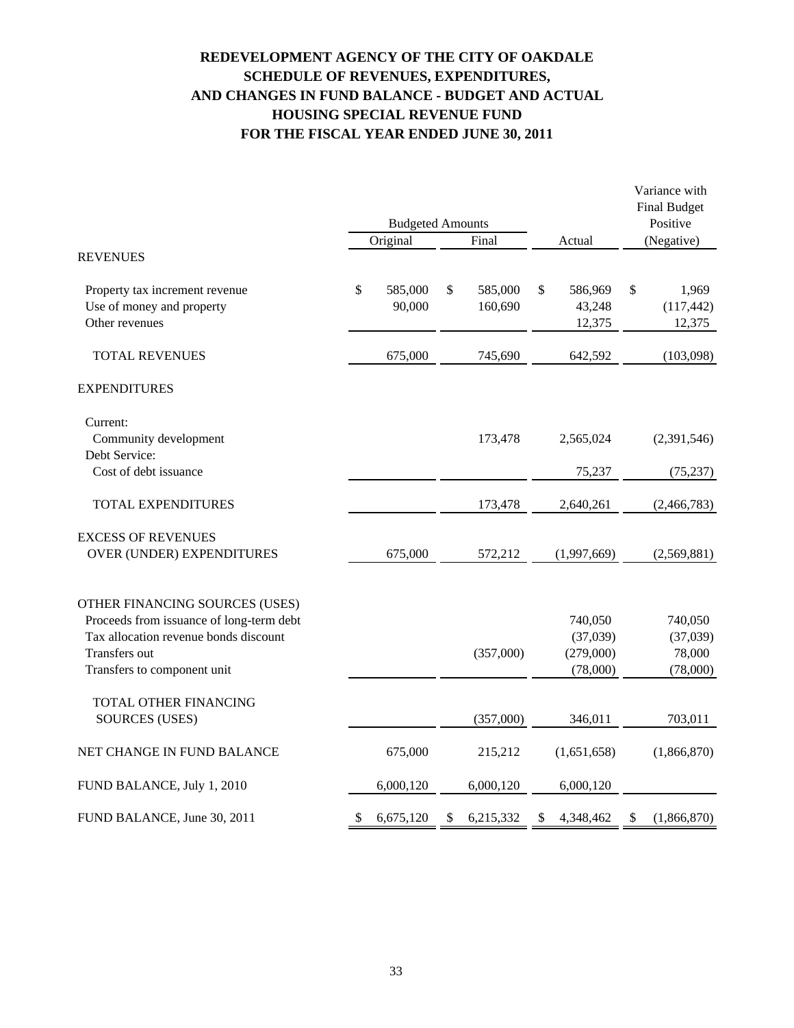# REDEVELOPMENT AGENCY OF THE CITY OF OAKDALE
## SCHEDULE OF REVENUES, EXPENDITURES, AND CHANGES IN FUND BALANCE - BUDGET AND ACTUAL
## HOUSING SPECIAL REVENUE FUND
## FOR THE FISCAL YEAR ENDED JUNE 30, 2011

| | Budgeted Amounts | | | Variance with Final Budget Positive |
|---|---|---|---|---|
| | Original | Final | Actual | (Negative) |
| **REVENUES** | | | | |
| Property tax increment revenue | $ 585,000 | $ 585,000 | $ 586,969 | $ 1,969 |
| Use of money and property | 90,000 | 160,690 | 43,248 | (117,442) |
| Other revenues | | | 12,375 | 12,375 |
| TOTAL REVENUES | 675,000 | 745,690 | 642,592 | (103,098) |
| **EXPENDITURES** | | | | |
| Current: | | | | |
| Community development | | 173,478 | 2,565,024 | (2,391,546) |
| Debt Service: | | | | |
| Cost of debt issuance | | | 75,237 | (75,237) |
| TOTAL EXPENDITURES | | 173,478 | 2,640,261 | (2,466,783) |
| EXCESS OF REVENUES OVER (UNDER) EXPENDITURES | 675,000 | 572,212 | (1,997,669) | (2,569,881) |
| **OTHER FINANCING SOURCES (USES)** | | | | |
| Proceeds from issuance of long-term debt | | | 740,050 | 740,050 |
| Tax allocation revenue bonds discount | | | (37,039) | (37,039) |
| Transfers out | | (357,000) | (279,000) | 78,000 |
| Transfers to component unit | | | (78,000) | (78,000) |
| TOTAL OTHER FINANCING SOURCES (USES) | | (357,000) | 346,011 | 703,011 |
| NET CHANGE IN FUND BALANCE | 675,000 | 215,212 | (1,651,658) | (1,866,870) |
| FUND BALANCE, July 1, 2010 | 6,000,120 | 6,000,120 | 6,000,120 | |
| FUND BALANCE, June 30, 2011 | $ 6,675,120 | $ 6,215,332 | $ 4,348,462 | $ (1,866,870) |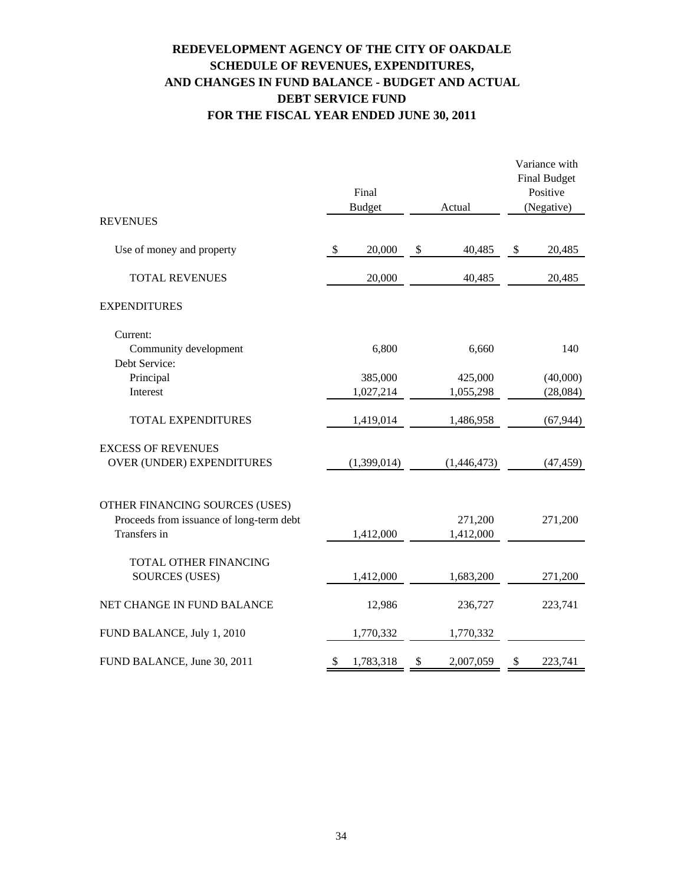# REDEVELOPMENT AGENCY OF THE CITY OF OAKDALE
## SCHEDULE OF REVENUES, EXPENDITURES, AND CHANGES IN FUND BALANCE - BUDGET AND ACTUAL
## DEBT SERVICE FUND
## FOR THE FISCAL YEAR ENDED JUNE 30, 2011

| | Final Budget | Actual | Variance with Final Budget Positive (Negative) |
|---|---|---|---|
| REVENUES | | | |
| Use of money and property | $ 20,000 | $ 40,485 | $ 20,485 |
| TOTAL REVENUES | 20,000 | 40,485 | 20,485 |
| EXPENDITURES | | | |
| Current: | | | |
| Community development | 6,800 | 6,660 | 140 |
| Debt Service: | | | |
| Principal | 385,000 | 425,000 | (40,000) |
| Interest | 1,027,214 | 1,055,298 | (28,084) |
| TOTAL EXPENDITURES | 1,419,014 | 1,486,958 | (67,944) |
| EXCESS OF REVENUES OVER (UNDER) EXPENDITURES | (1,399,014) | (1,446,473) | (47,459) |
| OTHER FINANCING SOURCES (USES) | | | |
| Proceeds from issuance of long-term debt | | 271,200 | 271,200 |
| Transfers in | 1,412,000 | 1,412,000 | |
| TOTAL OTHER FINANCING SOURCES (USES) | 1,412,000 | 1,683,200 | 271,200 |
| NET CHANGE IN FUND BALANCE | 12,986 | 236,727 | 223,741 |
| FUND BALANCE, July 1, 2010 | 1,770,332 | 1,770,332 | |
| FUND BALANCE, June 30, 2011 | $ 1,783,318 | $ 2,007,059 | $ 223,741 |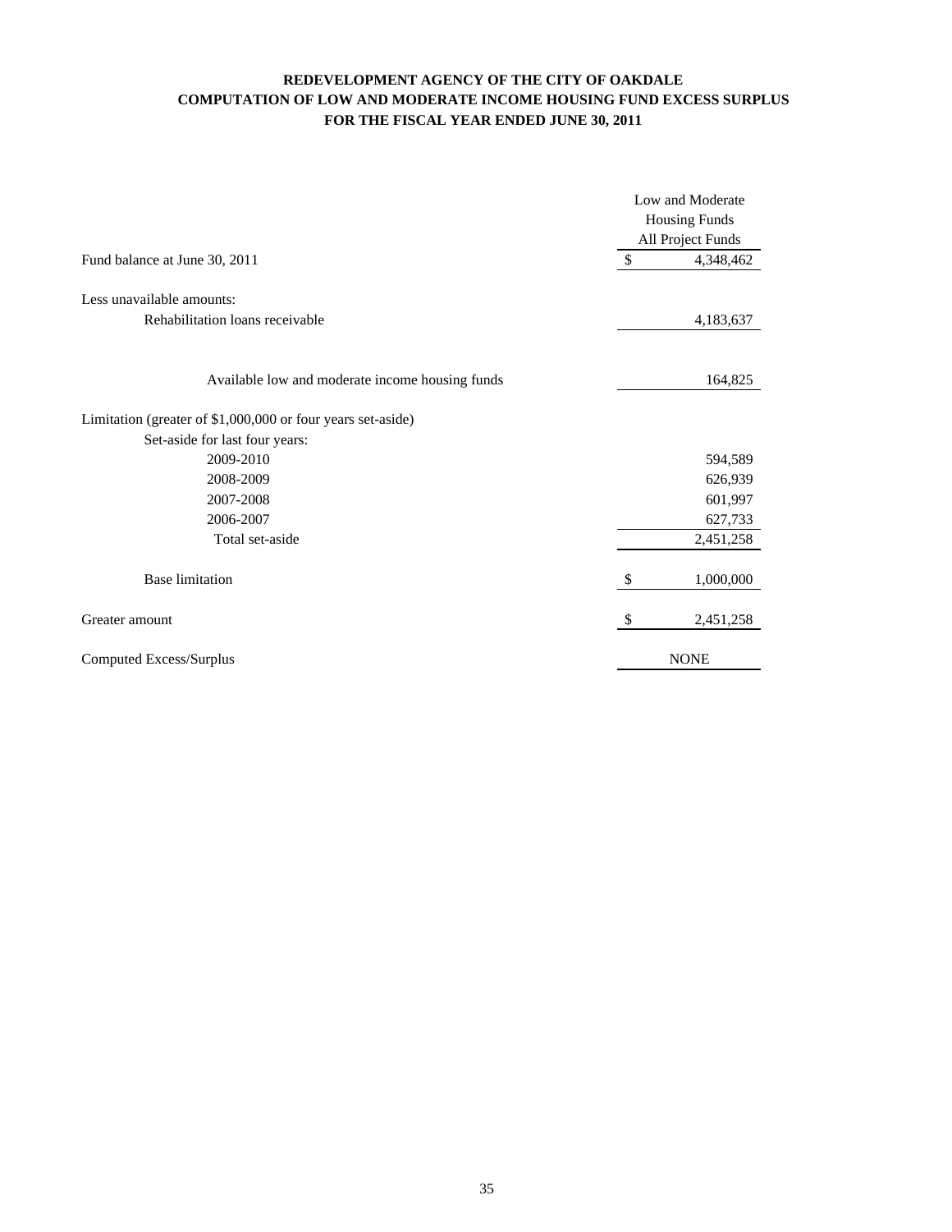# REDEVELOPMENT AGENCY OF THE CITY OF OAKDALE
## COMPUTATION OF LOW AND MODERATE INCOME HOUSING FUND EXCESS SURPLUS
### FOR THE FISCAL YEAR ENDED JUNE 30, 2011

| | Low and Moderate Housing Funds All Project Funds |
|---|---|
| Fund balance at June 30, 2011 | $ 4,348,462 |
| Less unavailable amounts: | |
| Rehabilitation loans receivable | 4,183,637 |
| Available low and moderate income housing funds | 164,825 |
| Limitation (greater of $1,000,000 or four years set-aside) | |
| Set-aside for last four years: | |
| 2009-2010 | 594,589 |
| 2008-2009 | 626,939 |
| 2007-2008 | 601,997 |
| 2006-2007 | 627,733 |
| Total set-aside | 2,451,258 |
| Base limitation | $ 1,000,000 |
| Greater amount | $ 2,451,258 |
| Computed Excess/Surplus | NONE |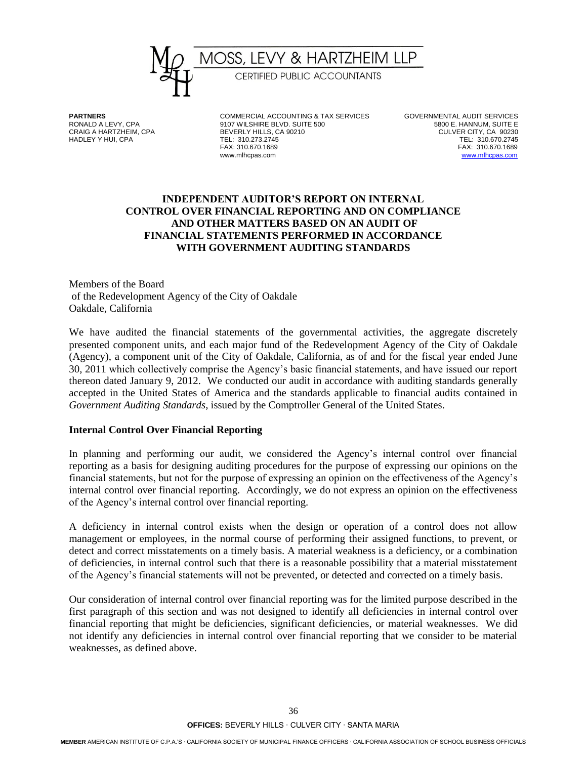# MOSS, LEVY & HARTZHEIM LLP

CERTIFIED PUBLIC ACCOUNTANTS

**PARTNERS**
RONALD A LEVY, CPA
CRAIG A HARTZHEIM, CPA
HADLEY Y HUI, CPA

COMMERCIAL ACCOUNTING & TAX SERVICES
9107 WILSHIRE BLVD. SUITE 500
BEVERLY HILLS, CA 90210
TEL: 310.273.2745
FAX: 310.670.1689
www.mlhcpas.com

GOVERNMENTAL AUDIT SERVICES
5800 E. HANNUM, SUITE E
CULVER CITY, CA 90230
TEL: 310.670.2745
FAX: 310.670.1689
www.mlhcpas.com

## INDEPENDENT AUDITOR'S REPORT ON INTERNAL CONTROL OVER FINANCIAL REPORTING AND ON COMPLIANCE AND OTHER MATTERS BASED ON AN AUDIT OF FINANCIAL STATEMENTS PERFORMED IN ACCORDANCE WITH GOVERNMENT AUDITING STANDARDS

Members of the Board
of the Redevelopment Agency of the City of Oakdale
Oakdale, California

We have audited the financial statements of the governmental activities, the aggregate discretely presented component units, and each major fund of the Redevelopment Agency of the City of Oakdale (Agency), a component unit of the City of Oakdale, California, as of and for the fiscal year ended June 30, 2011 which collectively comprise the Agency's basic financial statements, and have issued our report thereon dated January 9, 2012. We conducted our audit in accordance with auditing standards generally accepted in the United States of America and the standards applicable to financial audits contained in *Government Auditing Standards*, issued by the Comptroller General of the United States.

**Internal Control Over Financial Reporting**

In planning and performing our audit, we considered the Agency's internal control over financial reporting as a basis for designing auditing procedures for the purpose of expressing our opinions on the financial statements, but not for the purpose of expressing an opinion on the effectiveness of the Agency's internal control over financial reporting. Accordingly, we do not express an opinion on the effectiveness of the Agency's internal control over financial reporting.

A deficiency in internal control exists when the design or operation of a control does not allow management or employees, in the normal course of performing their assigned functions, to prevent, or detect and correct misstatements on a timely basis. A material weakness is a deficiency, or a combination of deficiencies, in internal control such that there is a reasonable possibility that a material misstatement of the Agency's financial statements will not be prevented, or detected and corrected on a timely basis.

Our consideration of internal control over financial reporting was for the limited purpose described in the first paragraph of this section and was not designed to identify all deficiencies in internal control over financial reporting that might be deficiencies, significant deficiencies, or material weaknesses. We did not identify any deficiencies in internal control over financial reporting that we consider to be material weaknesses, as defined above.

**OFFICES:** BEVERLY HILLS · CULVER CITY · SANTA MARIA

**MEMBER** AMERICAN INSTITUTE OF C.P.A.'S · CALIFORNIA SOCIETY OF MUNICIPAL FINANCE OFFICERS · CALIFORNIA ASSOCIATION OF SCHOOL BUSINESS OFFICIALS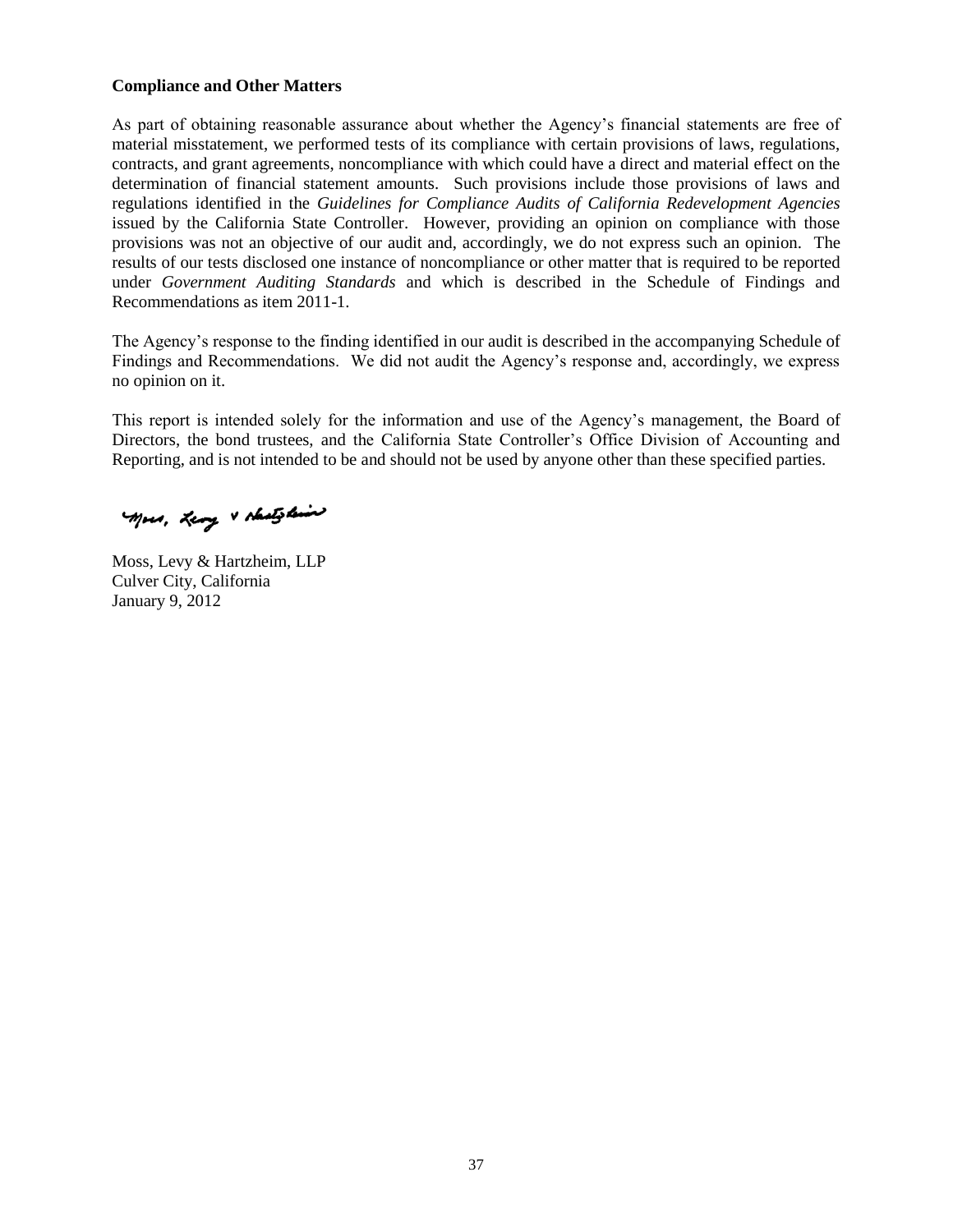**Compliance and Other Matters**

As part of obtaining reasonable assurance about whether the Agency's financial statements are free of material misstatement, we performed tests of its compliance with certain provisions of laws, regulations, contracts, and grant agreements, noncompliance with which could have a direct and material effect on the determination of financial statement amounts. Such provisions include those provisions of laws and regulations identified in the *Guidelines for Compliance Audits of California Redevelopment Agencies* issued by the California State Controller. However, providing an opinion on compliance with those provisions was not an objective of our audit and, accordingly, we do not express such an opinion. The results of our tests disclosed one instance of noncompliance or other matter that is required to be reported under *Government Auditing Standards* and which is described in the Schedule of Findings and Recommendations as item 2011-1.

The Agency's response to the finding identified in our audit is described in the accompanying Schedule of Findings and Recommendations. We did not audit the Agency's response and, accordingly, we express no opinion on it.

This report is intended solely for the information and use of the Agency's management, the Board of Directors, the bond trustees, and the California State Controller's Office Division of Accounting and Reporting, and is not intended to be and should not be used by anyone other than these specified parties.

Moss, Levy & Hartzheim

Moss, Levy & Hartzheim, LLP
Culver City, California
January 9, 2012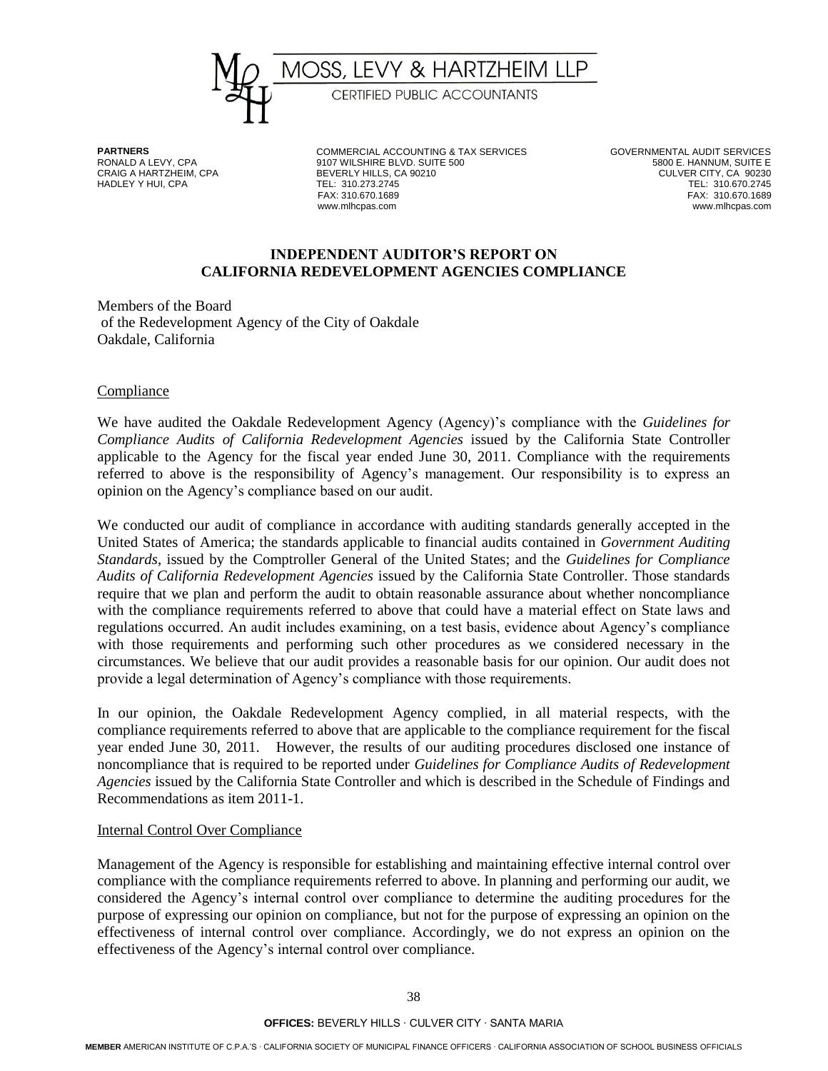# MOSS, LEVY & HARTZHEIM LLP

CERTIFIED PUBLIC ACCOUNTANTS

**PARTNERS**
RONALD A LEVY, CPA
CRAIG A HARTZHEIM, CPA
HADLEY Y HUI, CPA

COMMERCIAL ACCOUNTING & TAX SERVICES
9107 WILSHIRE BLVD. SUITE 500
BEVERLY HILLS, CA 90210
TEL: 310.273.2745
FAX: 310.670.1689
www.mlhcpas.com

GOVERNMENTAL AUDIT SERVICES
5800 E. HANNUM, SUITE E
CULVER CITY, CA 90230
TEL: 310.670.2745
FAX: 310.670.1689
www.mlhcpas.com

## INDEPENDENT AUDITOR'S REPORT ON CALIFORNIA REDEVELOPMENT AGENCIES COMPLIANCE

Members of the Board
of the Redevelopment Agency of the City of Oakdale
Oakdale, California

Compliance

We have audited the Oakdale Redevelopment Agency (Agency)'s compliance with the *Guidelines for Compliance Audits of California Redevelopment Agencies* issued by the California State Controller applicable to the Agency for the fiscal year ended June 30, 2011. Compliance with the requirements referred to above is the responsibility of Agency's management. Our responsibility is to express an opinion on the Agency's compliance based on our audit.

We conducted our audit of compliance in accordance with auditing standards generally accepted in the United States of America; the standards applicable to financial audits contained in *Government Auditing Standards*, issued by the Comptroller General of the United States; and the *Guidelines for Compliance Audits of California Redevelopment Agencies* issued by the California State Controller. Those standards require that we plan and perform the audit to obtain reasonable assurance about whether noncompliance with the compliance requirements referred to above that could have a material effect on State laws and regulations occurred. An audit includes examining, on a test basis, evidence about Agency's compliance with those requirements and performing such other procedures as we considered necessary in the circumstances. We believe that our audit provides a reasonable basis for our opinion. Our audit does not provide a legal determination of Agency's compliance with those requirements.

In our opinion, the Oakdale Redevelopment Agency complied, in all material respects, with the compliance requirements referred to above that are applicable to the compliance requirement for the fiscal year ended June 30, 2011. However, the results of our auditing procedures disclosed one instance of noncompliance that is required to be reported under *Guidelines for Compliance Audits of Redevelopment Agencies* issued by the California State Controller and which is described in the Schedule of Findings and Recommendations as item 2011-1.

Internal Control Over Compliance

Management of the Agency is responsible for establishing and maintaining effective internal control over compliance with the compliance requirements referred to above. In planning and performing our audit, we considered the Agency's internal control over compliance to determine the auditing procedures for the purpose of expressing our opinion on compliance, but not for the purpose of expressing an opinion on the effectiveness of internal control over compliance. Accordingly, we do not express an opinion on the effectiveness of the Agency's internal control over compliance.

**OFFICES:** BEVERLY HILLS · CULVER CITY · SANTA MARIA

**MEMBER** AMERICAN INSTITUTE OF C.P.A.'S · CALIFORNIA SOCIETY OF MUNICIPAL FINANCE OFFICERS · CALIFORNIA ASSOCIATION OF SCHOOL BUSINESS OFFICIALS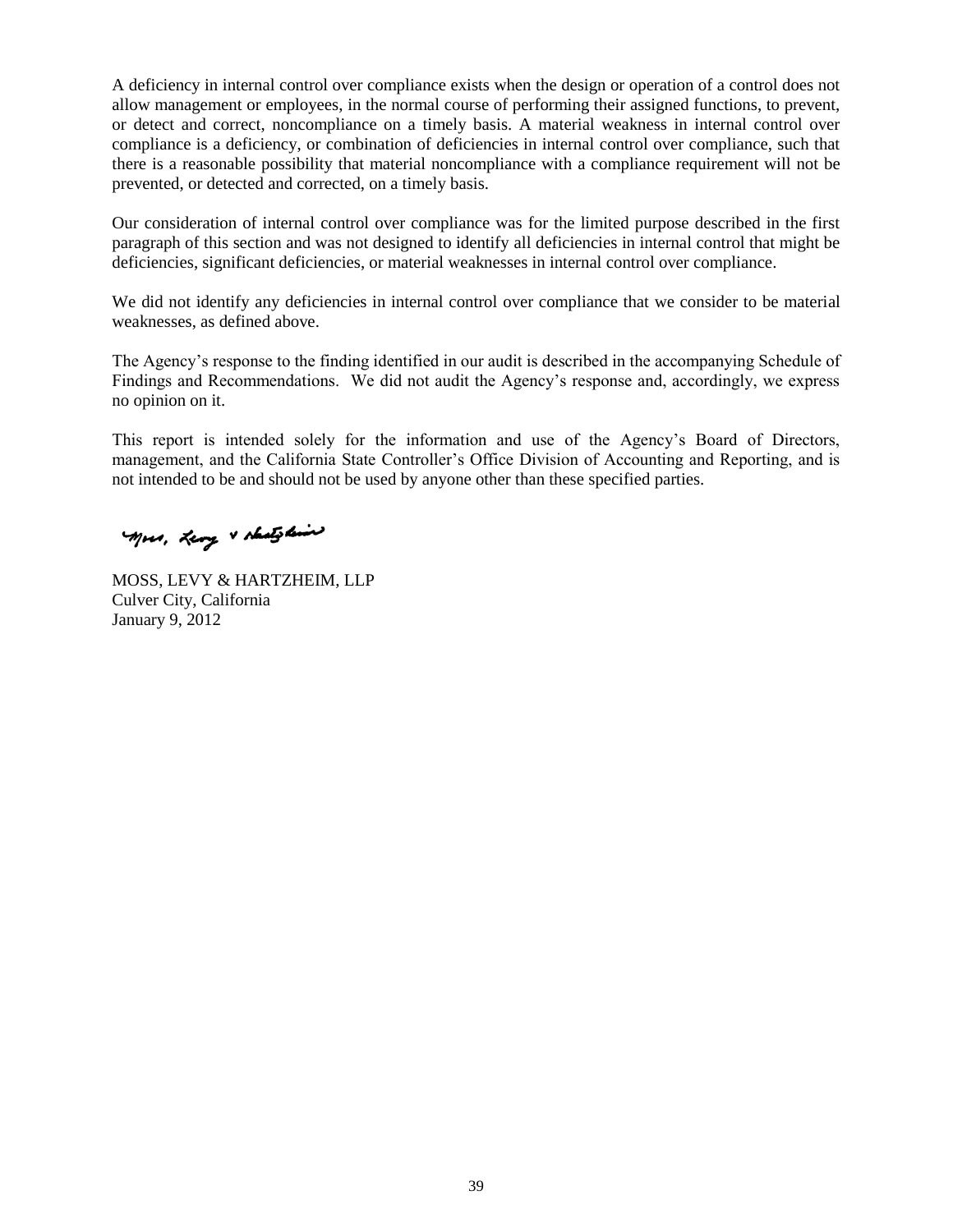A deficiency in internal control over compliance exists when the design or operation of a control does not allow management or employees, in the normal course of performing their assigned functions, to prevent, or detect and correct, noncompliance on a timely basis. A material weakness in internal control over compliance is a deficiency, or combination of deficiencies in internal control over compliance, such that there is a reasonable possibility that material noncompliance with a compliance requirement will not be prevented, or detected and corrected, on a timely basis.

Our consideration of internal control over compliance was for the limited purpose described in the first paragraph of this section and was not designed to identify all deficiencies in internal control that might be deficiencies, significant deficiencies, or material weaknesses in internal control over compliance.

We did not identify any deficiencies in internal control over compliance that we consider to be material weaknesses, as defined above.

The Agency's response to the finding identified in our audit is described in the accompanying Schedule of Findings and Recommendations. We did not audit the Agency's response and, accordingly, we express no opinion on it.

This report is intended solely for the information and use of the Agency's Board of Directors, management, and the California State Controller's Office Division of Accounting and Reporting, and is not intended to be and should not be used by anyone other than these specified parties.

Moss, Levy & Hartzheim

MOSS, LEVY & HARTZHEIM, LLP
Culver City, California
January 9, 2012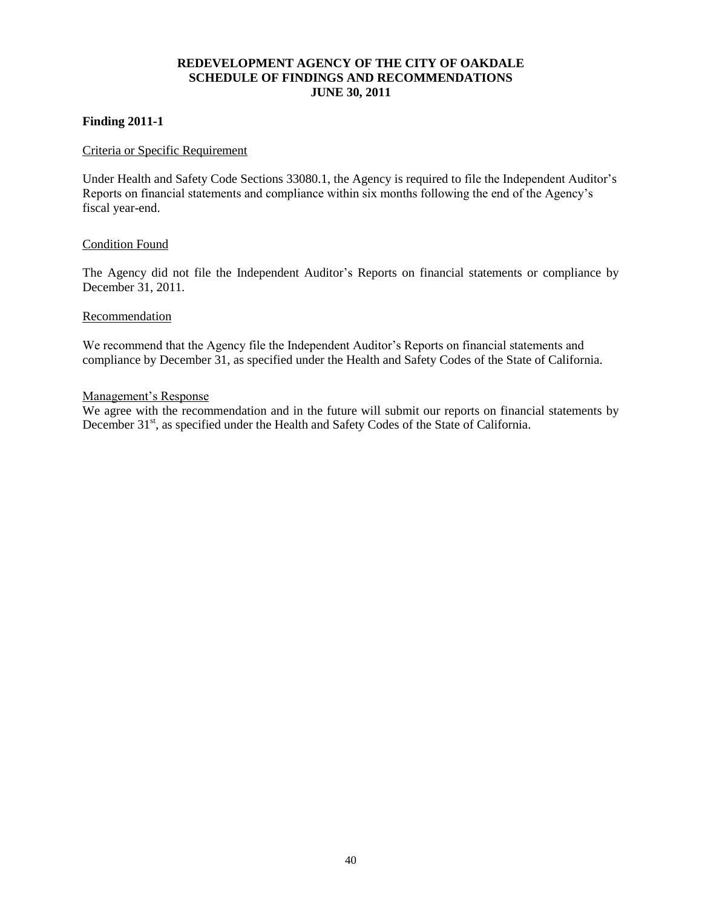# REDEVELOPMENT AGENCY OF THE CITY OF OAKDALE
## SCHEDULE OF FINDINGS AND RECOMMENDATIONS
## JUNE 30, 2011

**Finding 2011-1**

Criteria or Specific Requirement

Under Health and Safety Code Sections 33080.1, the Agency is required to file the Independent Auditor's Reports on financial statements and compliance within six months following the end of the Agency's fiscal year-end.

Condition Found

The Agency did not file the Independent Auditor's Reports on financial statements or compliance by December 31, 2011.

Recommendation

We recommend that the Agency file the Independent Auditor's Reports on financial statements and compliance by December 31, as specified under the Health and Safety Codes of the State of California.

Management's Response

We agree with the recommendation and in the future will submit our reports on financial statements by December 31st, as specified under the Health and Safety Codes of the State of California.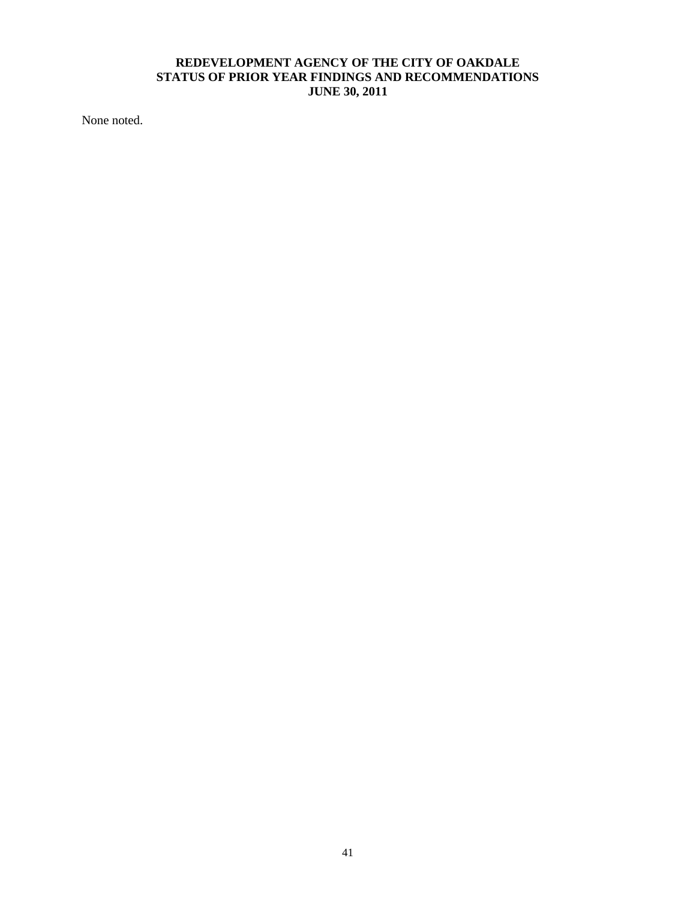# REDEVELOPMENT AGENCY OF THE CITY OF OAKDALE
# STATUS OF PRIOR YEAR FINDINGS AND RECOMMENDATIONS
# JUNE 30, 2011

None noted.